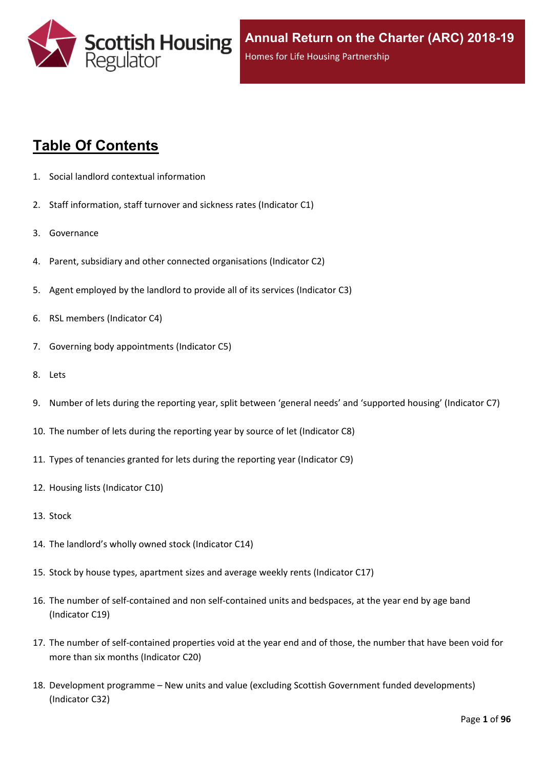Scottish Housing Regulator

# Annual Return on the Charter (ARC) 2018-19

Homes for Life Housing Partnership

## Table Of Contents

1. Social landlord contextual information
2. Staff information, staff turnover and sickness rates (Indicator C1)
3. Governance
4. Parent, subsidiary and other connected organisations (Indicator C2)
5. Agent employed by the landlord to provide all of its services (Indicator C3)
6. RSL members (Indicator C4)
7. Governing body appointments (Indicator C5)
8. Lets
9. Number of lets during the reporting year, split between 'general needs' and 'supported housing' (Indicator C7)
10. The number of lets during the reporting year by source of let (Indicator C8)
11. Types of tenancies granted for lets during the reporting year (Indicator C9)
12. Housing lists (Indicator C10)
13. Stock
14. The landlord's wholly owned stock (Indicator C14)
15. Stock by house types, apartment sizes and average weekly rents (Indicator C17)
16. The number of self-contained and non self-contained units and bedspaces, at the year end by age band (Indicator C19)
17. The number of self-contained properties void at the year end and of those, the number that have been void for more than six months (Indicator C20)
18. Development programme – New units and value (excluding Scottish Government funded developments) (Indicator C32)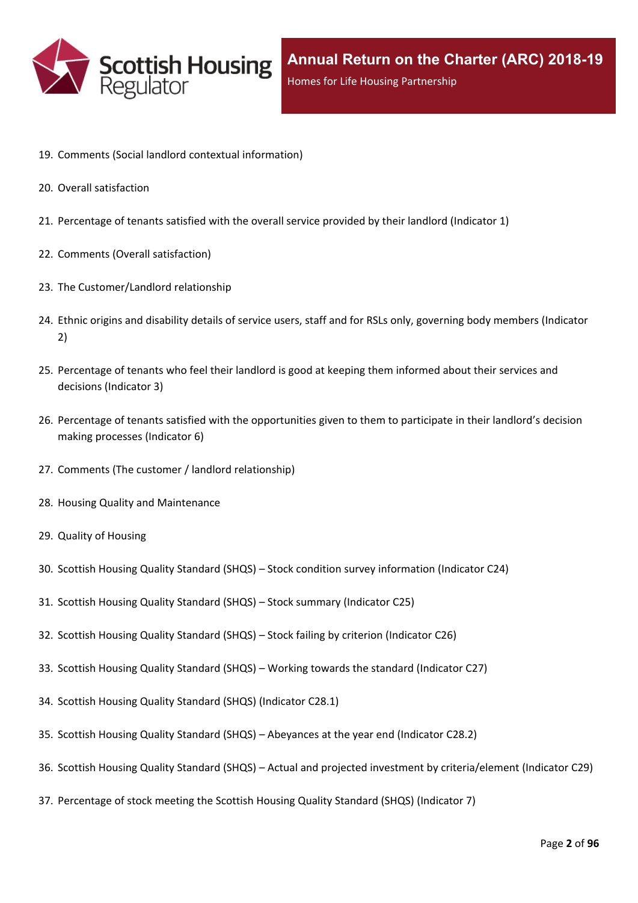19. Comments (Social landlord contextual information)
20. Overall satisfaction
21. Percentage of tenants satisfied with the overall service provided by their landlord (Indicator 1)
22. Comments (Overall satisfaction)
23. The Customer/Landlord relationship
24. Ethnic origins and disability details of service users, staff and for RSLs only, governing body members (Indicator 2)
25. Percentage of tenants who feel their landlord is good at keeping them informed about their services and decisions (Indicator 3)
26. Percentage of tenants satisfied with the opportunities given to them to participate in their landlord's decision making processes (Indicator 6)
27. Comments (The customer / landlord relationship)
28. Housing Quality and Maintenance
29. Quality of Housing
30. Scottish Housing Quality Standard (SHQS) – Stock condition survey information (Indicator C24)
31. Scottish Housing Quality Standard (SHQS) – Stock summary (Indicator C25)
32. Scottish Housing Quality Standard (SHQS) – Stock failing by criterion (Indicator C26)
33. Scottish Housing Quality Standard (SHQS) – Working towards the standard (Indicator C27)
34. Scottish Housing Quality Standard (SHQS) (Indicator C28.1)
35. Scottish Housing Quality Standard (SHQS) – Abeyances at the year end (Indicator C28.2)
36. Scottish Housing Quality Standard (SHQS) – Actual and projected investment by criteria/element (Indicator C29)
37. Percentage of stock meeting the Scottish Housing Quality Standard (SHQS) (Indicator 7)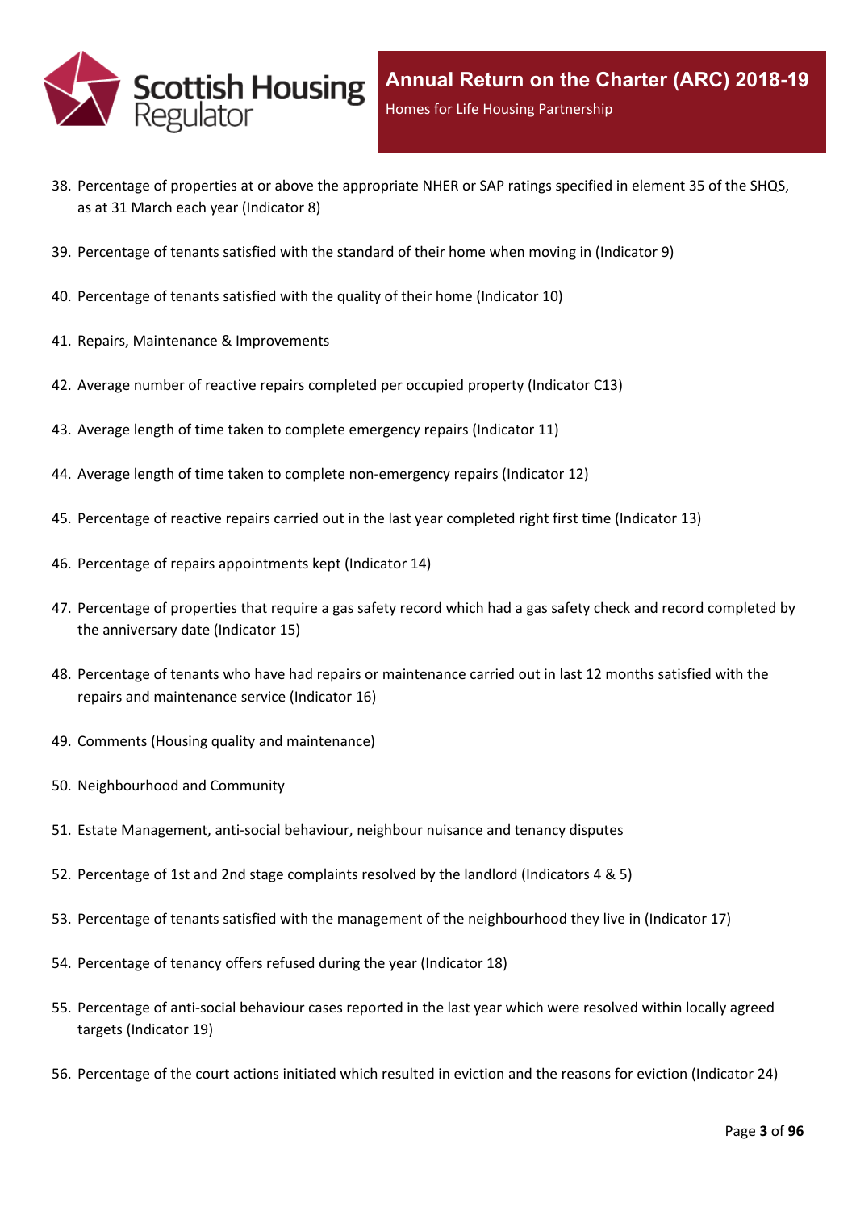38. Percentage of properties at or above the appropriate NHER or SAP ratings specified in element 35 of the SHQS, as at 31 March each year (Indicator 8)
39. Percentage of tenants satisfied with the standard of their home when moving in (Indicator 9)
40. Percentage of tenants satisfied with the quality of their home (Indicator 10)
41. Repairs, Maintenance & Improvements
42. Average number of reactive repairs completed per occupied property (Indicator C13)
43. Average length of time taken to complete emergency repairs (Indicator 11)
44. Average length of time taken to complete non-emergency repairs (Indicator 12)
45. Percentage of reactive repairs carried out in the last year completed right first time (Indicator 13)
46. Percentage of repairs appointments kept (Indicator 14)
47. Percentage of properties that require a gas safety record which had a gas safety check and record completed by the anniversary date (Indicator 15)
48. Percentage of tenants who have had repairs or maintenance carried out in last 12 months satisfied with the repairs and maintenance service (Indicator 16)
49. Comments (Housing quality and maintenance)
50. Neighbourhood and Community
51. Estate Management, anti-social behaviour, neighbour nuisance and tenancy disputes
52. Percentage of 1st and 2nd stage complaints resolved by the landlord (Indicators 4 & 5)
53. Percentage of tenants satisfied with the management of the neighbourhood they live in (Indicator 17)
54. Percentage of tenancy offers refused during the year (Indicator 18)
55. Percentage of anti-social behaviour cases reported in the last year which were resolved within locally agreed targets (Indicator 19)
56. Percentage of the court actions initiated which resulted in eviction and the reasons for eviction (Indicator 24)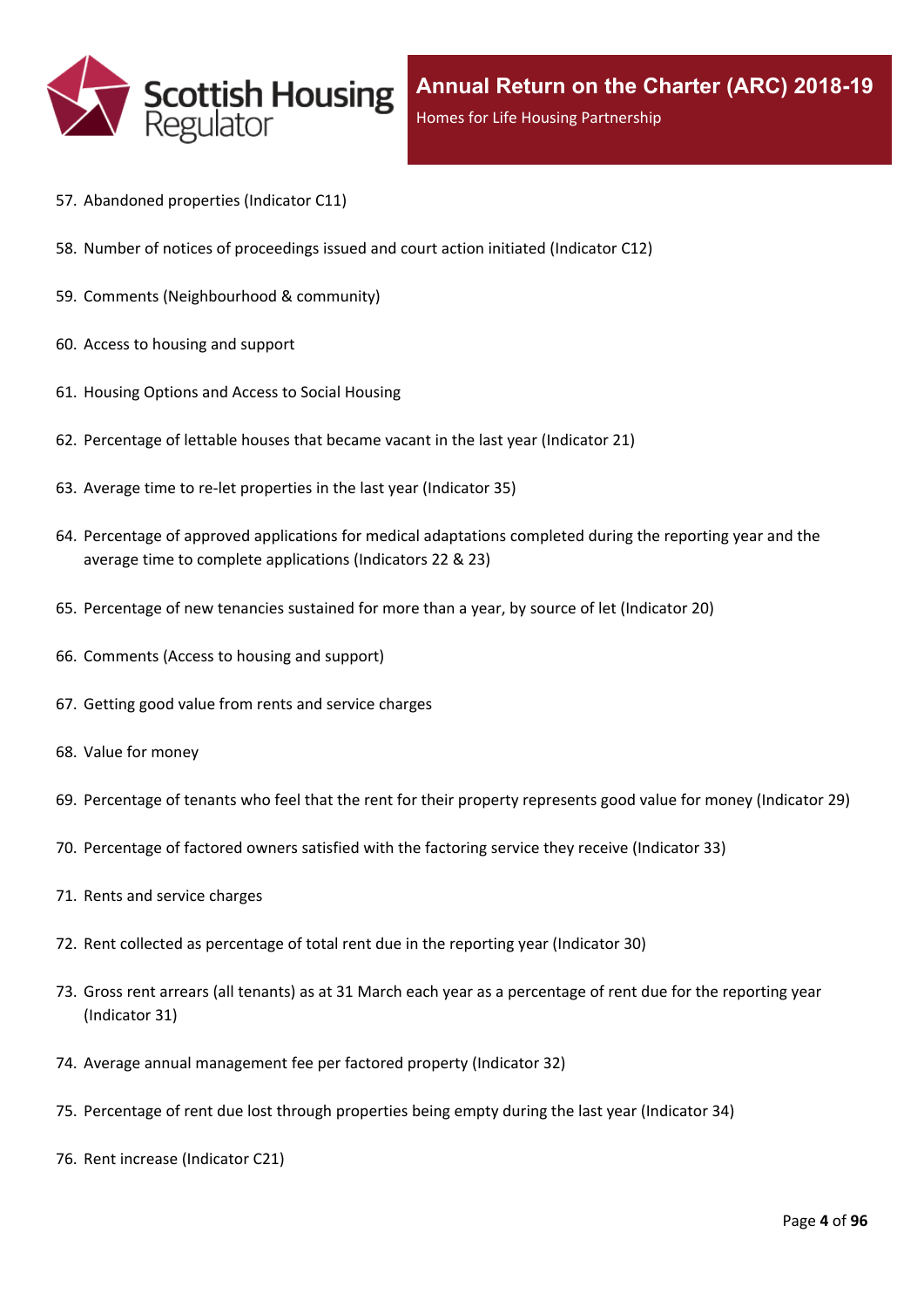57. Abandoned properties (Indicator C11)

58. Number of notices of proceedings issued and court action initiated (Indicator C12)

59. Comments (Neighbourhood & community)

60. Access to housing and support

61. Housing Options and Access to Social Housing

62. Percentage of lettable houses that became vacant in the last year (Indicator 21)

63. Average time to re-let properties in the last year (Indicator 35)

64. Percentage of approved applications for medical adaptations completed during the reporting year and the average time to complete applications (Indicators 22 & 23)

65. Percentage of new tenancies sustained for more than a year, by source of let (Indicator 20)

66. Comments (Access to housing and support)

67. Getting good value from rents and service charges

68. Value for money

69. Percentage of tenants who feel that the rent for their property represents good value for money (Indicator 29)

70. Percentage of factored owners satisfied with the factoring service they receive (Indicator 33)

71. Rents and service charges

72. Rent collected as percentage of total rent due in the reporting year (Indicator 30)

73. Gross rent arrears (all tenants) as at 31 March each year as a percentage of rent due for the reporting year (Indicator 31)

74. Average annual management fee per factored property (Indicator 32)

75. Percentage of rent due lost through properties being empty during the last year (Indicator 34)

76. Rent increase (Indicator C21)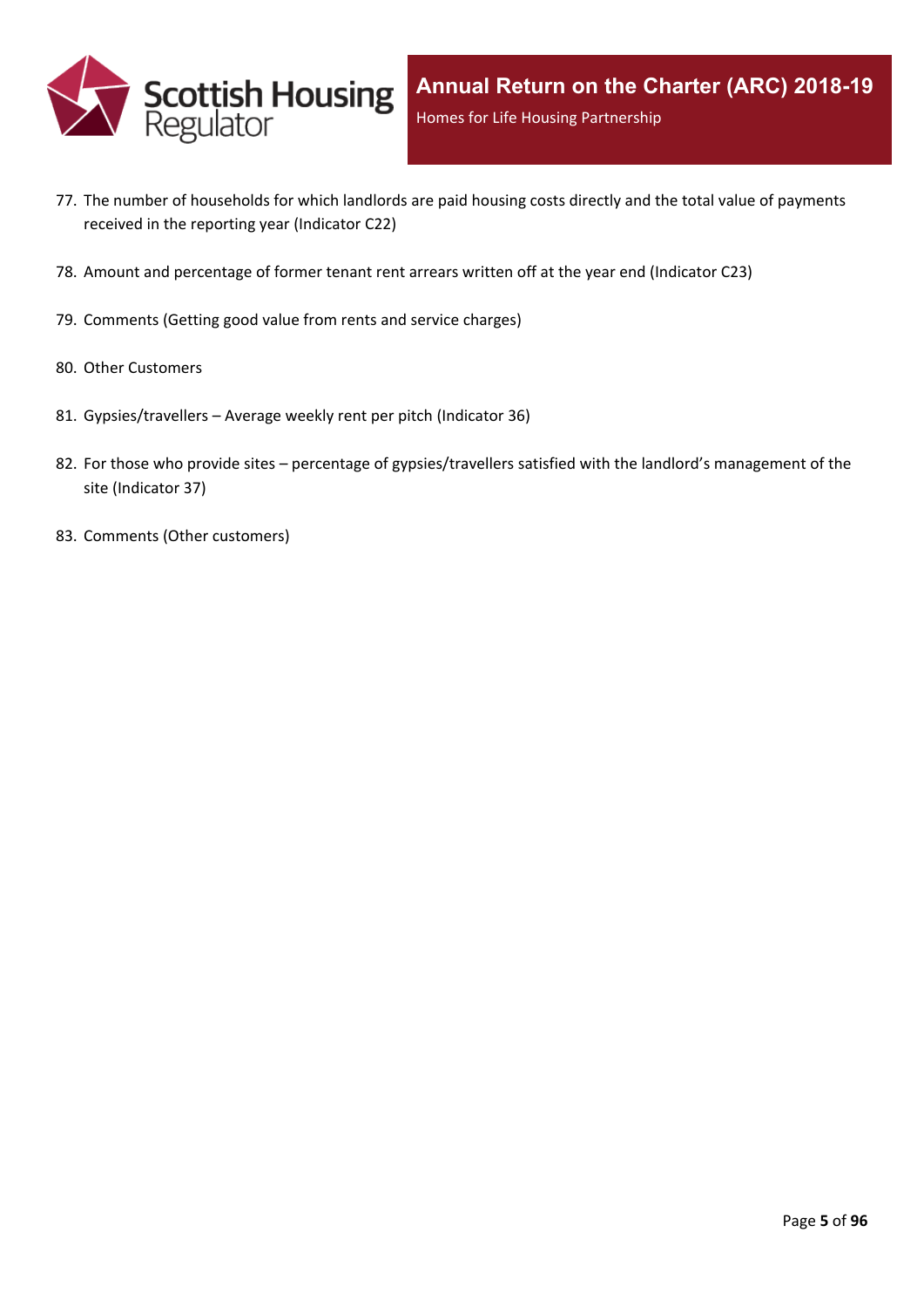77. The number of households for which landlords are paid housing costs directly and the total value of payments received in the reporting year (Indicator C22)
78. Amount and percentage of former tenant rent arrears written off at the year end (Indicator C23)
79. Comments (Getting good value from rents and service charges)
80. Other Customers
81. Gypsies/travellers – Average weekly rent per pitch (Indicator 36)
82. For those who provide sites – percentage of gypsies/travellers satisfied with the landlord's management of the site (Indicator 37)
83. Comments (Other customers)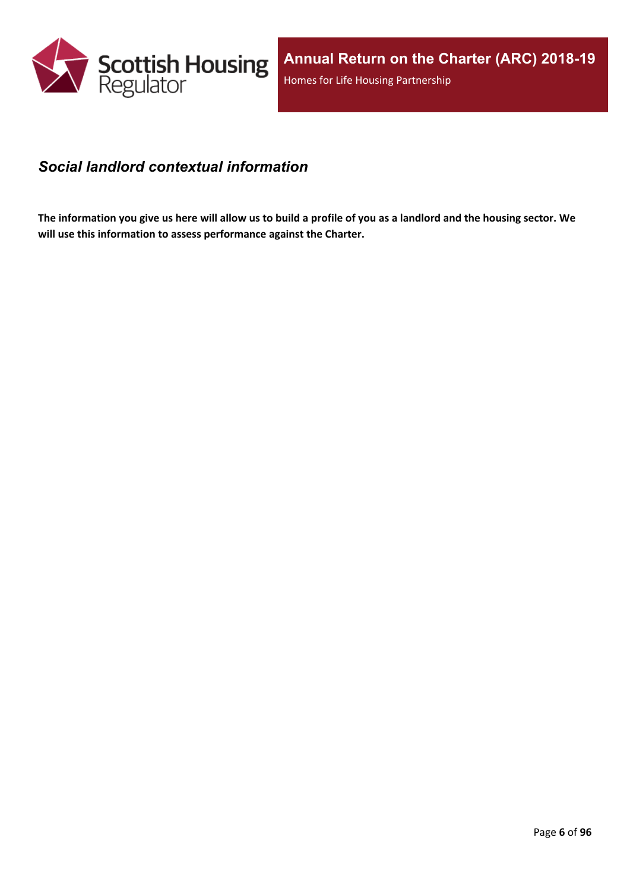## *Social landlord contextual information*

**The information you give us here will allow us to build a profile of you as a landlord and the housing sector. We will use this information to assess performance against the Charter.**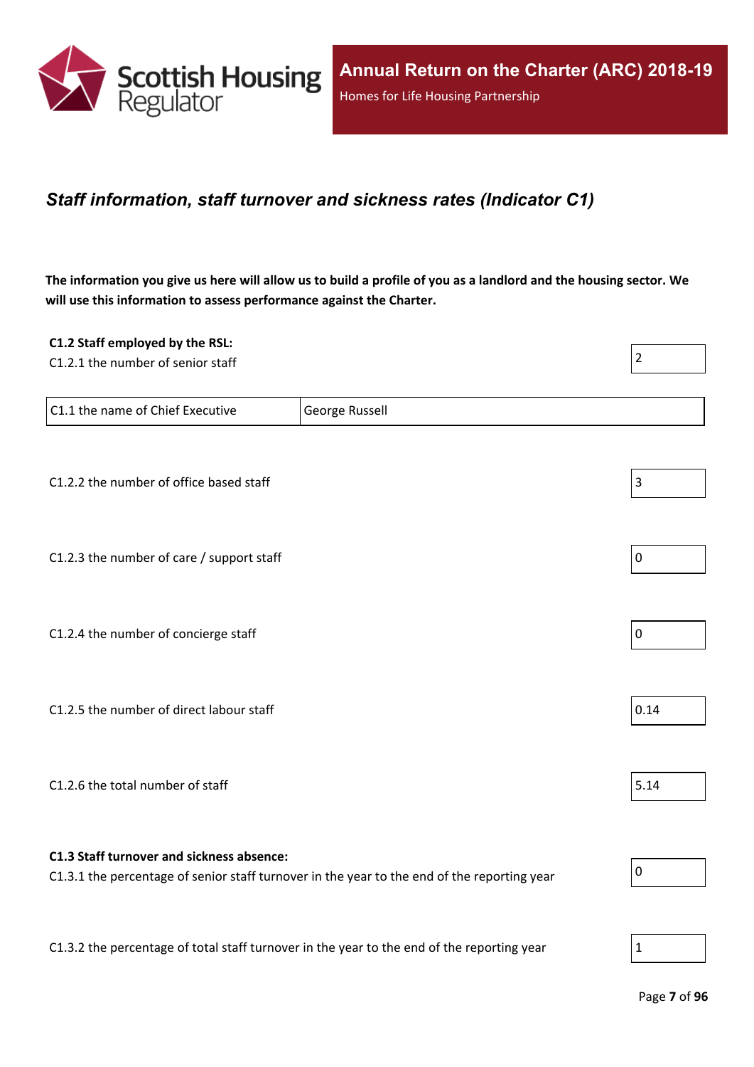## *Staff information, staff turnover and sickness rates (Indicator C1)*

**The information you give us here will allow us to build a profile of you as a landlord and the housing sector. We will use this information to assess performance against the Charter.**

**C1.2 Staff employed by the RSL:**

| | |
|---|---|
| C1.2.1 the number of senior staff | 2 |

| | |
|---|---|
| C1.1 the name of Chief Executive | George Russell |

| | |
|---|---|
| C1.2.2 the number of office based staff | 3 |
| C1.2.3 the number of care / support staff | 0 |
| C1.2.4 the number of concierge staff | 0 |
| C1.2.5 the number of direct labour staff | 0.14 |
| C1.2.6 the total number of staff | 5.14 |

**C1.3 Staff turnover and sickness absence:**

| | |
|---|---|
| C1.3.1 the percentage of senior staff turnover in the year to the end of the reporting year | 0 |
| C1.3.2 the percentage of total staff turnover in the year to the end of the reporting year | 1 |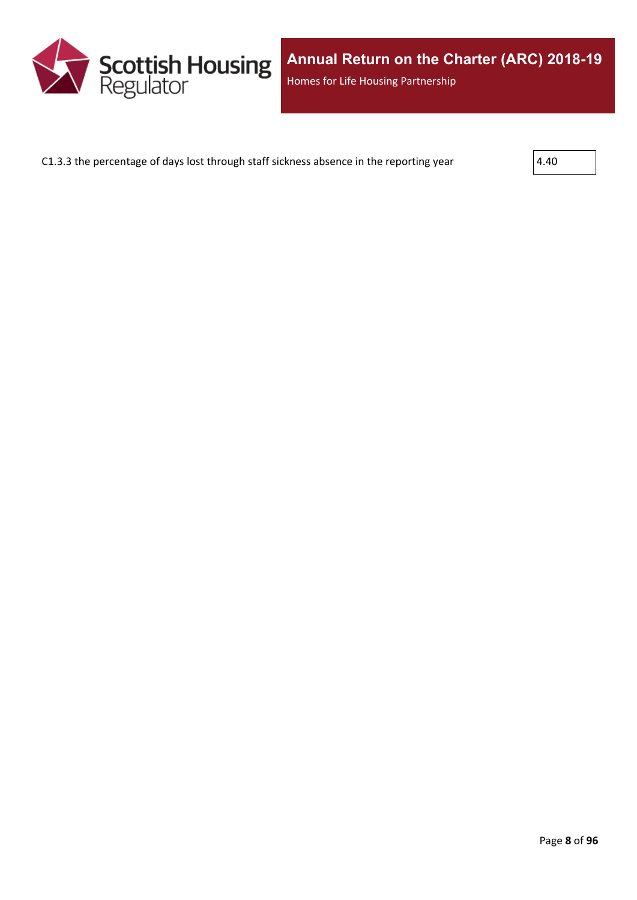C1.3.3 the percentage of days lost through staff sickness absence in the reporting year

| 4.40 |
|---|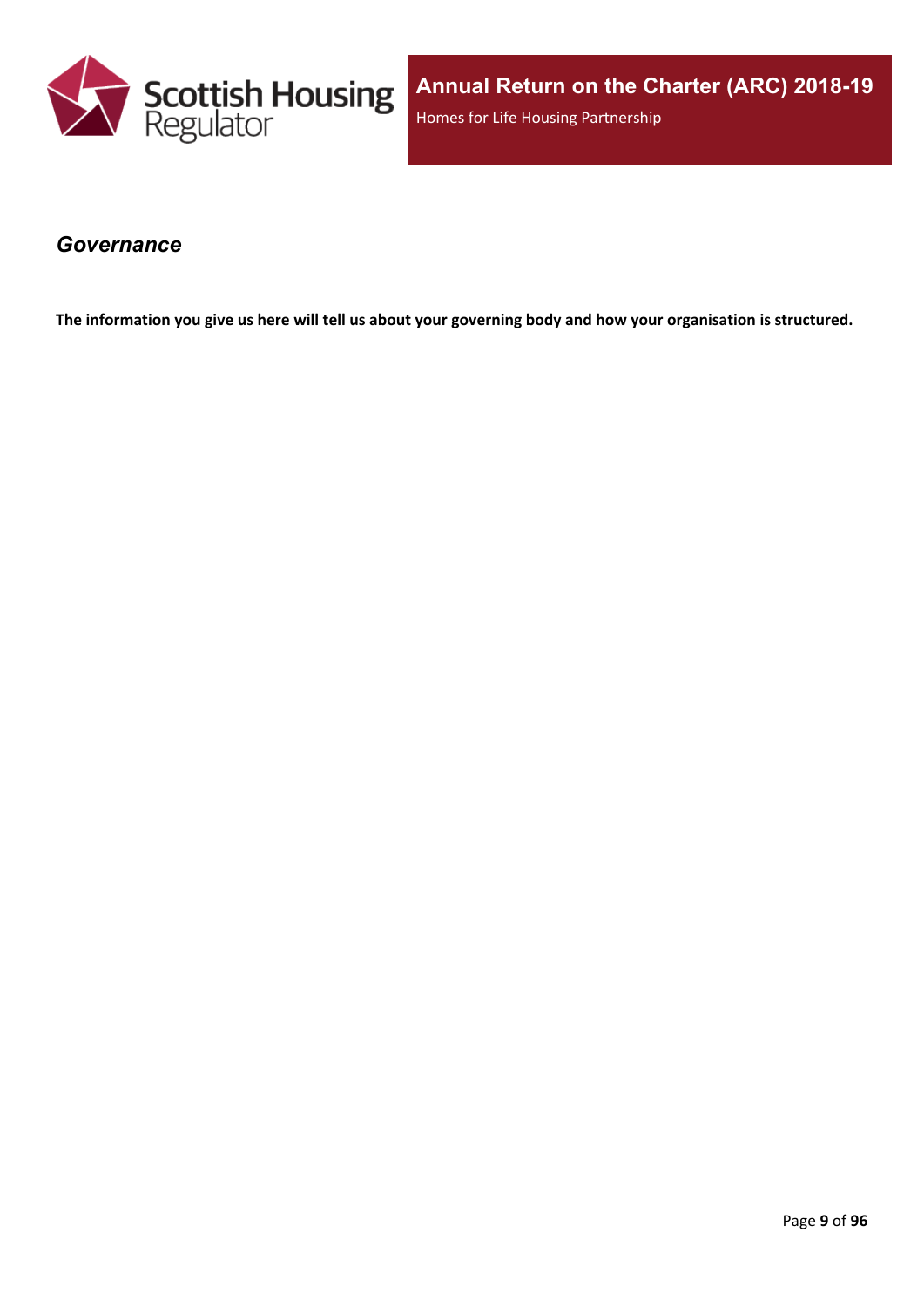## *Governance*

**The information you give us here will tell us about your governing body and how your organisation is structured.**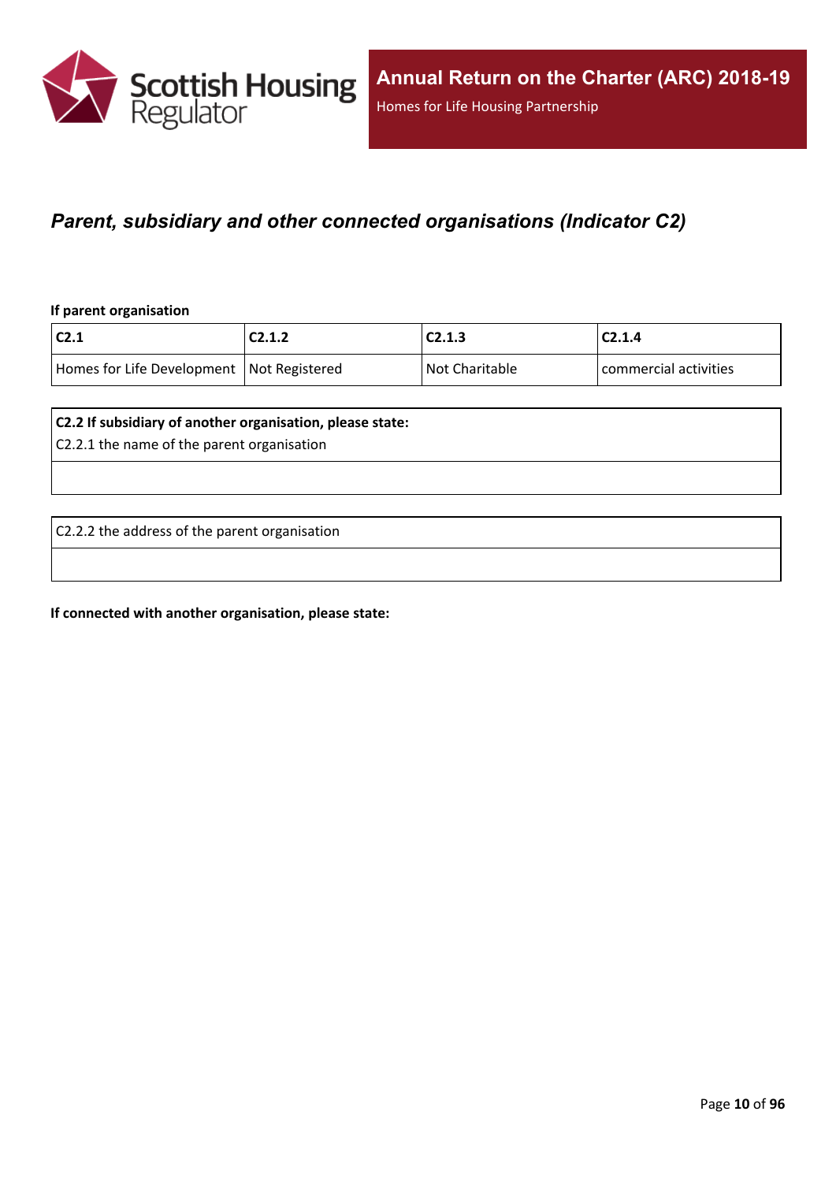## *Parent, subsidiary and other connected organisations (Indicator C2)*

**If parent organisation**

| C2.1 | C2.1.2 | C2.1.3 | C2.1.4 |
|---|---|---|---|
| Homes for Life Development | Not Registered | Not Charitable | commercial activities |

| **C2.2 If subsidiary of another organisation, please state:**<br>C2.2.1 the name of the parent organisation |
|---|
| |

| C2.2.2 the address of the parent organisation |
|---|
| |

**If connected with another organisation, please state:**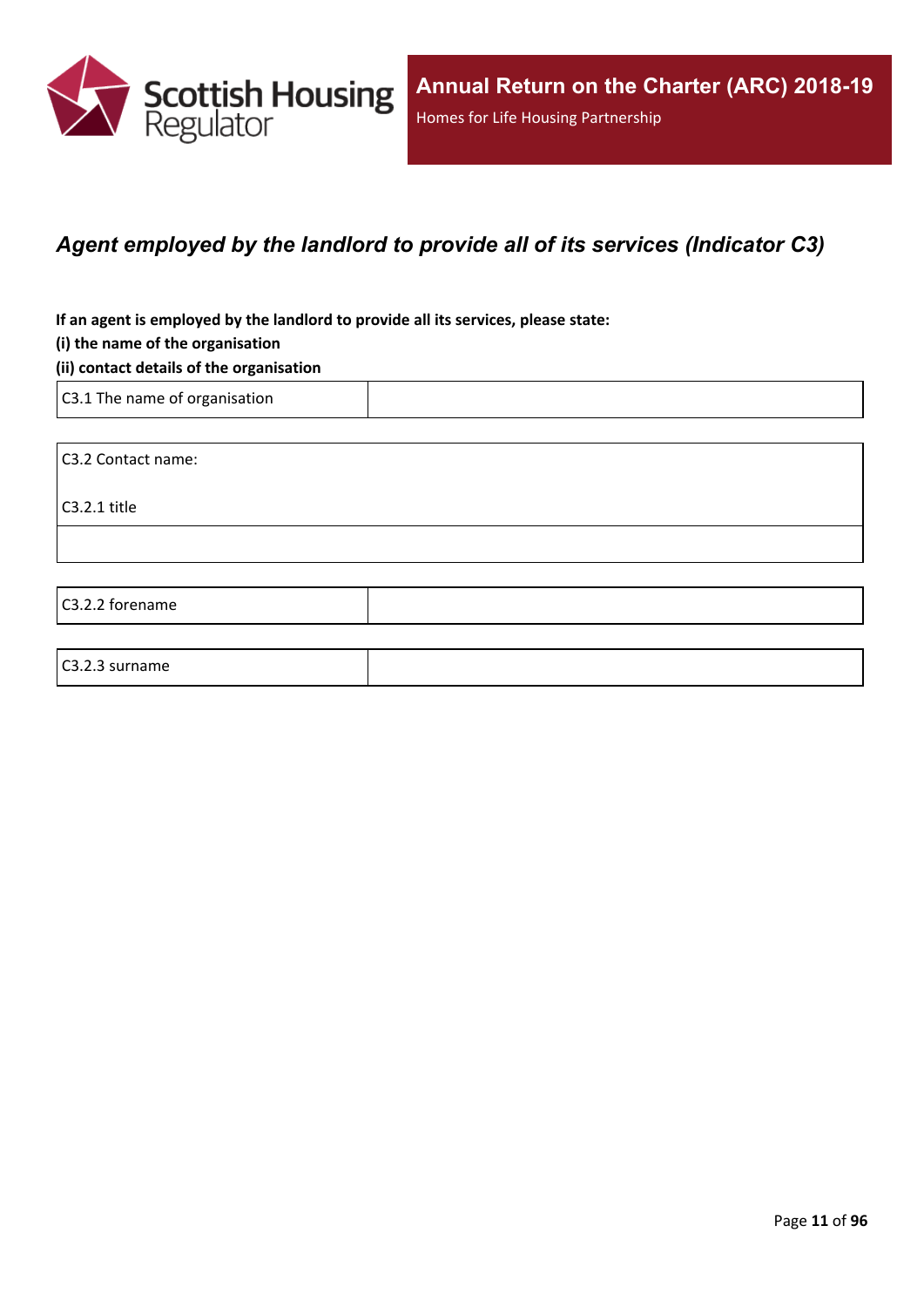# *Agent employed by the landlord to provide all of its services (Indicator C3)*

**If an agent is employed by the landlord to provide all its services, please state:**

**(i) the name of the organisation**

**(ii) contact details of the organisation**

| C3.1 The name of organisation | |
|---|---|

| C3.2 Contact name:<br><br>C3.2.1 title |
|---|
| |

| C3.2.2 forename | |
|---|---|

| C3.2.3 surname | |
|---|---|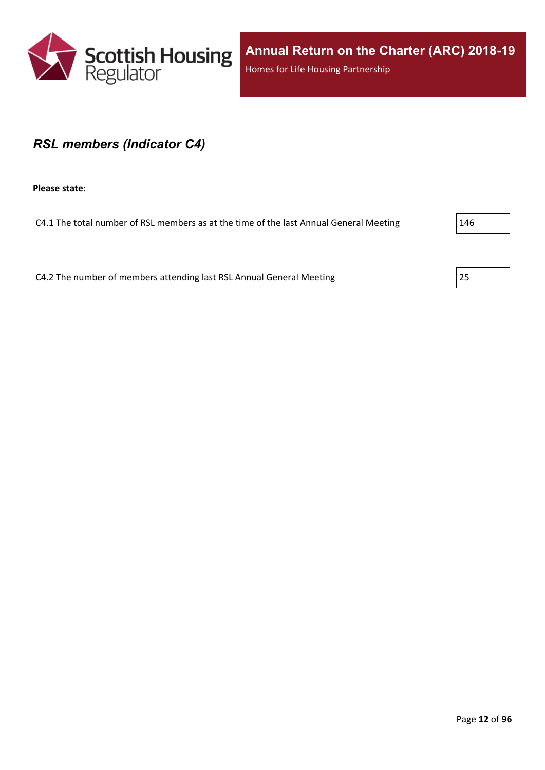## *RSL members (Indicator C4)*

**Please state:**

C4.1 The total number of RSL members as at the time of the last Annual General Meeting: 146

C4.2 The number of members attending last RSL Annual General Meeting: 25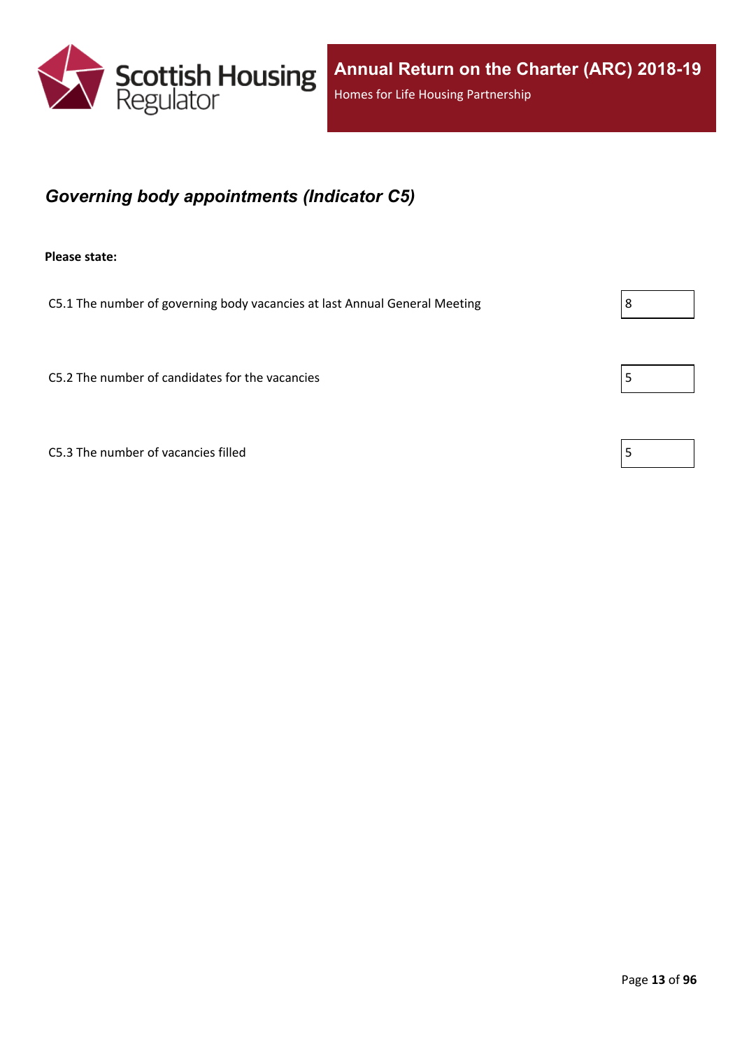## *Governing body appointments (Indicator C5)*

**Please state:**

| | |
|---|---|
| C5.1 The number of governing body vacancies at last Annual General Meeting | 8 |
| C5.2 The number of candidates for the vacancies | 5 |
| C5.3 The number of vacancies filled | 5 |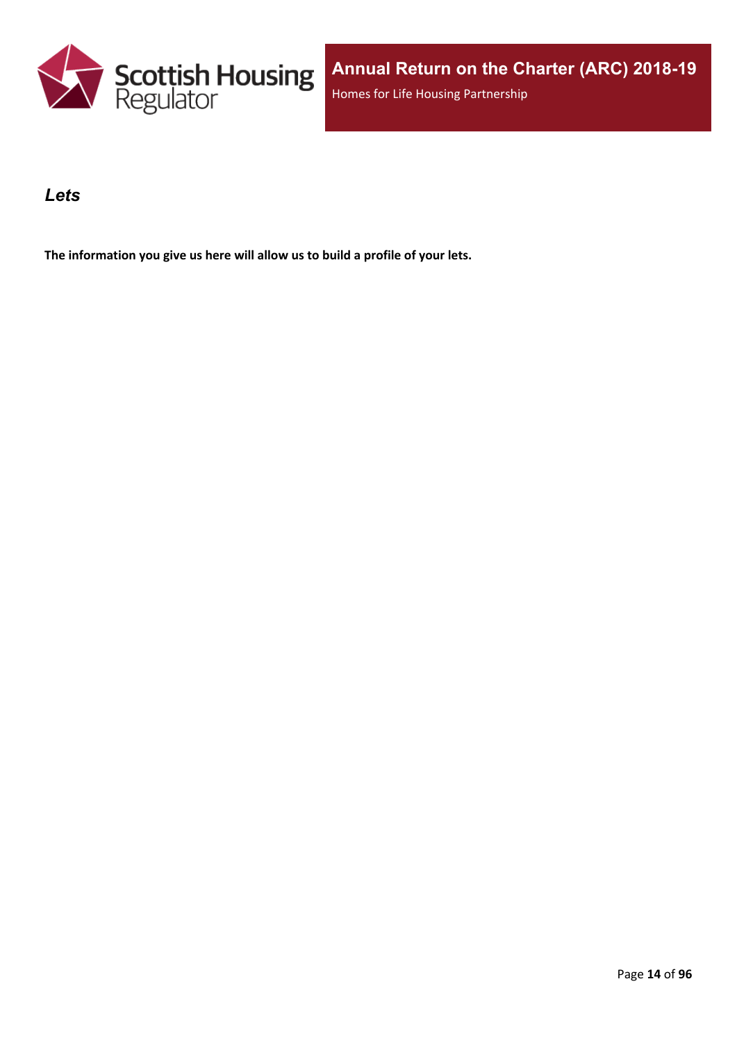## *Lets*

**The information you give us here will allow us to build a profile of your lets.**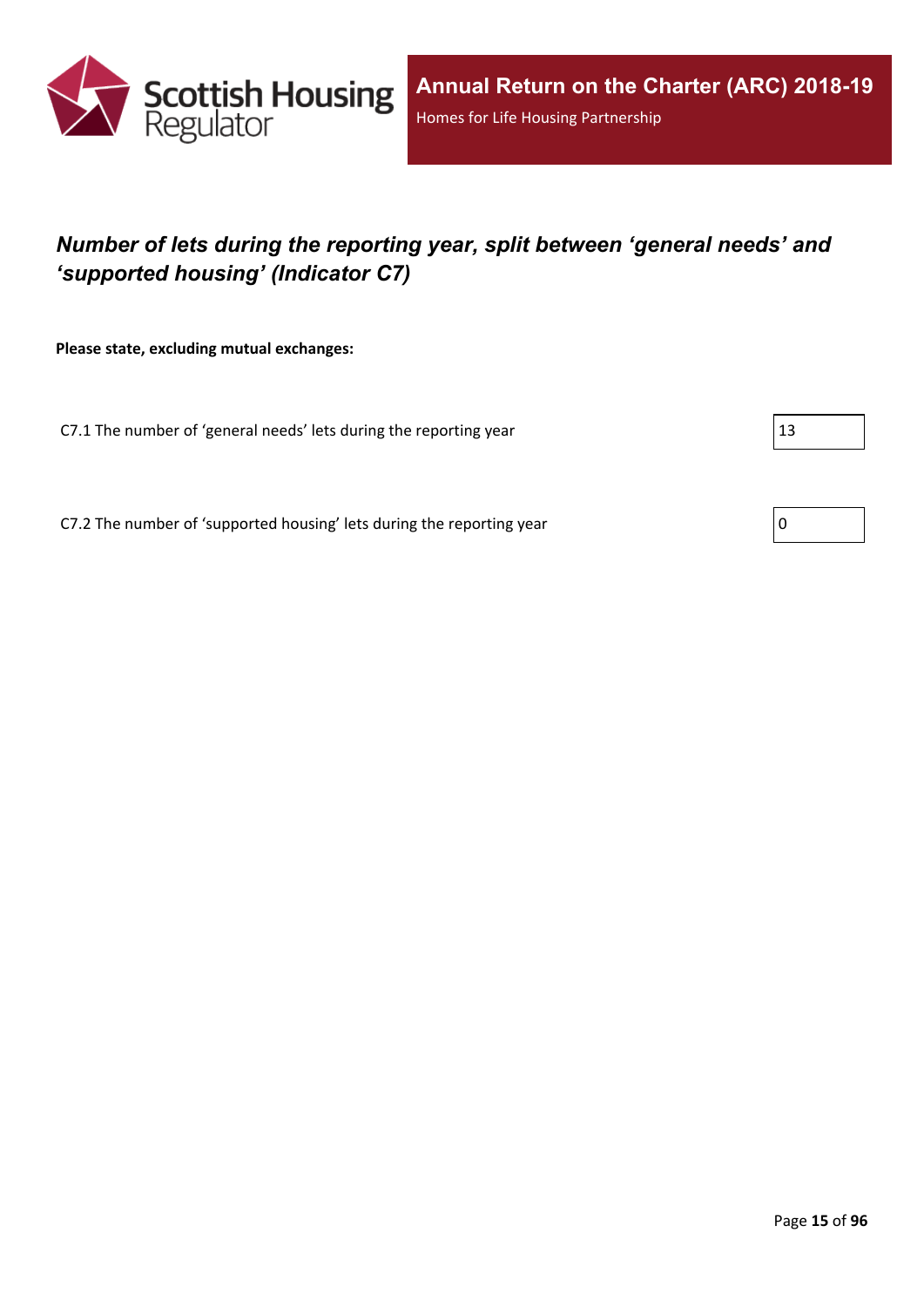## *Number of lets during the reporting year, split between 'general needs' and 'supported housing' (Indicator C7)*

**Please state, excluding mutual exchanges:**

| | |
|---|---|
| C7.1 The number of 'general needs' lets during the reporting year | 13 |
| C7.2 The number of 'supported housing' lets during the reporting year | 0 |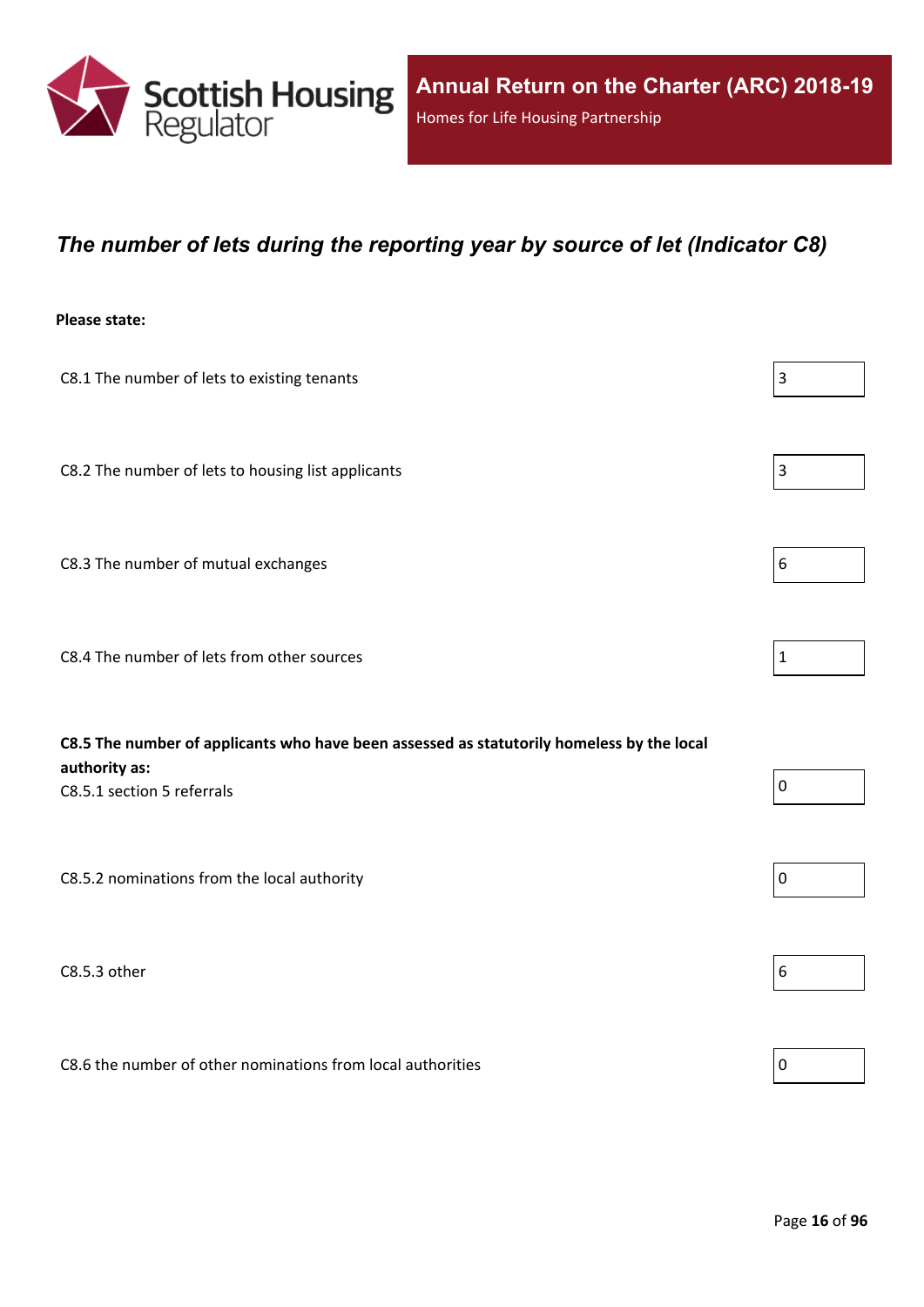## *The number of lets during the reporting year by source of let (Indicator C8)*

**Please state:**

| | |
|---|---|
| C8.1 The number of lets to existing tenants | 3 |
| C8.2 The number of lets to housing list applicants | 3 |
| C8.3 The number of mutual exchanges | 6 |
| C8.4 The number of lets from other sources | 1 |
| **C8.5 The number of applicants who have been assessed as statutorily homeless by the local authority as:** C8.5.1 section 5 referrals | 0 |
| C8.5.2 nominations from the local authority | 0 |
| C8.5.3 other | 6 |
| C8.6 the number of other nominations from local authorities | 0 |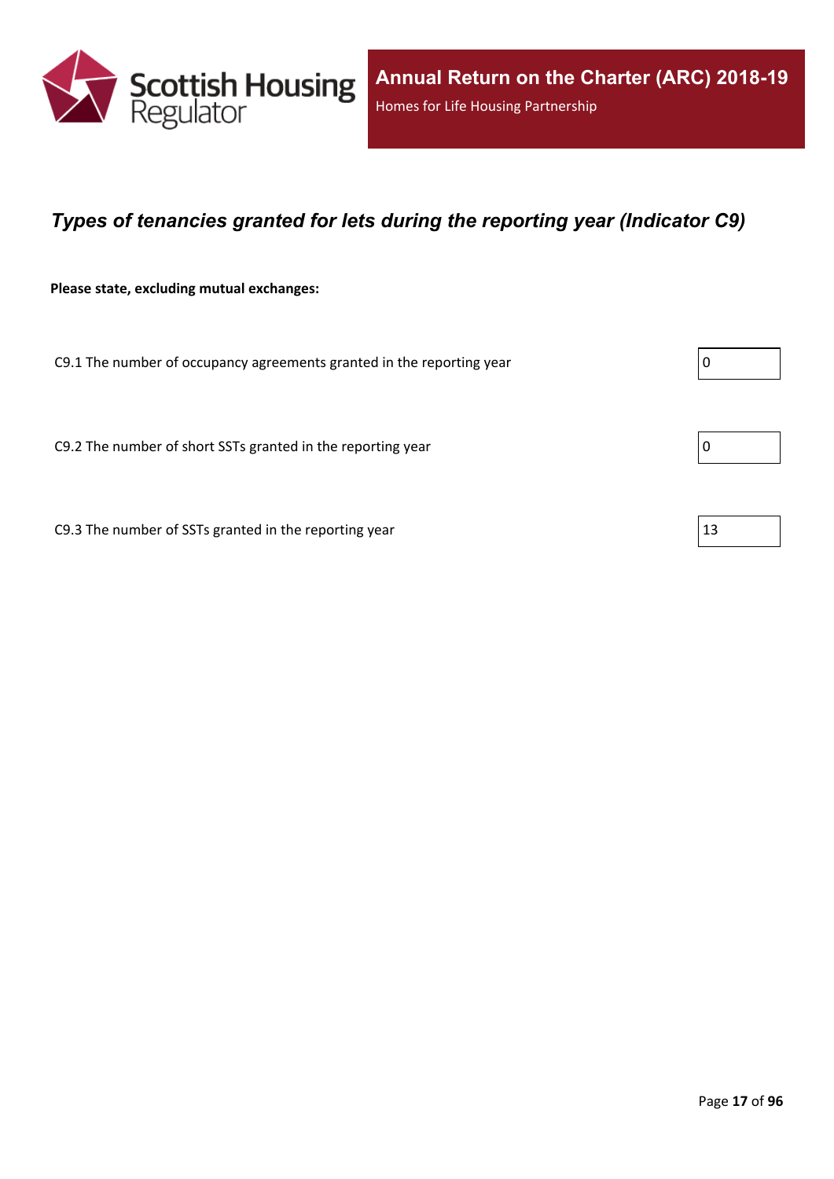## *Types of tenancies granted for lets during the reporting year (Indicator C9)*

**Please state, excluding mutual exchanges:**

| | |
|---|---|
| C9.1 The number of occupancy agreements granted in the reporting year | 0 |
| C9.2 The number of short SSTs granted in the reporting year | 0 |
| C9.3 The number of SSTs granted in the reporting year | 13 |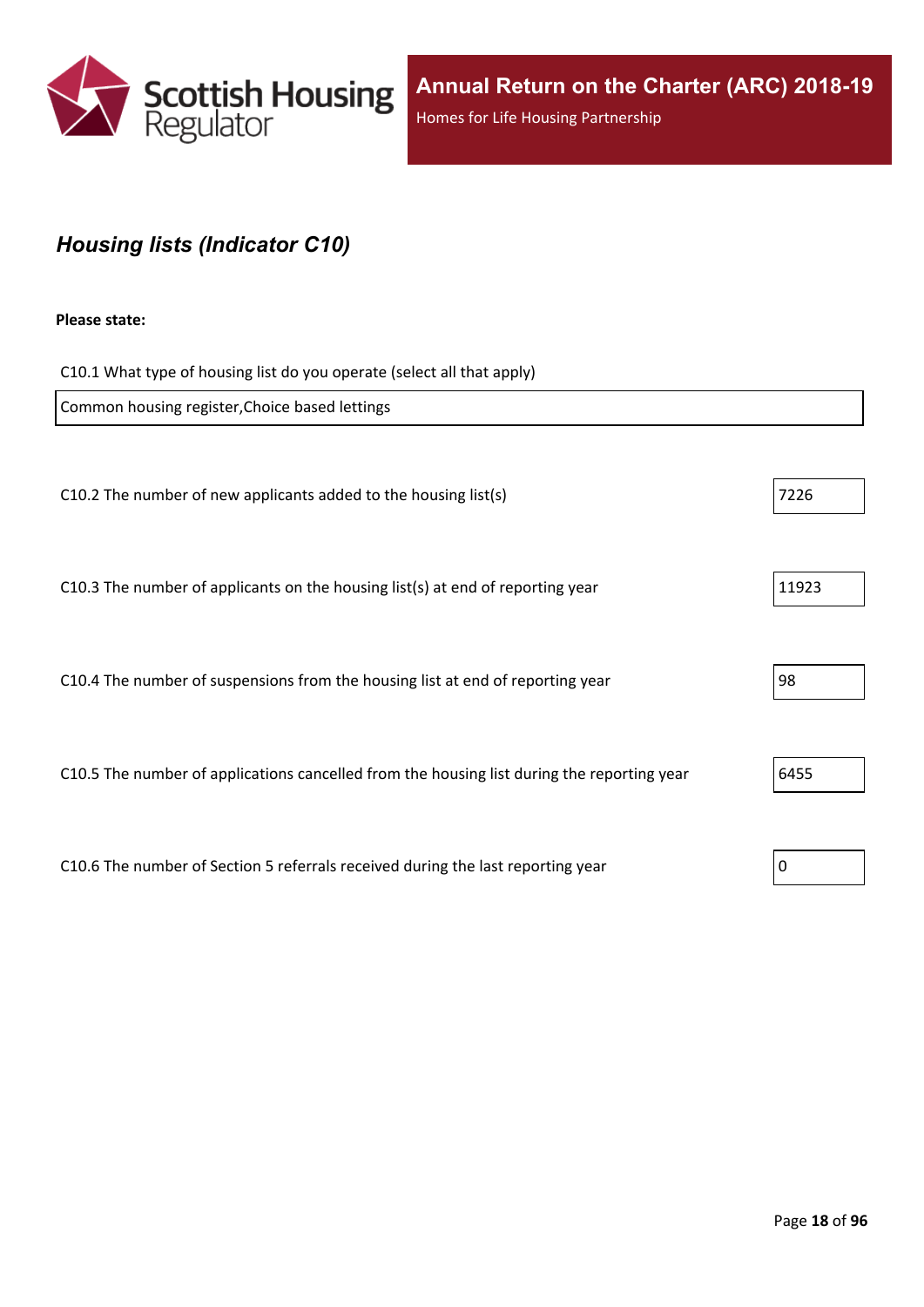## *Housing lists (Indicator C10)*

**Please state:**

C10.1 What type of housing list do you operate (select all that apply)

Common housing register,Choice based lettings

| | |
|---|---|
| C10.2 The number of new applicants added to the housing list(s) | 7226 |
| C10.3 The number of applicants on the housing list(s) at end of reporting year | 11923 |
| C10.4 The number of suspensions from the housing list at end of reporting year | 98 |
| C10.5 The number of applications cancelled from the housing list during the reporting year | 6455 |
| C10.6 The number of Section 5 referrals received during the last reporting year | 0 |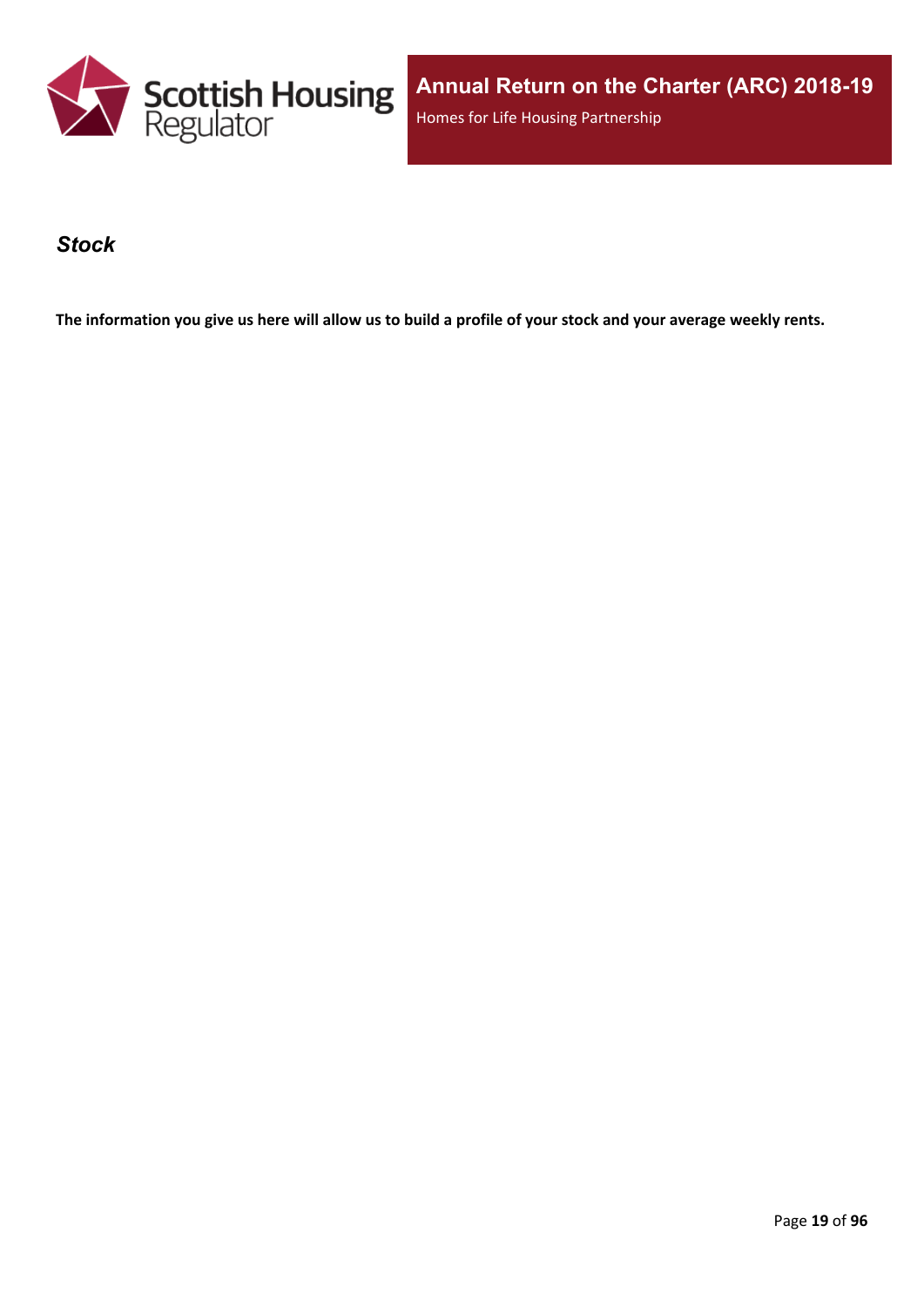## *Stock*

**The information you give us here will allow us to build a profile of your stock and your average weekly rents.**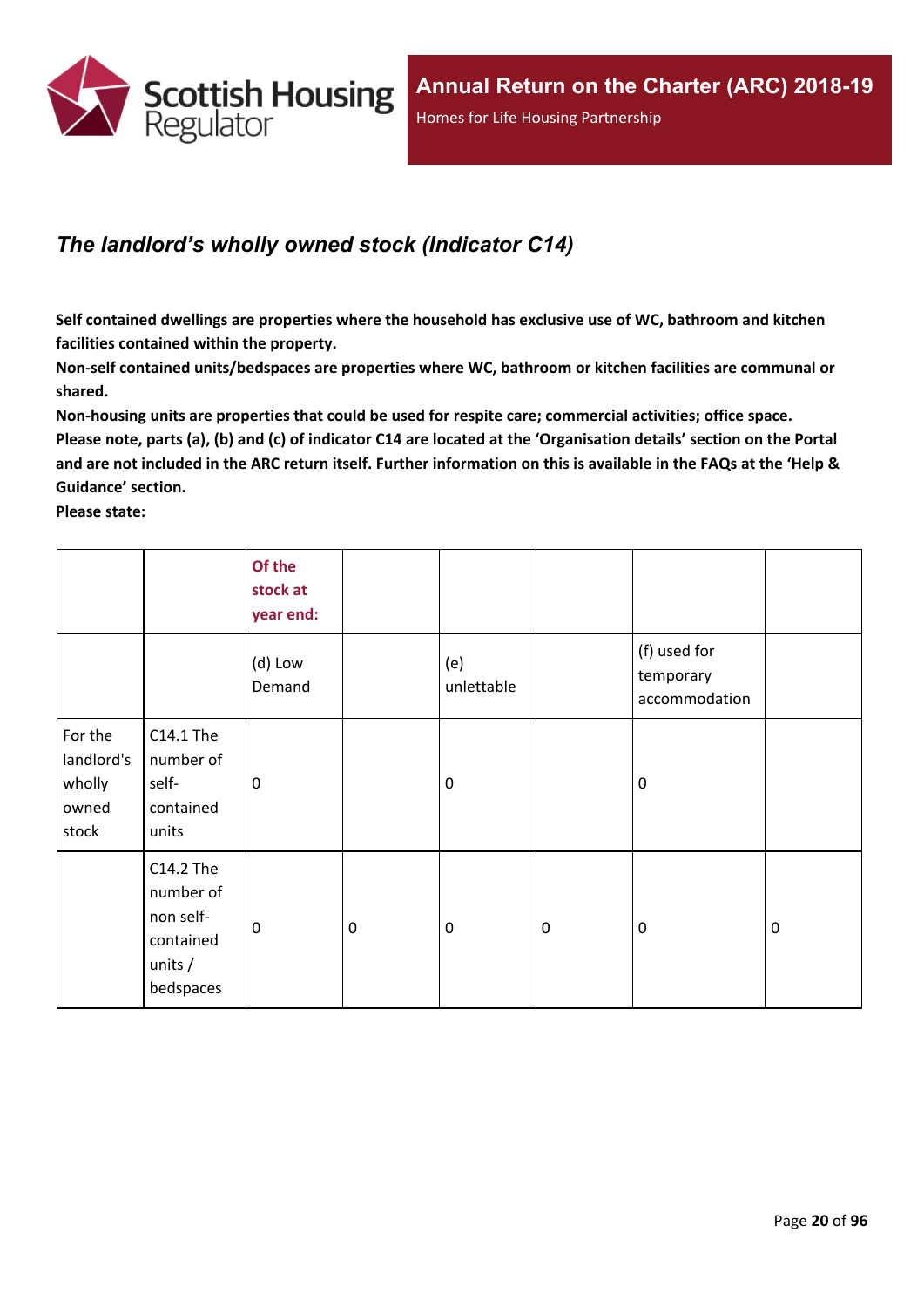## *The landlord's wholly owned stock (Indicator C14)*

**Self contained dwellings are properties where the household has exclusive use of WC, bathroom and kitchen facilities contained within the property.**

**Non-self contained units/bedspaces are properties where WC, bathroom or kitchen facilities are communal or shared.**

**Non-housing units are properties that could be used for respite care; commercial activities; office space.**

**Please note, parts (a), (b) and (c) of indicator C14 are located at the 'Organisation details' section on the Portal and are not included in the ARC return itself. Further information on this is available in the FAQs at the 'Help & Guidance' section.**

**Please state:**

| | | Of the stock at year end: | | | | | |
|---|---|---|---|---|---|---|---|
| | | (d) Low Demand | | (e) unlettable | | (f) used for temporary accommodation | |
| For the landlord's wholly owned stock | C14.1 The number of self-contained units | 0 | | 0 | | 0 | |
| | C14.2 The number of non self-contained units / bedspaces | 0 | 0 | 0 | 0 | 0 | 0 |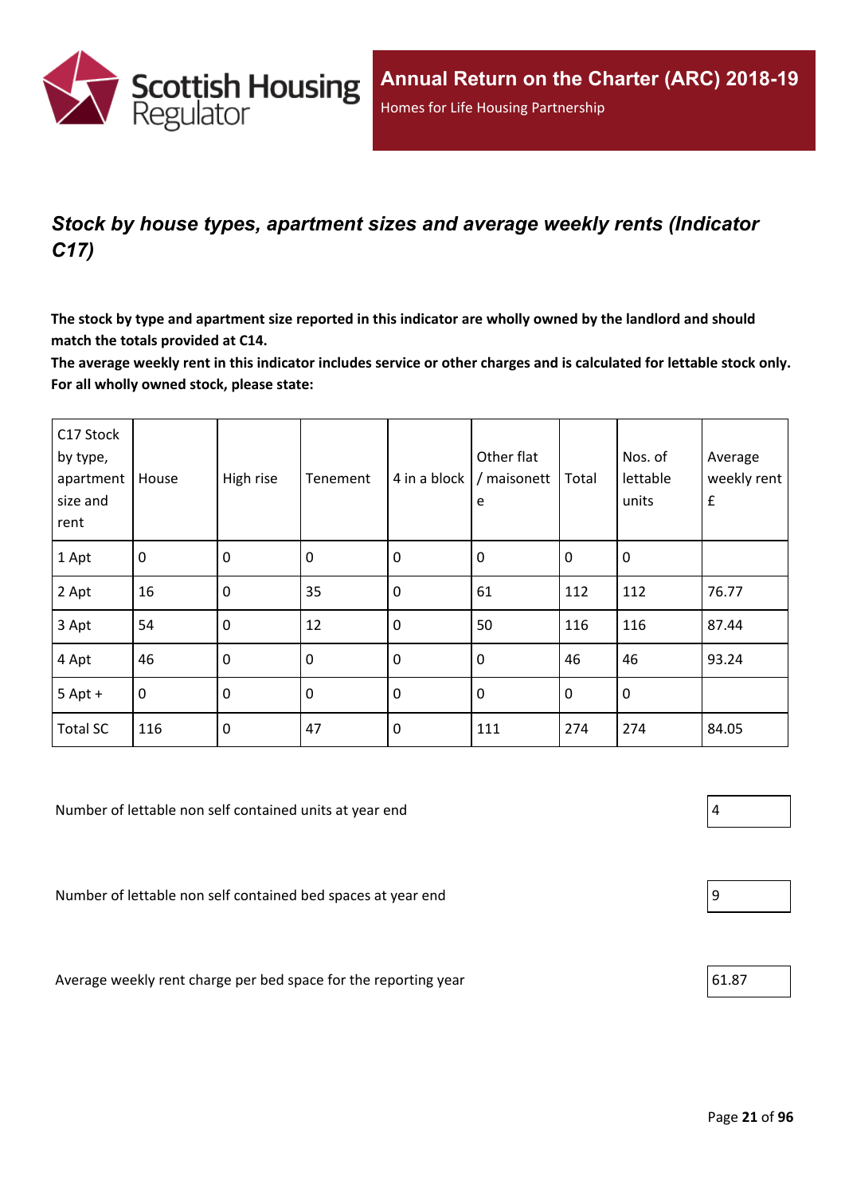## *Stock by house types, apartment sizes and average weekly rents (Indicator C17)*

**The stock by type and apartment size reported in this indicator are wholly owned by the landlord and should match the totals provided at C14.**

**The average weekly rent in this indicator includes service or other charges and is calculated for lettable stock only. For all wholly owned stock, please state:**

| C17 Stock by type, apartment size and rent | House | High rise | Tenement | 4 in a block | Other flat / maisonette | Total | Nos. of lettable units | Average weekly rent £ |
|---|---|---|---|---|---|---|---|---|
| 1 Apt | 0 | 0 | 0 | 0 | 0 | 0 | 0 | |
| 2 Apt | 16 | 0 | 35 | 0 | 61 | 112 | 112 | 76.77 |
| 3 Apt | 54 | 0 | 12 | 0 | 50 | 116 | 116 | 87.44 |
| 4 Apt | 46 | 0 | 0 | 0 | 0 | 46 | 46 | 93.24 |
| 5 Apt + | 0 | 0 | 0 | 0 | 0 | 0 | 0 | |
| Total SC | 116 | 0 | 47 | 0 | 111 | 274 | 274 | 84.05 |

Number of lettable non self contained units at year end: 4

Number of lettable non self contained bed spaces at year end: 9

Average weekly rent charge per bed space for the reporting year: 61.87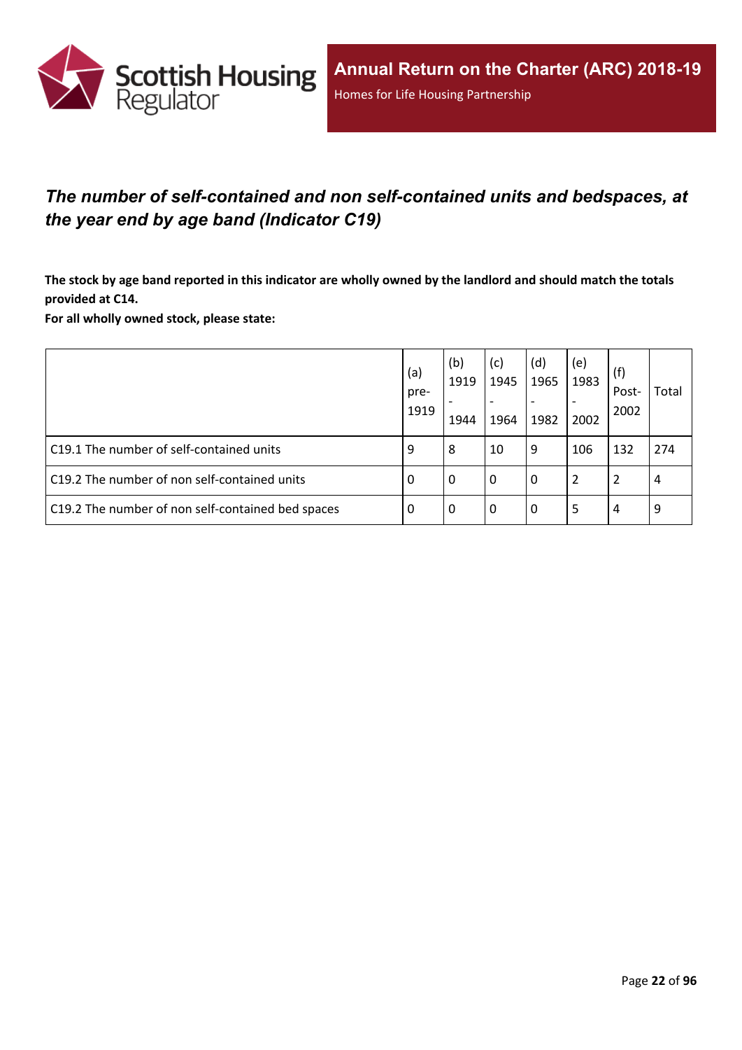## *The number of self-contained and non self-contained units and bedspaces, at the year end by age band (Indicator C19)*

**The stock by age band reported in this indicator are wholly owned by the landlord and should match the totals provided at C14.**

**For all wholly owned stock, please state:**

| | (a) pre-1919 | (b) 1919 - 1944 | (c) 1945 - 1964 | (d) 1965 - 1982 | (e) 1983 - 2002 | (f) Post-2002 | Total |
|---|---|---|---|---|---|---|---|
| C19.1 The number of self-contained units | 9 | 8 | 10 | 9 | 106 | 132 | 274 |
| C19.2 The number of non self-contained units | 0 | 0 | 0 | 0 | 2 | 2 | 4 |
| C19.2 The number of non self-contained bed spaces | 0 | 0 | 0 | 0 | 5 | 4 | 9 |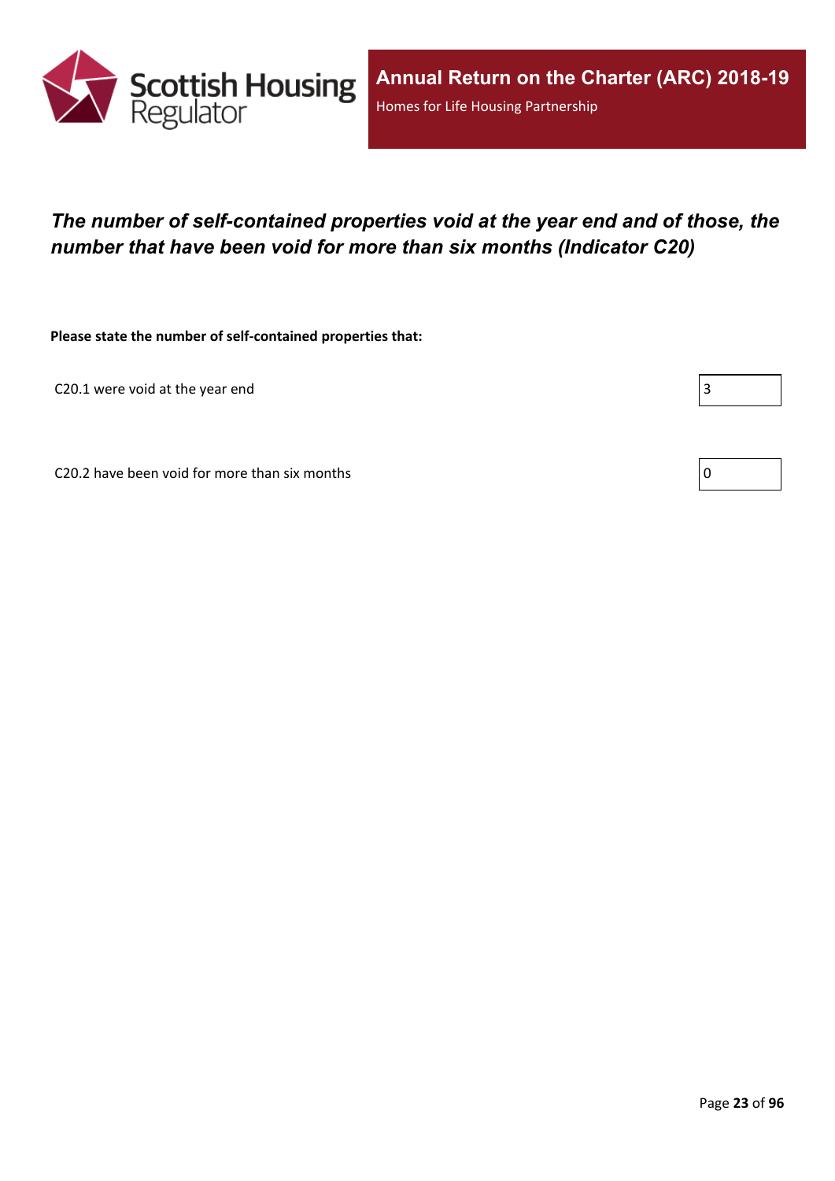### *The number of self-contained properties void at the year end and of those, the number that have been void for more than six months (Indicator C20)*

**Please state the number of self-contained properties that:**

| | |
|---|---|
| C20.1 were void at the year end | 3 |
| C20.2 have been void for more than six months | 0 |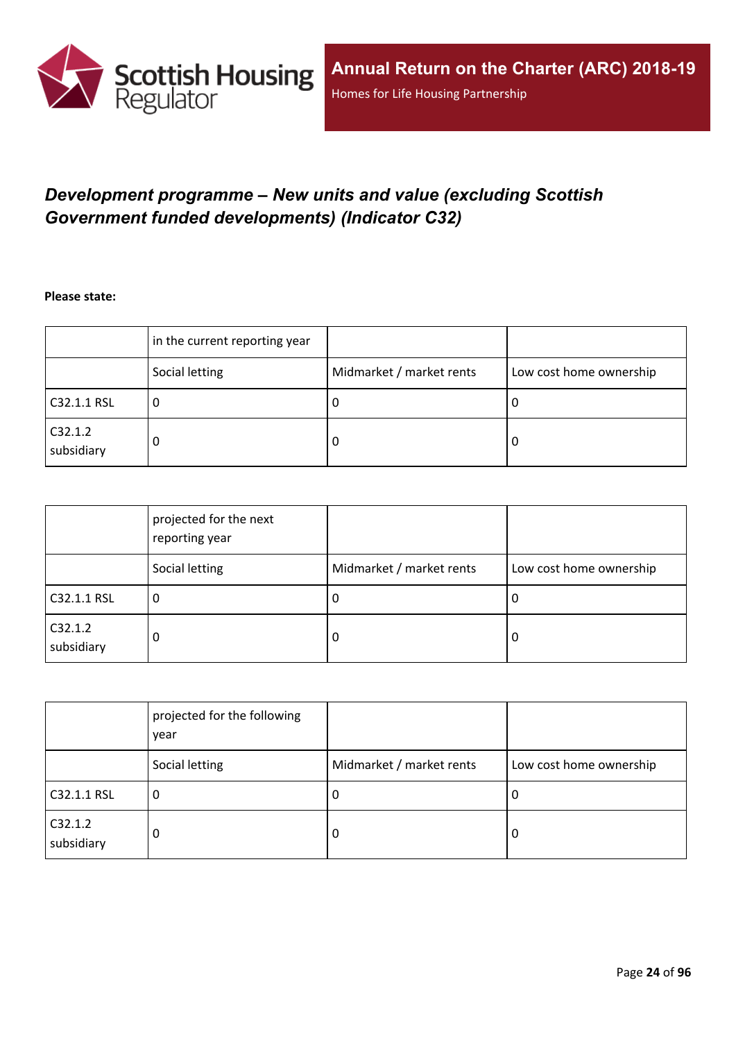## *Development programme – New units and value (excluding Scottish Government funded developments) (Indicator C32)*

**Please state:**

| | in the current reporting year | | |
|---|---|---|---|
| | Social letting | Midmarket / market rents | Low cost home ownership |
| C32.1.1 RSL | 0 | 0 | 0 |
| C32.1.2 subsidiary | 0 | 0 | 0 |

| | projected for the next reporting year | | |
|---|---|---|---|
| | Social letting | Midmarket / market rents | Low cost home ownership |
| C32.1.1 RSL | 0 | 0 | 0 |
| C32.1.2 subsidiary | 0 | 0 | 0 |

| | projected for the following year | | |
|---|---|---|---|
| | Social letting | Midmarket / market rents | Low cost home ownership |
| C32.1.1 RSL | 0 | 0 | 0 |
| C32.1.2 subsidiary | 0 | 0 | 0 |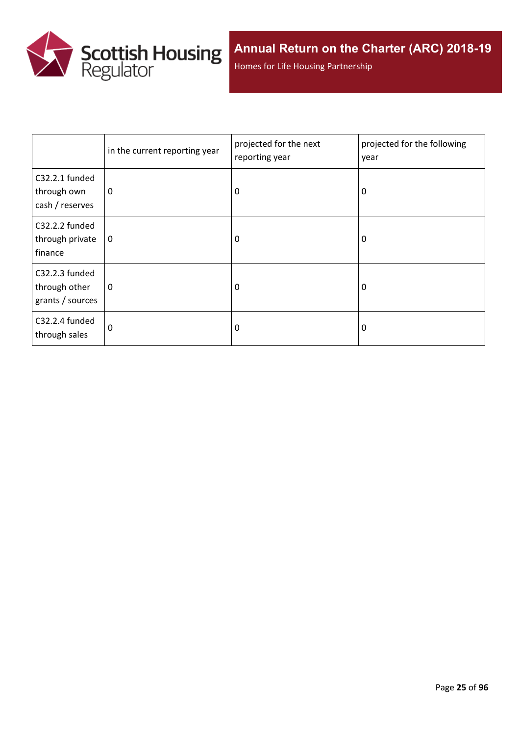| | in the current reporting year | projected for the next reporting year | projected for the following year |
|---|---|---|---|
| C32.2.1 funded through own cash / reserves | 0 | 0 | 0 |
| C32.2.2 funded through private finance | 0 | 0 | 0 |
| C32.2.3 funded through other grants / sources | 0 | 0 | 0 |
| C32.2.4 funded through sales | 0 | 0 | 0 |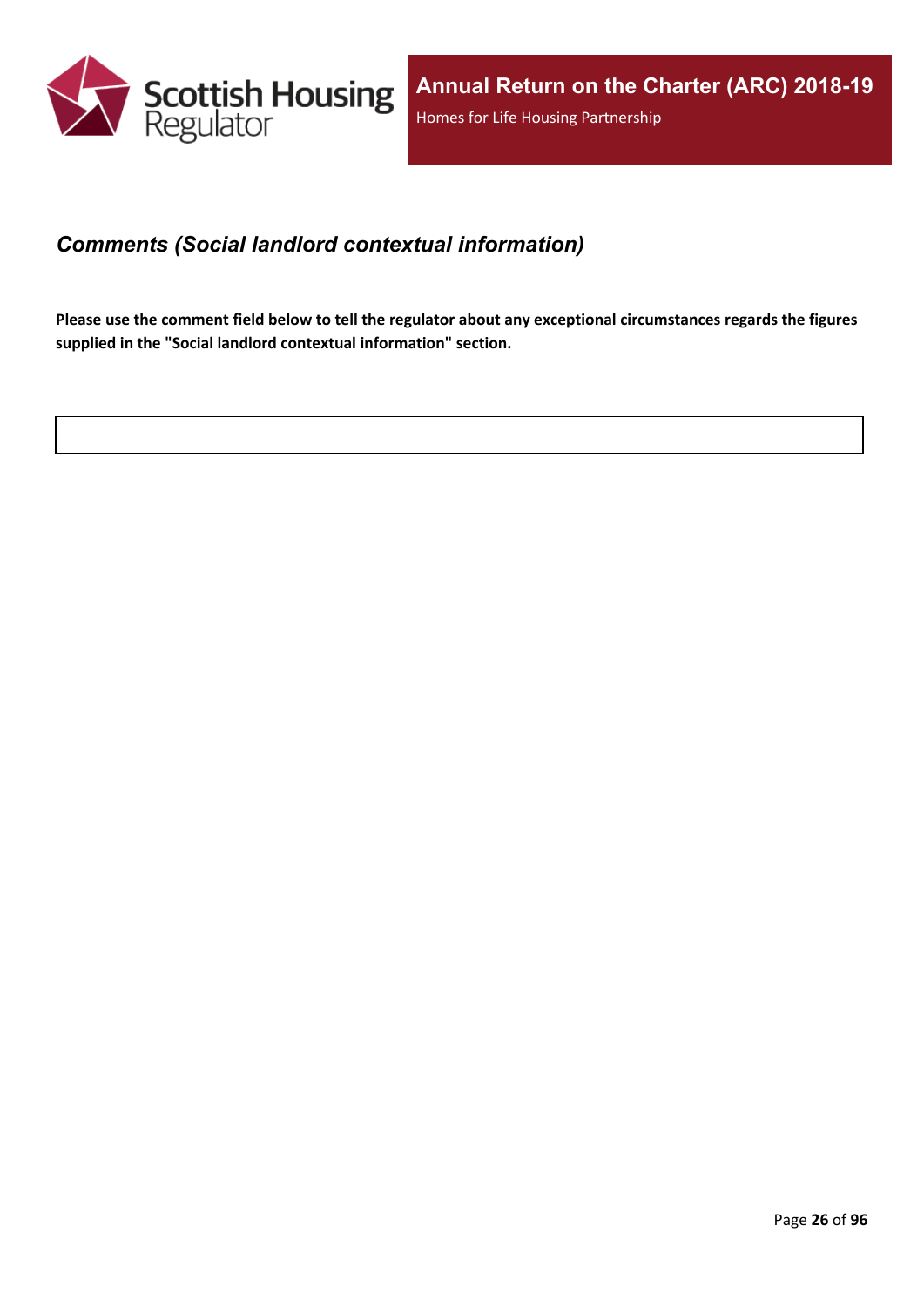## *Comments (Social landlord contextual information)*

**Please use the comment field below to tell the regulator about any exceptional circumstances regards the figures supplied in the "Social landlord contextual information" section.**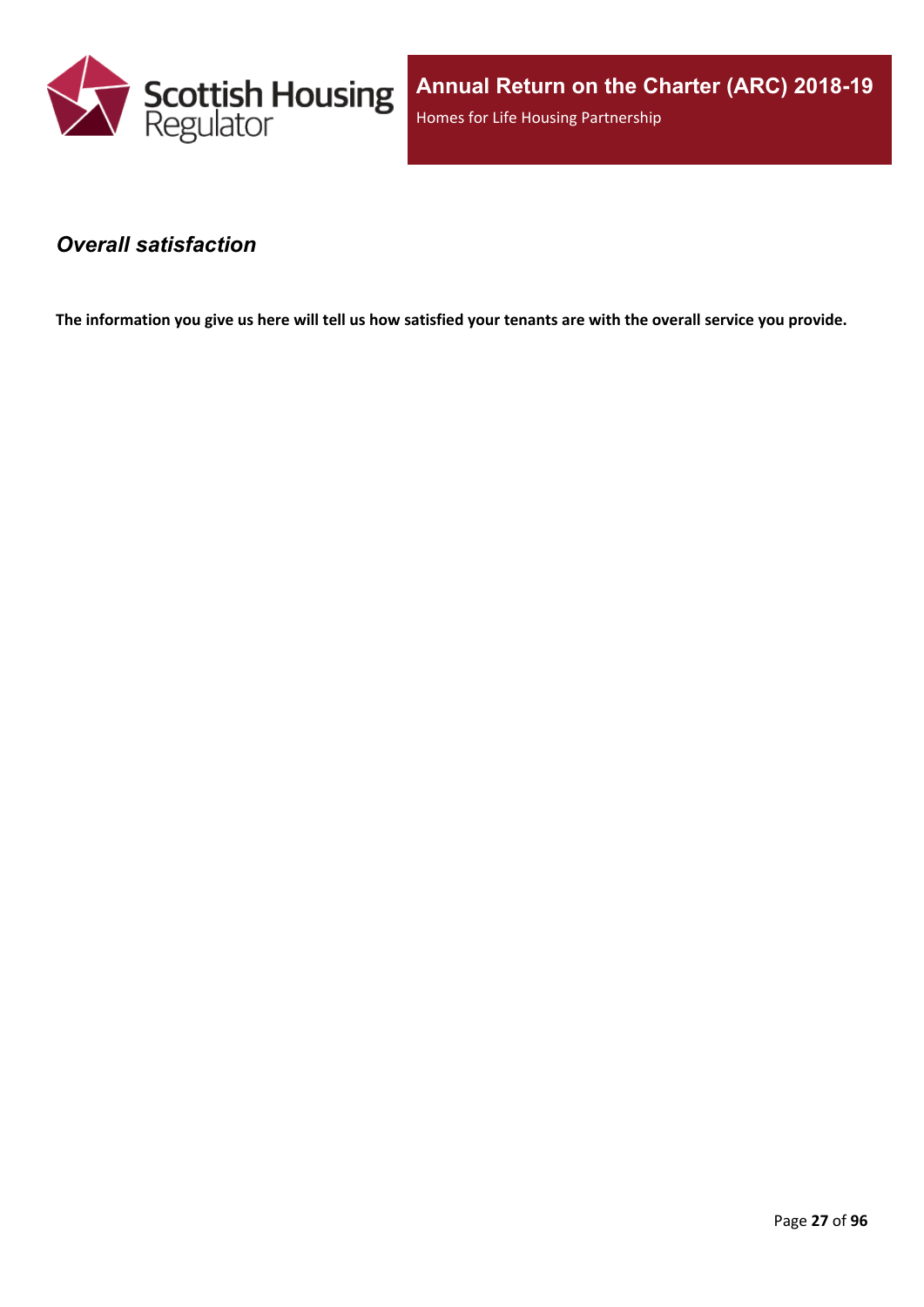## *Overall satisfaction*

**The information you give us here will tell us how satisfied your tenants are with the overall service you provide.**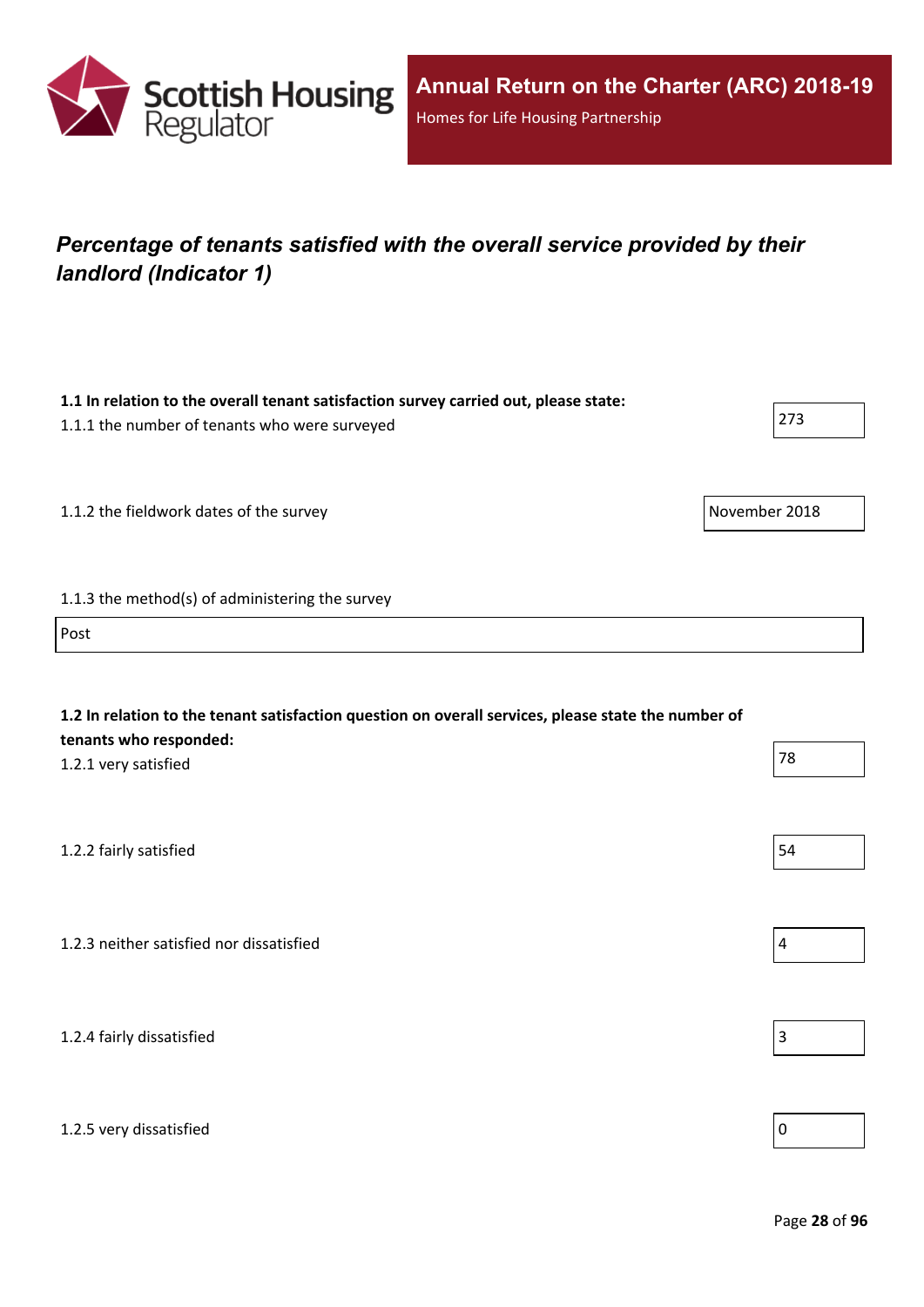## *Percentage of tenants satisfied with the overall service provided by their landlord (Indicator 1)*

**1.1 In relation to the overall tenant satisfaction survey carried out, please state:**

1.1.1 the number of tenants who were surveyed

273

1.1.2 the fieldwork dates of the survey

November 2018

1.1.3 the method(s) of administering the survey

Post

**1.2 In relation to the tenant satisfaction question on overall services, please state the number of tenants who responded:**

1.2.1 very satisfied

78

1.2.2 fairly satisfied

54

1.2.3 neither satisfied nor dissatisfied

4

1.2.4 fairly dissatisfied

3

1.2.5 very dissatisfied

0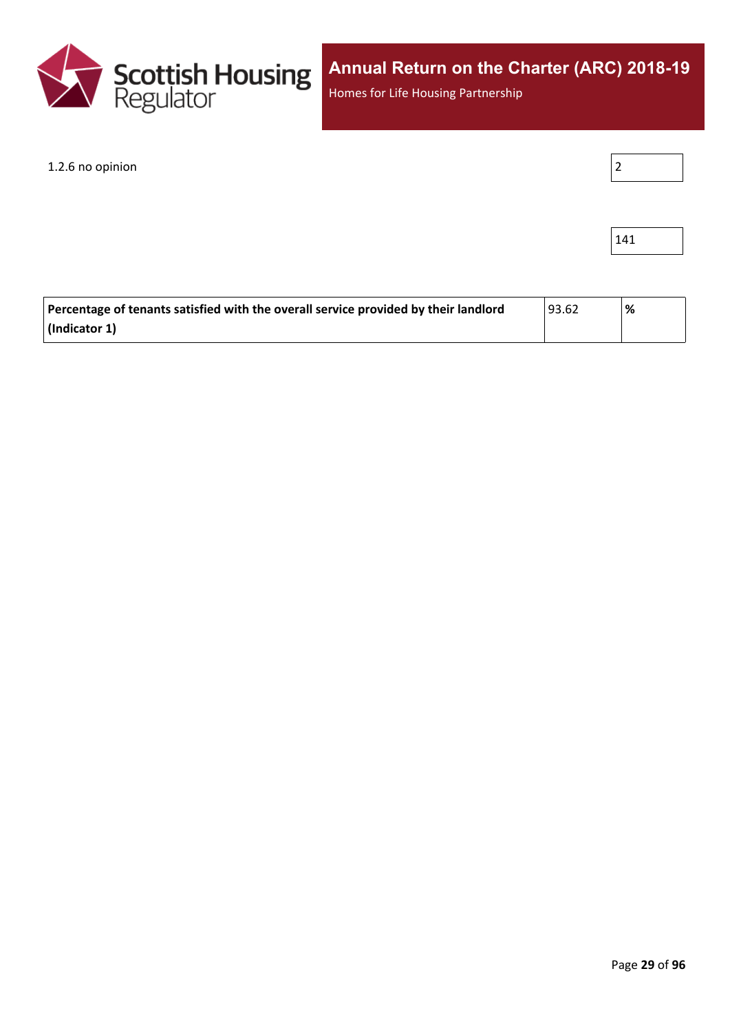| | |
|---|---|
| 1.2.6 no opinion | 2 |
| | 141 |

| | | |
|---|---|---|
| **Percentage of tenants satisfied with the overall service provided by their landlord (Indicator 1)** | 93.62 | **%** |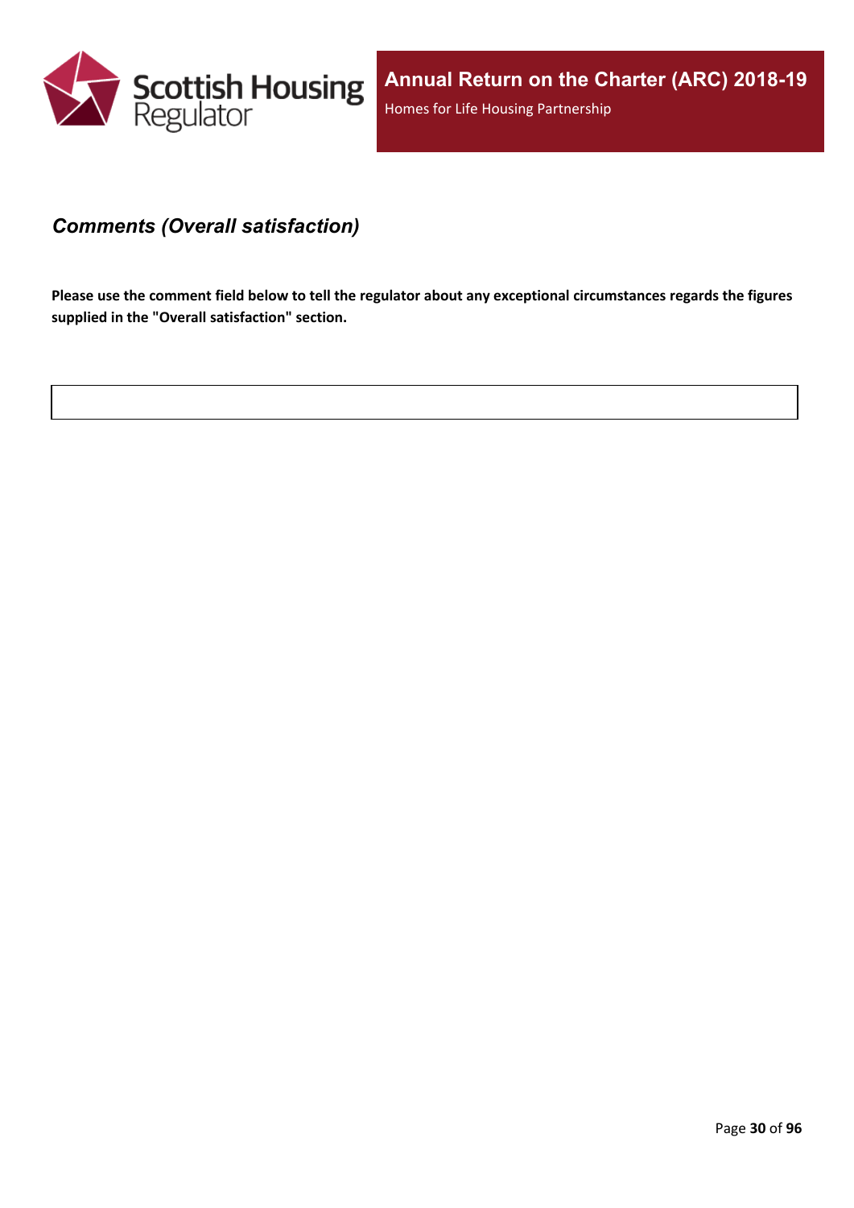### *Comments (Overall satisfaction)*

**Please use the comment field below to tell the regulator about any exceptional circumstances regards the figures supplied in the "Overall satisfaction" section.**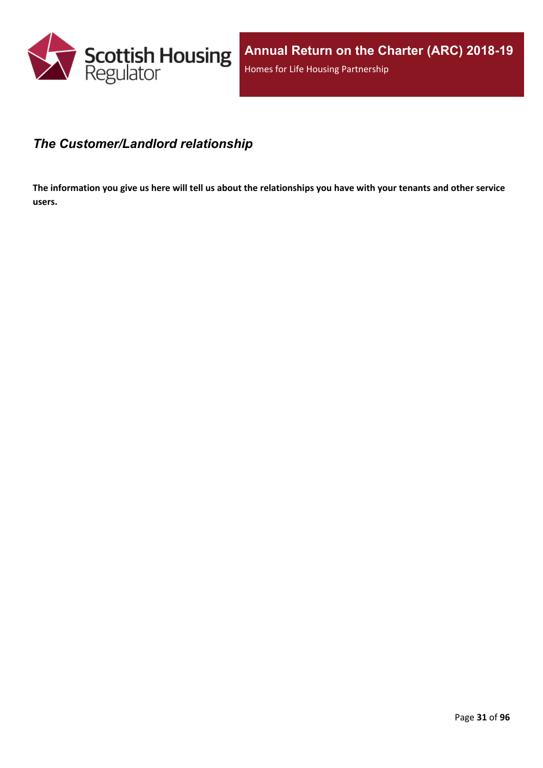## *The Customer/Landlord relationship*

**The information you give us here will tell us about the relationships you have with your tenants and other service users.**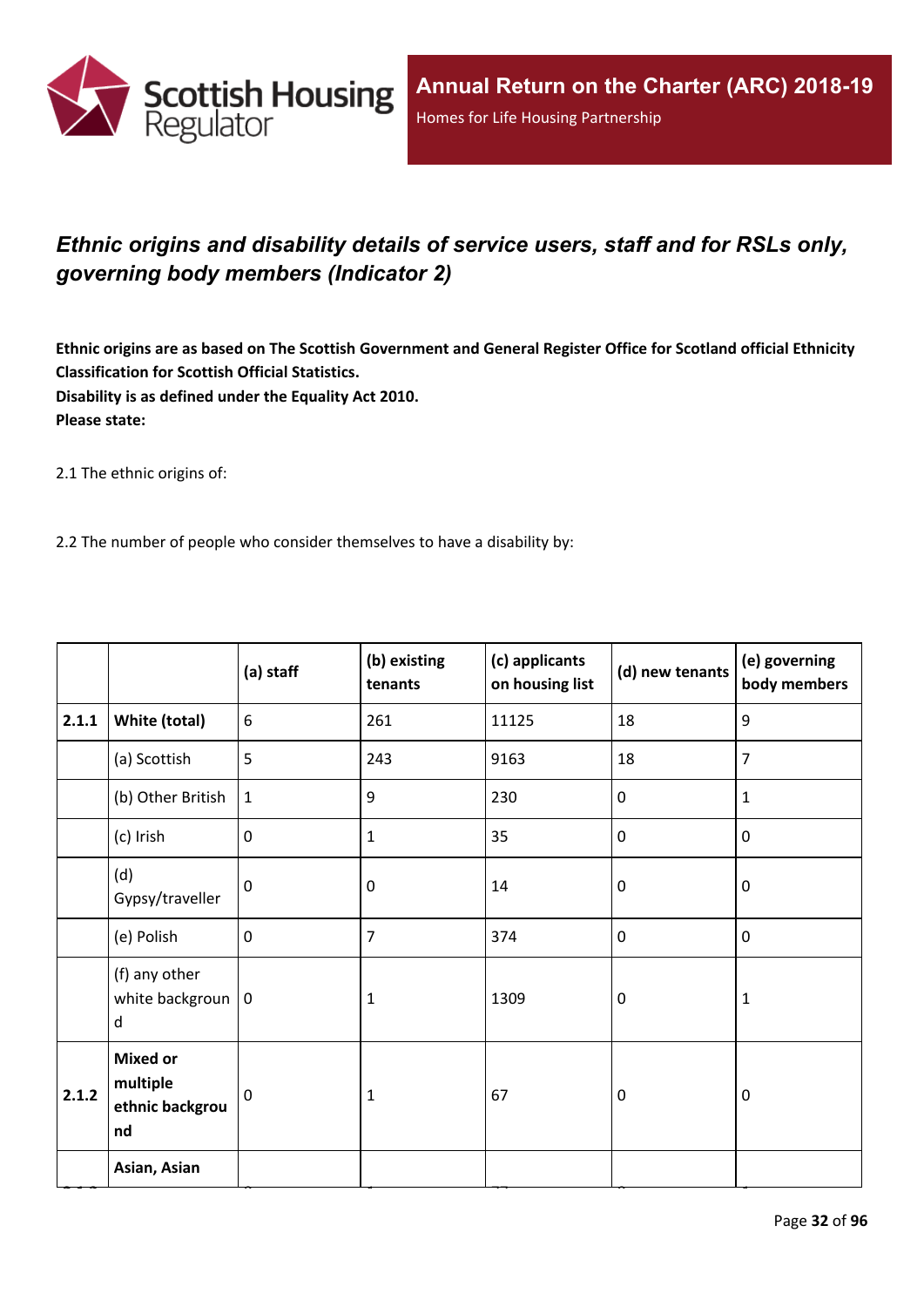## *Ethnic origins and disability details of service users, staff and for RSLs only, governing body members (Indicator 2)*

**Ethnic origins are as based on The Scottish Government and General Register Office for Scotland official Ethnicity Classification for Scottish Official Statistics.**
**Disability is as defined under the Equality Act 2010.**
**Please state:**

2.1 The ethnic origins of:

2.2 The number of people who consider themselves to have a disability by:

| | | (a) staff | (b) existing tenants | (c) applicants on housing list | (d) new tenants | (e) governing body members |
|---|---|---|---|---|---|---|
| **2.1.1** | **White (total)** | 6 | 261 | 11125 | 18 | 9 |
| | (a) Scottish | 5 | 243 | 9163 | 18 | 7 |
| | (b) Other British | 1 | 9 | 230 | 0 | 1 |
| | (c) Irish | 0 | 1 | 35 | 0 | 0 |
| | (d) Gypsy/traveller | 0 | 0 | 14 | 0 | 0 |
| | (e) Polish | 0 | 7 | 374 | 0 | 0 |
| | (f) any other white background | 0 | 1 | 1309 | 0 | 1 |
| **2.1.2** | **Mixed or multiple ethnic background** | 0 | 1 | 67 | 0 | 0 |
| | **Asian, Asian** | | | | | |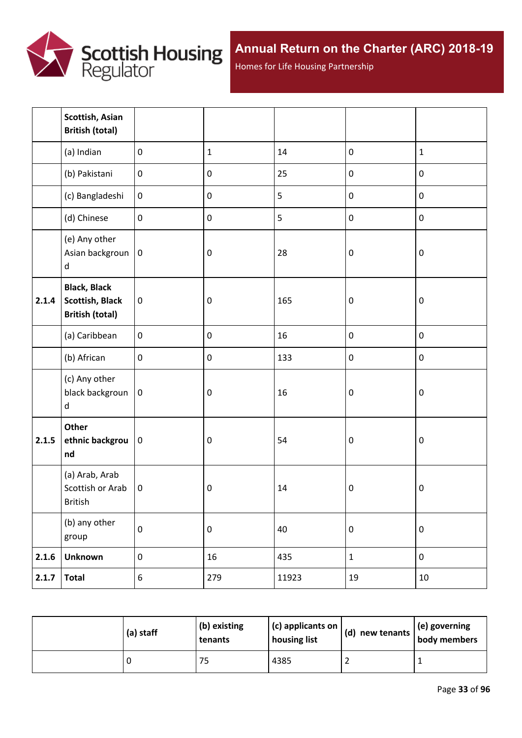| | | | | | | |
|---|---|---|---|---|---|---|
| | **Scottish, Asian British (total)** | | | | | |
| | (a) Indian | 0 | 1 | 14 | 0 | 1 |
| | (b) Pakistani | 0 | 0 | 25 | 0 | 0 |
| | (c) Bangladeshi | 0 | 0 | 5 | 0 | 0 |
| | (d) Chinese | 0 | 0 | 5 | 0 | 0 |
| | (e) Any other Asian background | 0 | 0 | 28 | 0 | 0 |
| **2.1.4** | **Black, Black Scottish, Black British (total)** | 0 | 0 | 165 | 0 | 0 |
| | (a) Caribbean | 0 | 0 | 16 | 0 | 0 |
| | (b) African | 0 | 0 | 133 | 0 | 0 |
| | (c) Any other black background | 0 | 0 | 16 | 0 | 0 |
| **2.1.5** | **Other ethnic background** | 0 | 0 | 54 | 0 | 0 |
| | (a) Arab, Arab Scottish or Arab British | 0 | 0 | 14 | 0 | 0 |
| | (b) any other group | 0 | 0 | 40 | 0 | 0 |
| **2.1.6** | **Unknown** | 0 | 16 | 435 | 1 | 0 |
| **2.1.7** | **Total** | 6 | 279 | 11923 | 19 | 10 |

| | (a) staff | (b) existing tenants | (c) applicants on housing list | (d) new tenants | (e) governing body members |
|---|---|---|---|---|---|
| | 0 | 75 | 4385 | 2 | 1 |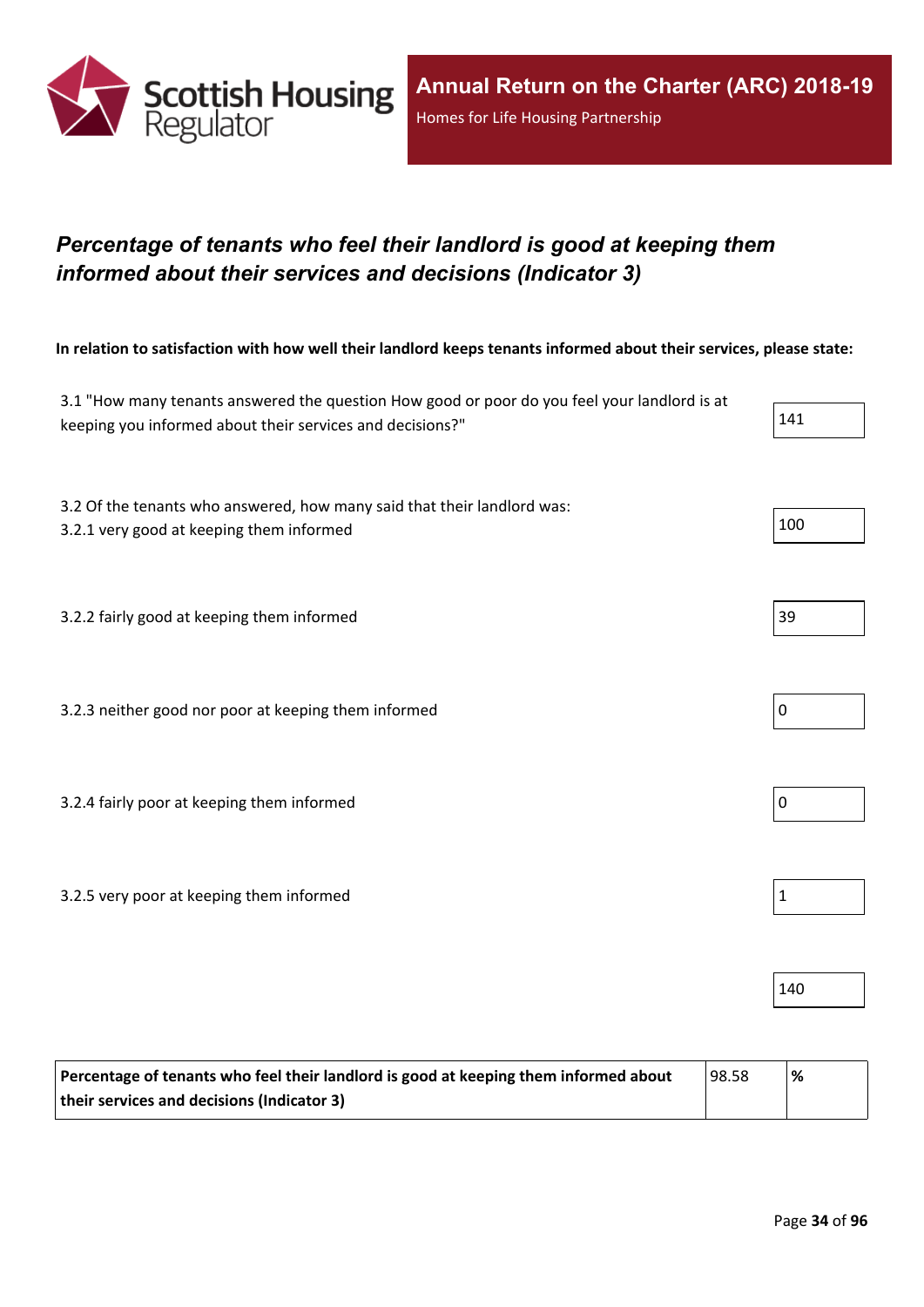# *Percentage of tenants who feel their landlord is good at keeping them informed about their services and decisions (Indicator 3)*

**In relation to satisfaction with how well their landlord keeps tenants informed about their services, please state:**

| | |
|---|---|
| 3.1 "How many tenants answered the question How good or poor do you feel your landlord is at keeping you informed about their services and decisions?" | 141 |
| 3.2 Of the tenants who answered, how many said that their landlord was:<br>3.2.1 very good at keeping them informed | 100 |
| 3.2.2 fairly good at keeping them informed | 39 |
| 3.2.3 neither good nor poor at keeping them informed | 0 |
| 3.2.4 fairly poor at keeping them informed | 0 |
| 3.2.5 very poor at keeping them informed | 1 |
| | 140 |

| | | |
|---|---|---|
| **Percentage of tenants who feel their landlord is good at keeping them informed about their services and decisions (Indicator 3)** | 98.58 | **%** |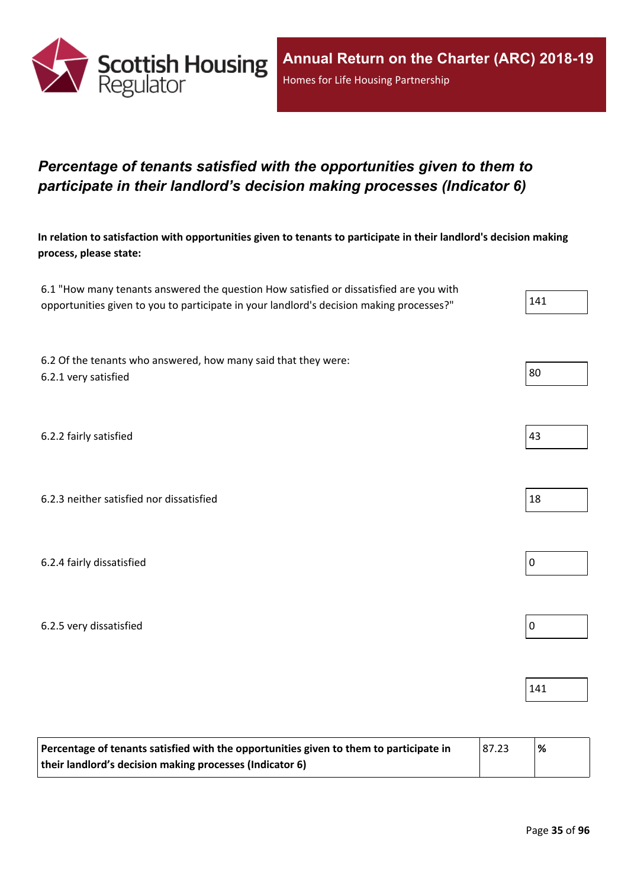## *Percentage of tenants satisfied with the opportunities given to them to participate in their landlord’s decision making processes (Indicator 6)*

**In relation to satisfaction with opportunities given to tenants to participate in their landlord's decision making process, please state:**

| | |
|---|---|
| 6.1 "How many tenants answered the question How satisfied or dissatisfied are you with opportunities given to you to participate in your landlord's decision making processes?" | 141 |
| 6.2 Of the tenants who answered, how many said that they were: 6.2.1 very satisfied | 80 |
| 6.2.2 fairly satisfied | 43 |
| 6.2.3 neither satisfied nor dissatisfied | 18 |
| 6.2.4 fairly dissatisfied | 0 |
| 6.2.5 very dissatisfied | 0 |
| | 141 |

| | | |
|---|---|---|
| **Percentage of tenants satisfied with the opportunities given to them to participate in their landlord’s decision making processes (Indicator 6)** | 87.23 | **%** |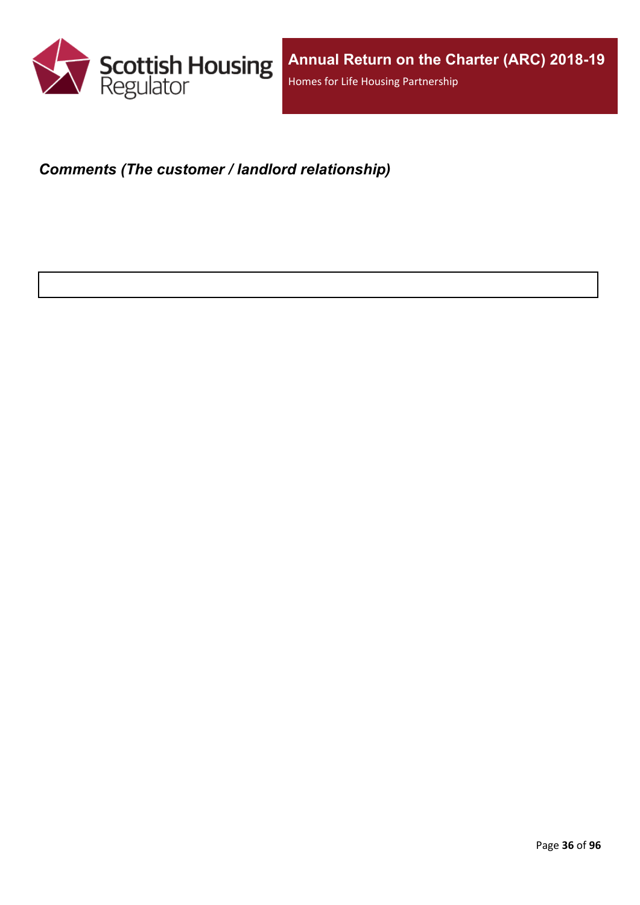***Comments (The customer / landlord relationship)***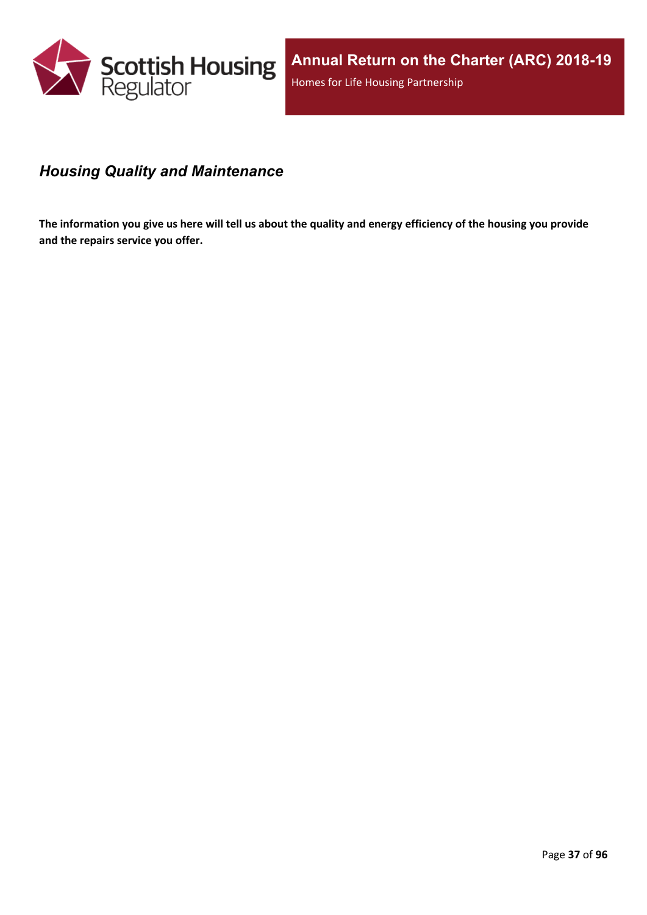## *Housing Quality and Maintenance*

**The information you give us here will tell us about the quality and energy efficiency of the housing you provide and the repairs service you offer.**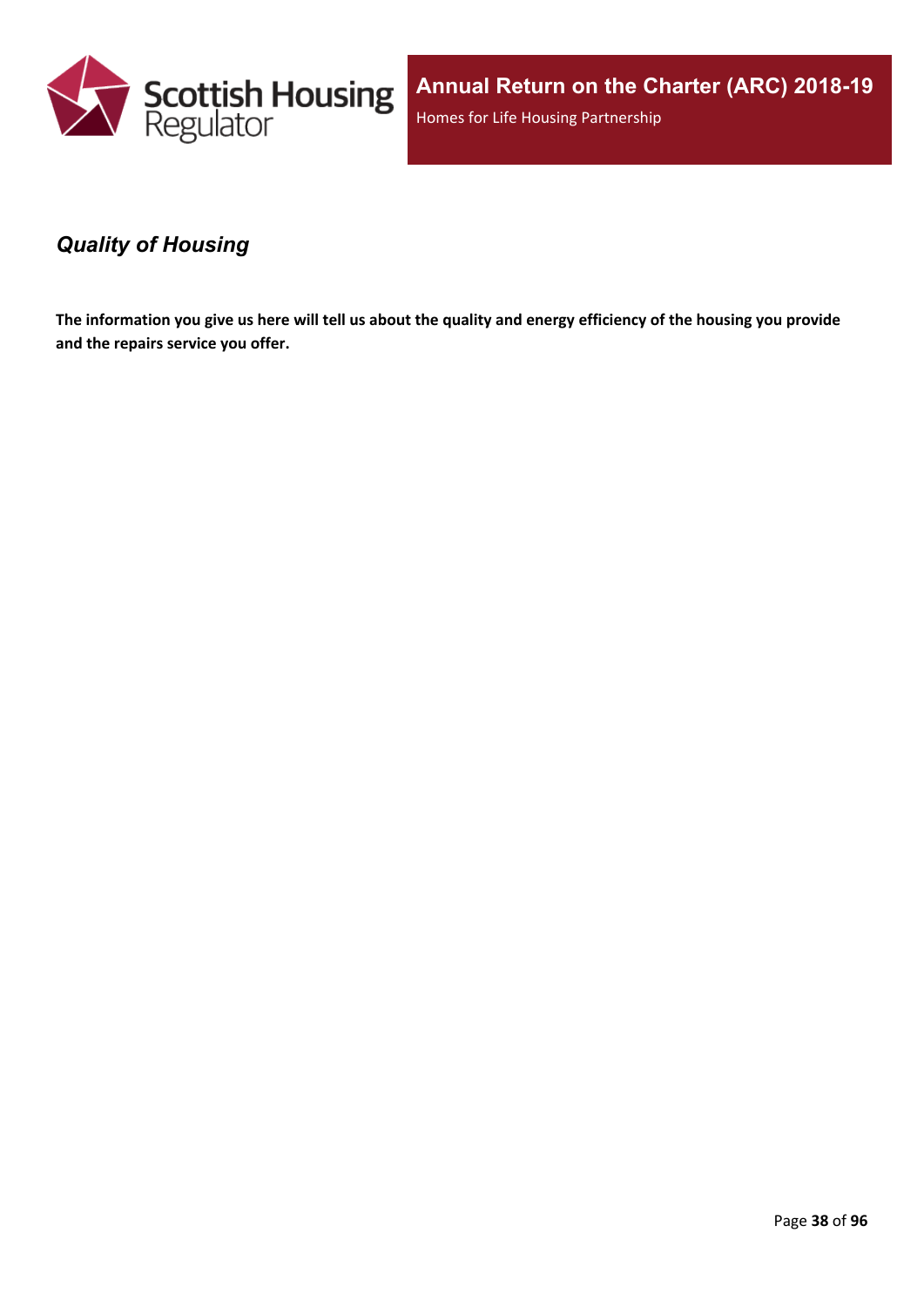## *Quality of Housing*

**The information you give us here will tell us about the quality and energy efficiency of the housing you provide and the repairs service you offer.**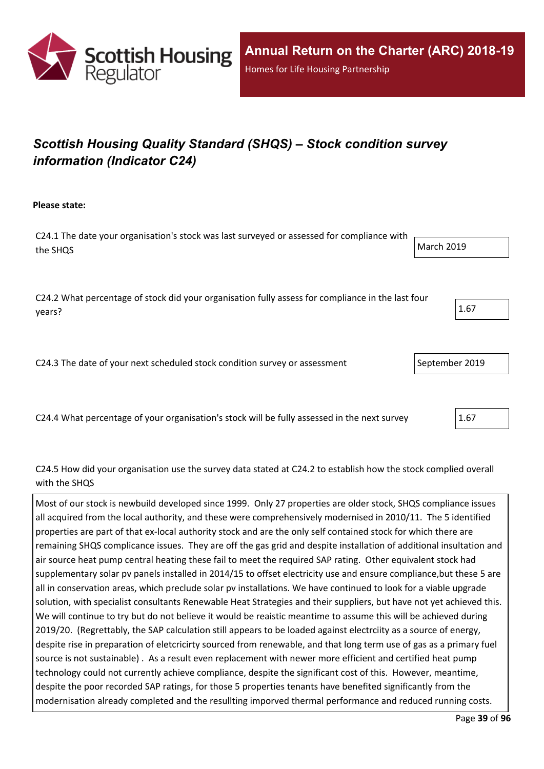## *Scottish Housing Quality Standard (SHQS) – Stock condition survey information (Indicator C24)*

**Please state:**

C24.1 The date your organisation's stock was last surveyed or assessed for compliance with the SHQS

March 2019

C24.2 What percentage of stock did your organisation fully assess for compliance in the last four years?

1.67

C24.3 The date of your next scheduled stock condition survey or assessment

September 2019

C24.4 What percentage of your organisation's stock will be fully assessed in the next survey

1.67

C24.5 How did your organisation use the survey data stated at C24.2 to establish how the stock complied overall with the SHQS

Most of our stock is newbuild developed since 1999. Only 27 properties are older stock, SHQS compliance issues all acquired from the local authority, and these were comprehensively modernised in 2010/11. The 5 identified properties are part of that ex-local authority stock and are the only self contained stock for which there are remaining SHQS complicance issues. They are off the gas grid and despite installation of additional insultation and air source heat pump central heating these fail to meet the required SAP rating. Other equivalent stock had supplementary solar pv panels installed in 2014/15 to offset electricity use and ensure compliance,but these 5 are all in conservation areas, which preclude solar pv installations. We have continued to look for a viable upgrade solution, with specialist consultants Renewable Heat Strategies and their suppliers, but have not yet achieved this. We will continue to try but do not believe it would be reaistic meantime to assume this will be achieved during 2019/20. (Regrettably, the SAP calculation still appears to be loaded against electrciity as a source of energy, despite rise in preparation of eletcricirty sourced from renewable, and that long term use of gas as a primary fuel source is not sustainable) . As a result even replacement with newer more efficient and certified heat pump technology could not currently achieve compliance, despite the significant cost of this. However, meantime, despite the poor recorded SAP ratings, for those 5 properties tenants have benefited significantly from the modernisation already completed and the resullting imporved thermal performance and reduced running costs.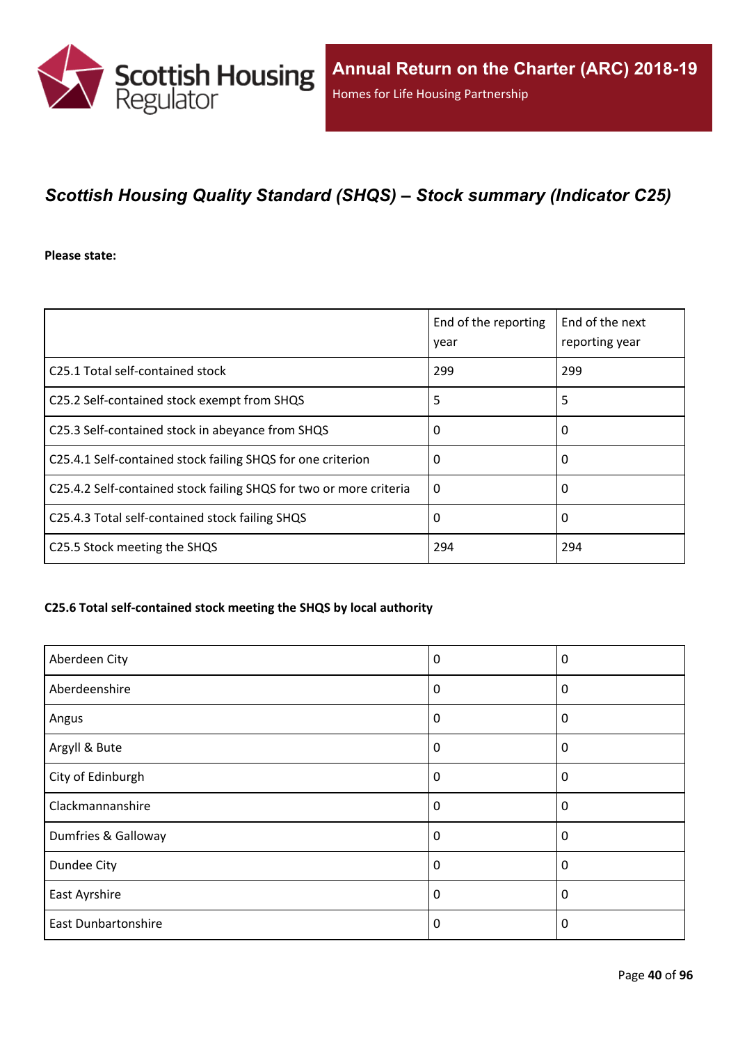## *Scottish Housing Quality Standard (SHQS) – Stock summary (Indicator C25)*

**Please state:**

| | End of the reporting year | End of the next reporting year |
|---|---|---|
| C25.1 Total self-contained stock | 299 | 299 |
| C25.2 Self-contained stock exempt from SHQS | 5 | 5 |
| C25.3 Self-contained stock in abeyance from SHQS | 0 | 0 |
| C25.4.1 Self-contained stock failing SHQS for one criterion | 0 | 0 |
| C25.4.2 Self-contained stock failing SHQS for two or more criteria | 0 | 0 |
| C25.4.3 Total self-contained stock failing SHQS | 0 | 0 |
| C25.5 Stock meeting the SHQS | 294 | 294 |

#### C25.6 Total self-contained stock meeting the SHQS by local authority

| | | |
|---|---|---|
| Aberdeen City | 0 | 0 |
| Aberdeenshire | 0 | 0 |
| Angus | 0 | 0 |
| Argyll & Bute | 0 | 0 |
| City of Edinburgh | 0 | 0 |
| Clackmannanshire | 0 | 0 |
| Dumfries & Galloway | 0 | 0 |
| Dundee City | 0 | 0 |
| East Ayrshire | 0 | 0 |
| East Dunbartonshire | 0 | 0 |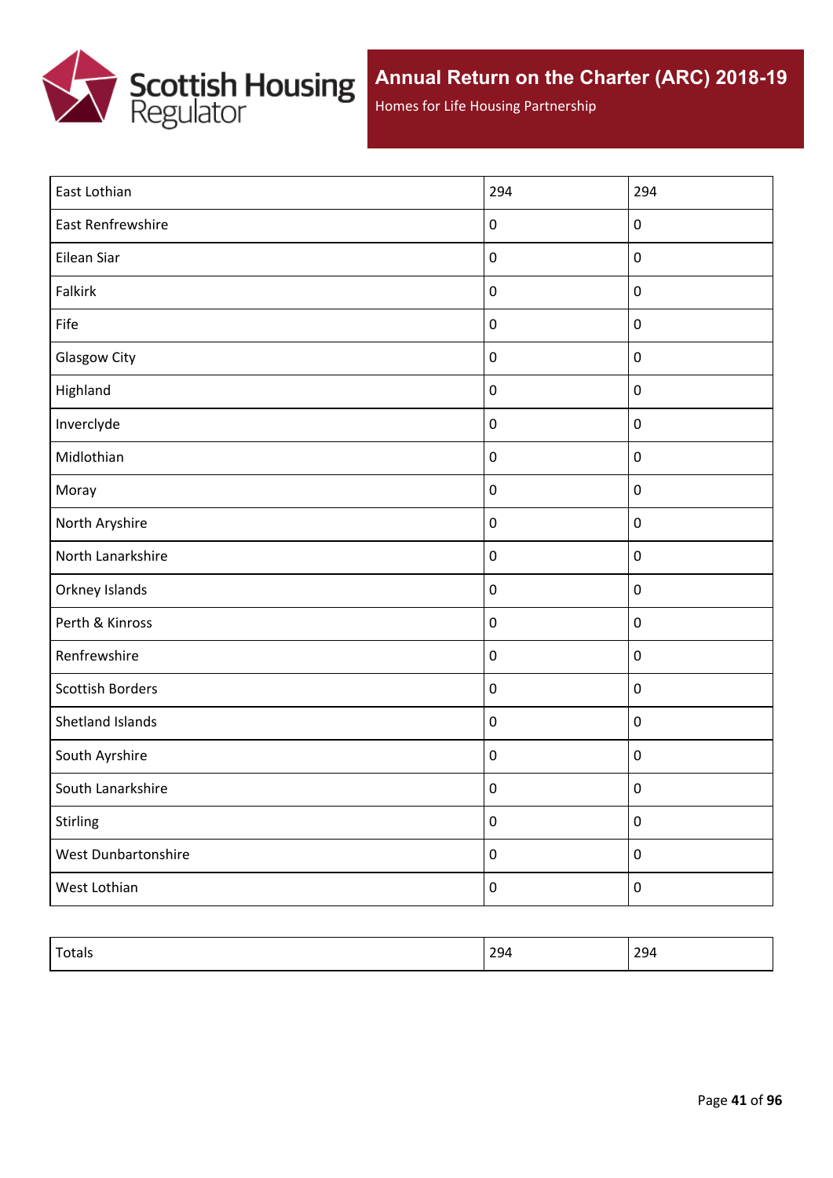| | | |
|---|---|---|
| East Lothian | 294 | 294 |
| East Renfrewshire | 0 | 0 |
| Eilean Siar | 0 | 0 |
| Falkirk | 0 | 0 |
| Fife | 0 | 0 |
| Glasgow City | 0 | 0 |
| Highland | 0 | 0 |
| Inverclyde | 0 | 0 |
| Midlothian | 0 | 0 |
| Moray | 0 | 0 |
| North Aryshire | 0 | 0 |
| North Lanarkshire | 0 | 0 |
| Orkney Islands | 0 | 0 |
| Perth & Kinross | 0 | 0 |
| Renfrewshire | 0 | 0 |
| Scottish Borders | 0 | 0 |
| Shetland Islands | 0 | 0 |
| South Ayrshire | 0 | 0 |
| South Lanarkshire | 0 | 0 |
| Stirling | 0 | 0 |
| West Dunbartonshire | 0 | 0 |
| West Lothian | 0 | 0 |

| | | |
|---|---|---|
| Totals | 294 | 294 |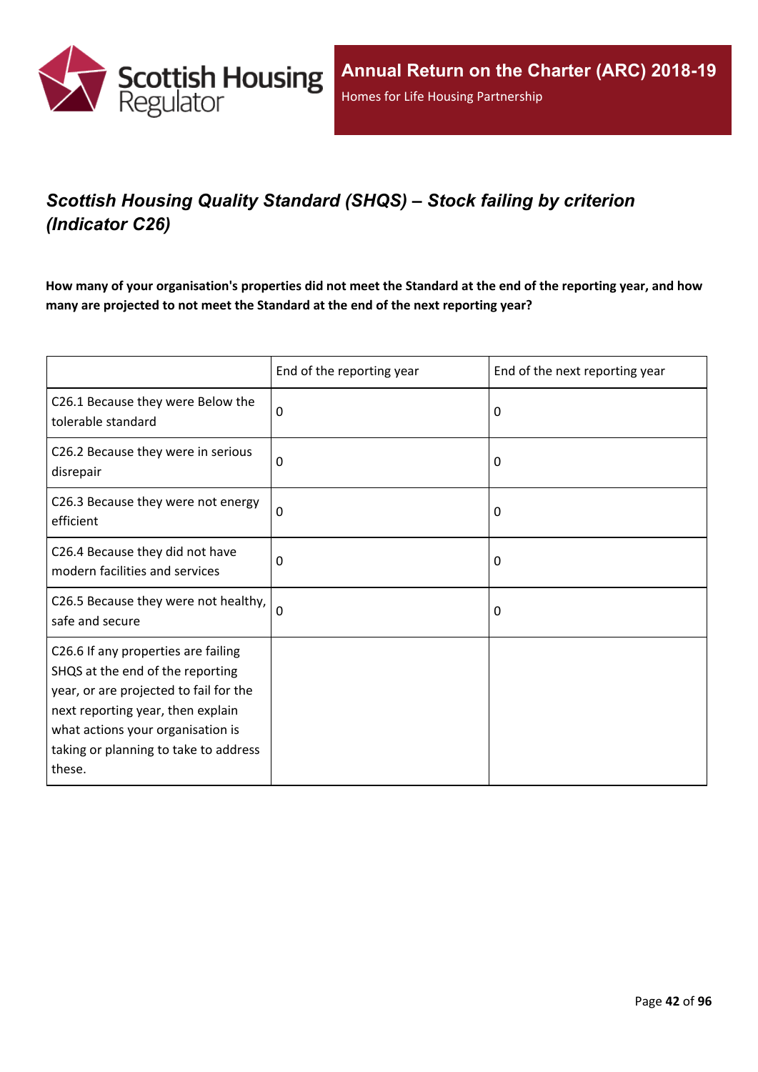## *Scottish Housing Quality Standard (SHQS) – Stock failing by criterion (Indicator C26)*

**How many of your organisation's properties did not meet the Standard at the end of the reporting year, and how many are projected to not meet the Standard at the end of the next reporting year?**

| | End of the reporting year | End of the next reporting year |
|---|---|---|
| C26.1 Because they were Below the tolerable standard | 0 | 0 |
| C26.2 Because they were in serious disrepair | 0 | 0 |
| C26.3 Because they were not energy efficient | 0 | 0 |
| C26.4 Because they did not have modern facilities and services | 0 | 0 |
| C26.5 Because they were not healthy, safe and secure | 0 | 0 |
| C26.6 If any properties are failing SHQS at the end of the reporting year, or are projected to fail for the next reporting year, then explain what actions your organisation is taking or planning to take to address these. | | |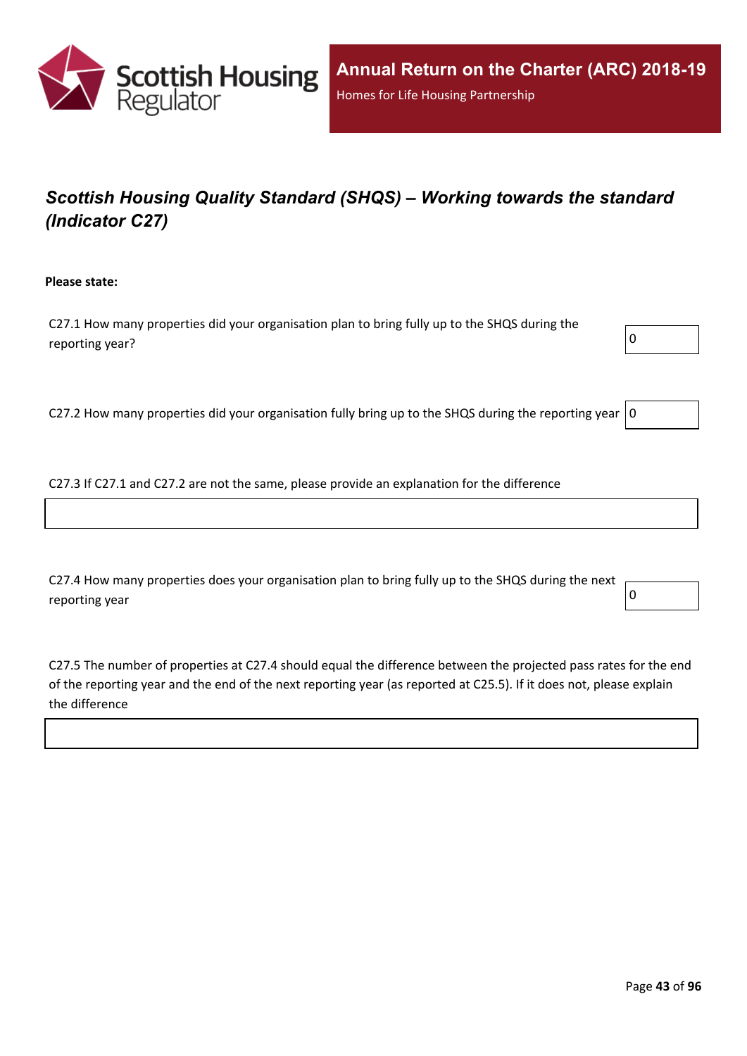## *Scottish Housing Quality Standard (SHQS) – Working towards the standard (Indicator C27)*

**Please state:**

C27.1 How many properties did your organisation plan to bring fully up to the SHQS during the reporting year?

0

C27.2 How many properties did your organisation fully bring up to the SHQS during the reporting year

0

C27.3 If C27.1 and C27.2 are not the same, please provide an explanation for the difference

C27.4 How many properties does your organisation plan to bring fully up to the SHQS during the next reporting year

0

C27.5 The number of properties at C27.4 should equal the difference between the projected pass rates for the end of the reporting year and the end of the next reporting year (as reported at C25.5). If it does not, please explain the difference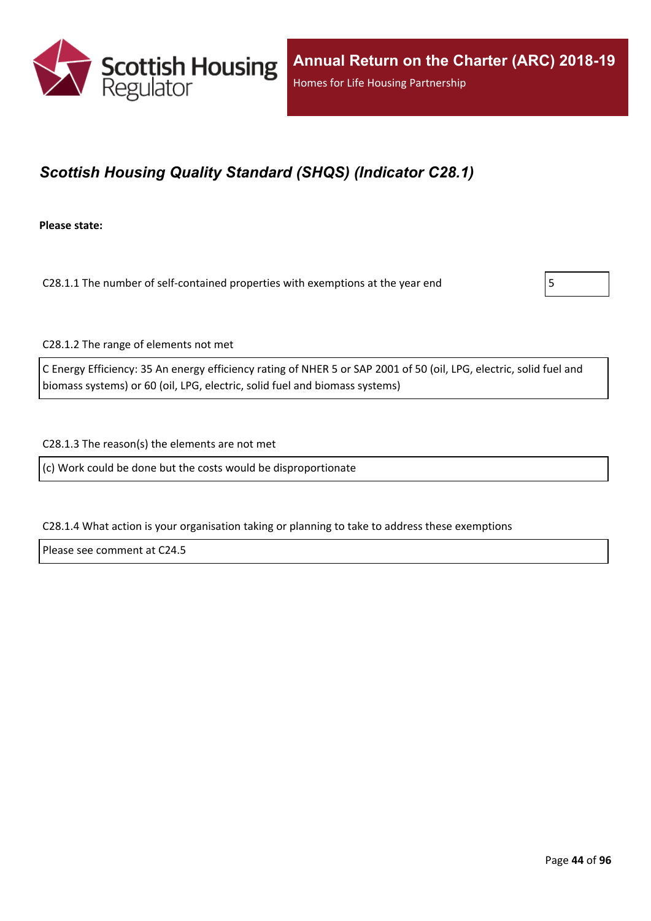## *Scottish Housing Quality Standard (SHQS) (Indicator C28.1)*

**Please state:**

C28.1.1 The number of self-contained properties with exemptions at the year end

5

C28.1.2 The range of elements not met

C Energy Efficiency: 35 An energy efficiency rating of NHER 5 or SAP 2001 of 50 (oil, LPG, electric, solid fuel and biomass systems) or 60 (oil, LPG, electric, solid fuel and biomass systems)

C28.1.3 The reason(s) the elements are not met

(c) Work could be done but the costs would be disproportionate

C28.1.4 What action is your organisation taking or planning to take to address these exemptions

Please see comment at C24.5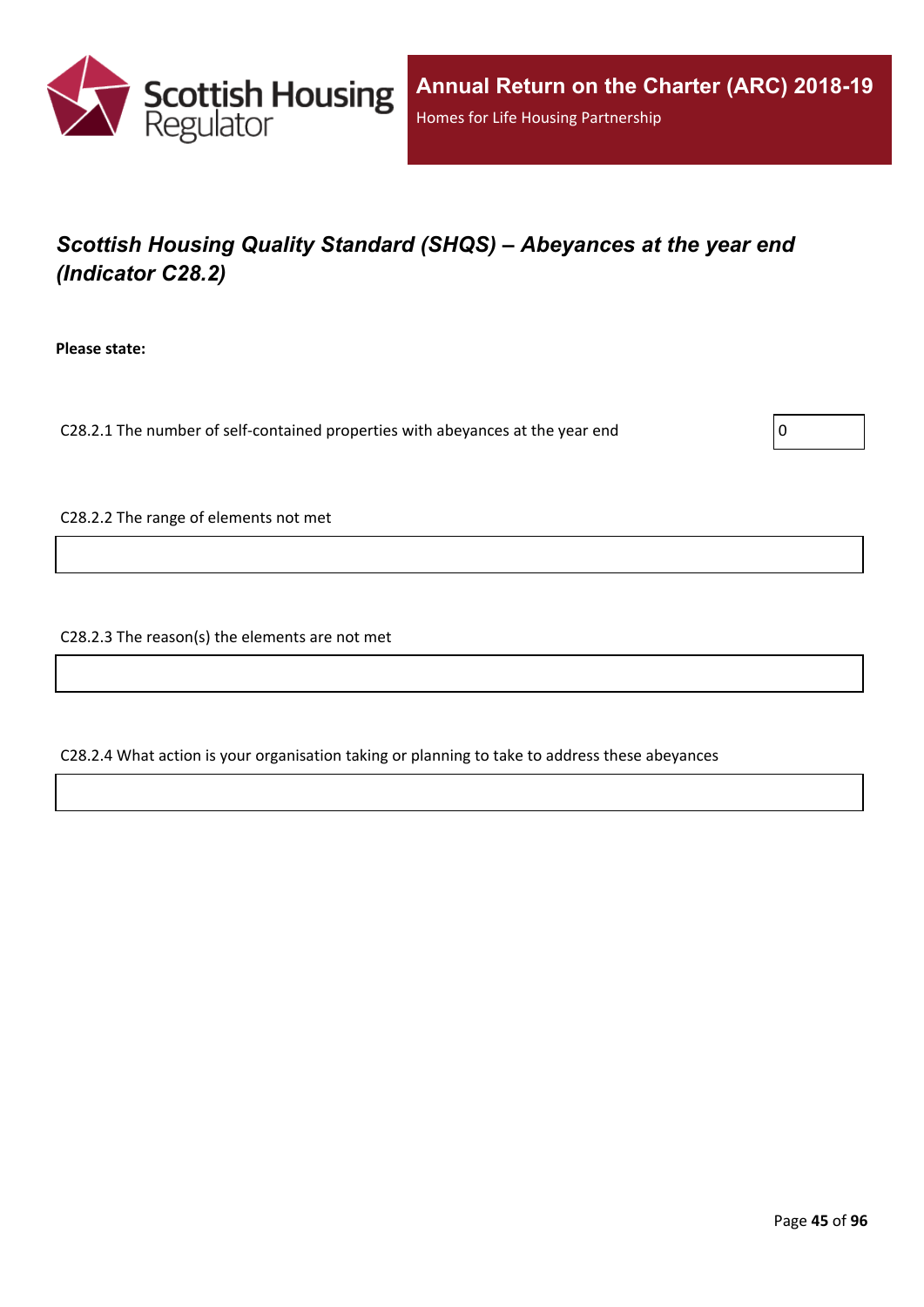## *Scottish Housing Quality Standard (SHQS) – Abeyances at the year end (Indicator C28.2)*

**Please state:**

C28.2.1 The number of self-contained properties with abeyances at the year end: 0

C28.2.2 The range of elements not met

C28.2.3 The reason(s) the elements are not met

C28.2.4 What action is your organisation taking or planning to take to address these abeyances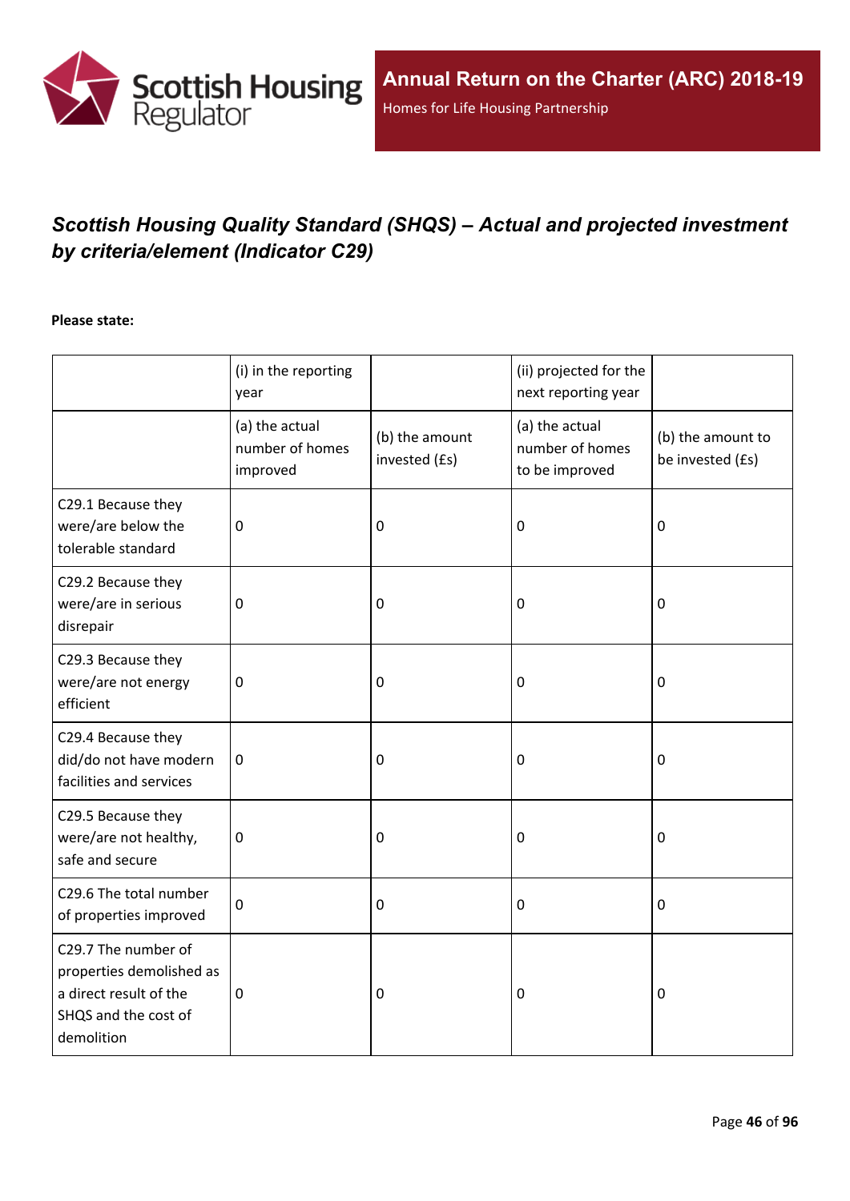## *Scottish Housing Quality Standard (SHQS) – Actual and projected investment by criteria/element (Indicator C29)*

**Please state:**

| | (i) in the reporting year | | (ii) projected for the next reporting year | |
|---|---|---|---|---|
| | (a) the actual number of homes improved | (b) the amount invested (£s) | (a) the actual number of homes to be improved | (b) the amount to be invested (£s) |
| C29.1 Because they were/are below the tolerable standard | 0 | 0 | 0 | 0 |
| C29.2 Because they were/are in serious disrepair | 0 | 0 | 0 | 0 |
| C29.3 Because they were/are not energy efficient | 0 | 0 | 0 | 0 |
| C29.4 Because they did/do not have modern facilities and services | 0 | 0 | 0 | 0 |
| C29.5 Because they were/are not healthy, safe and secure | 0 | 0 | 0 | 0 |
| C29.6 The total number of properties improved | 0 | 0 | 0 | 0 |
| C29.7 The number of properties demolished as a direct result of the SHQS and the cost of demolition | 0 | 0 | 0 | 0 |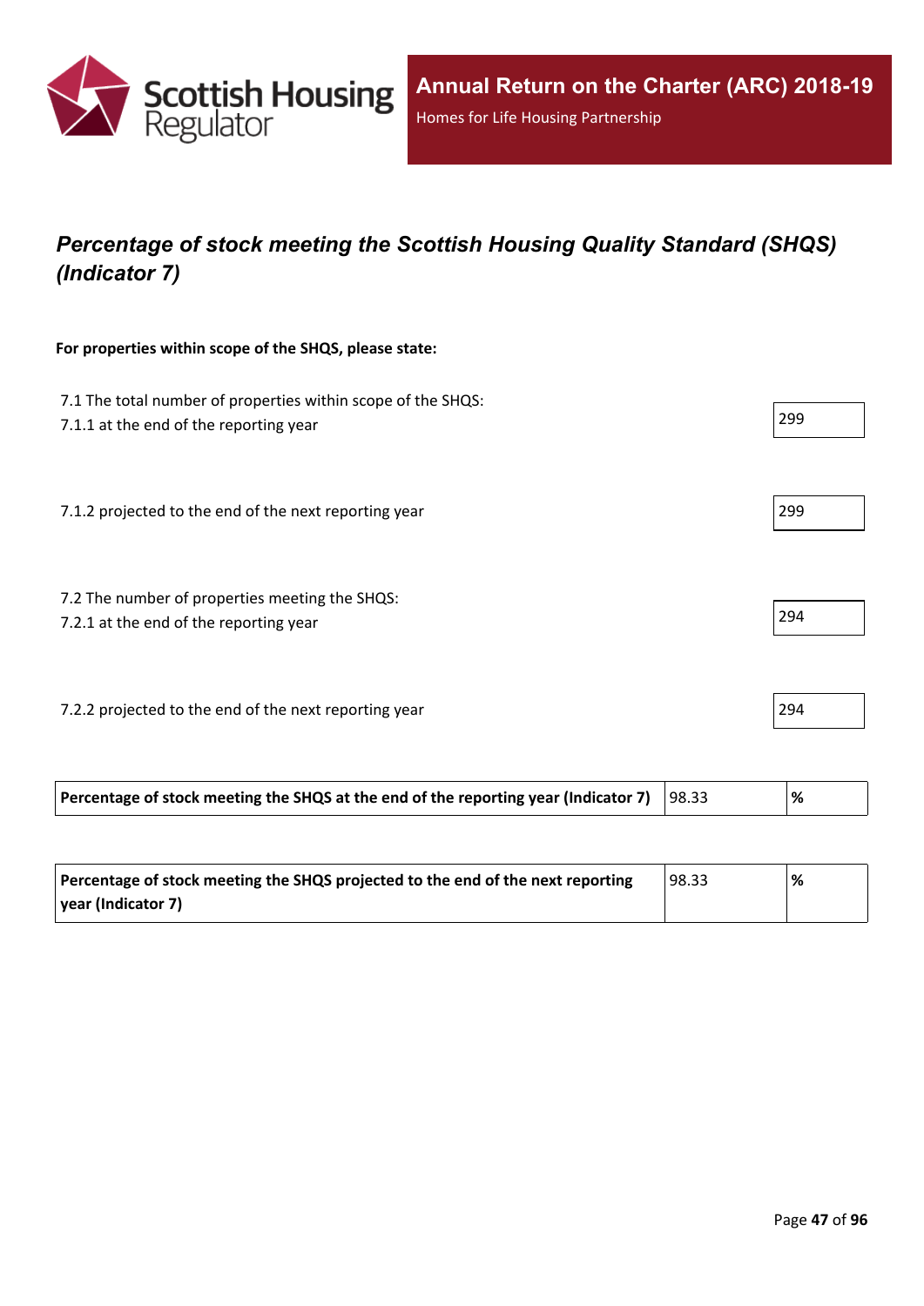## *Percentage of stock meeting the Scottish Housing Quality Standard (SHQS) (Indicator 7)*

**For properties within scope of the SHQS, please state:**

7.1 The total number of properties within scope of the SHQS:
7.1.1 at the end of the reporting year

299

7.1.2 projected to the end of the next reporting year

299

7.2 The number of properties meeting the SHQS:
7.2.1 at the end of the reporting year

294

7.2.2 projected to the end of the next reporting year

294

| **Percentage of stock meeting the SHQS at the end of the reporting year (Indicator 7)** | 98.33 | **%** |
|---|---|---|

| **Percentage of stock meeting the SHQS projected to the end of the next reporting year (Indicator 7)** | 98.33 | **%** |
|---|---|---|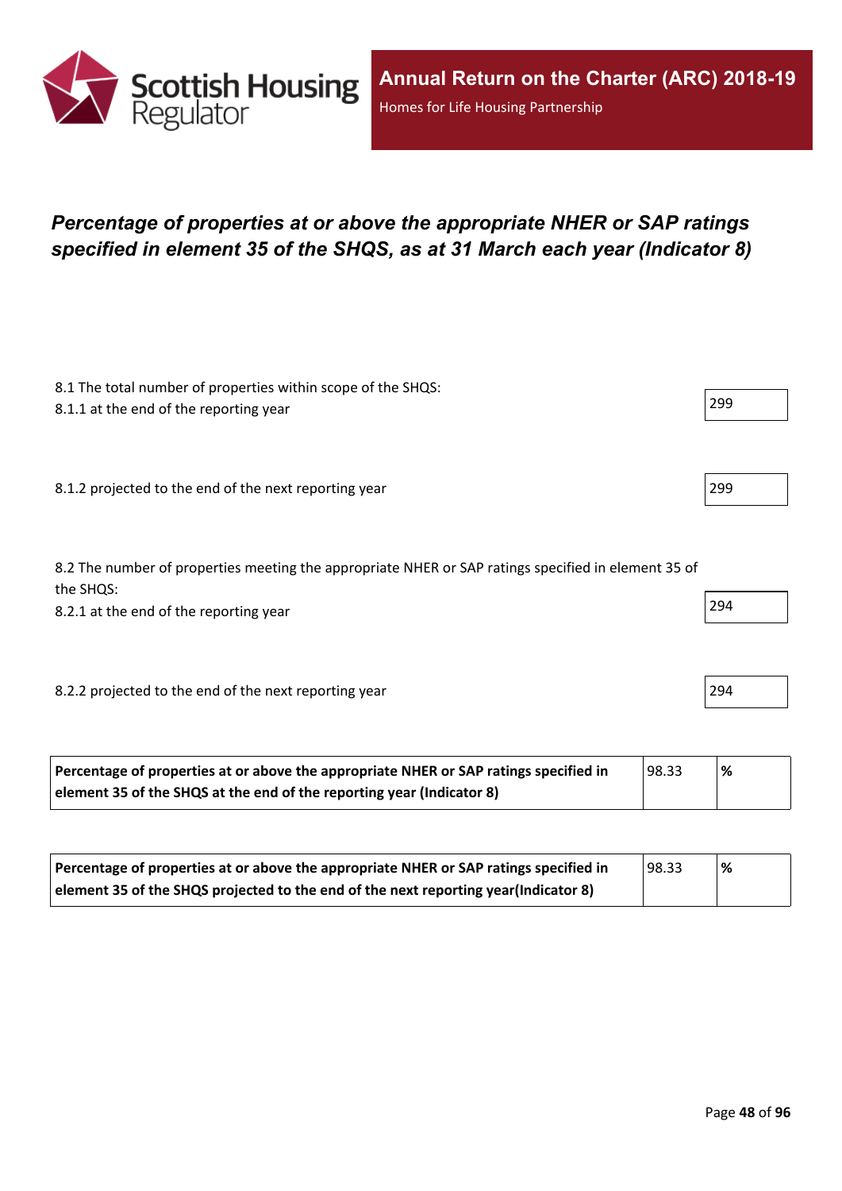## *Percentage of properties at or above the appropriate NHER or SAP ratings specified in element 35 of the SHQS, as at 31 March each year (Indicator 8)*

8.1 The total number of properties within scope of the SHQS:

8.1.1 at the end of the reporting year

299

8.1.2 projected to the end of the next reporting year

299

8.2 The number of properties meeting the appropriate NHER or SAP ratings specified in element 35 of the SHQS:

8.2.1 at the end of the reporting year

294

8.2.2 projected to the end of the next reporting year

294

| **Percentage of properties at or above the appropriate NHER or SAP ratings specified in element 35 of the SHQS at the end of the reporting year (Indicator 8)** | 98.33 | **%** |
|---|---|---|

| **Percentage of properties at or above the appropriate NHER or SAP ratings specified in element 35 of the SHQS projected to the end of the next reporting year(Indicator 8)** | 98.33 | **%** |
|---|---|---|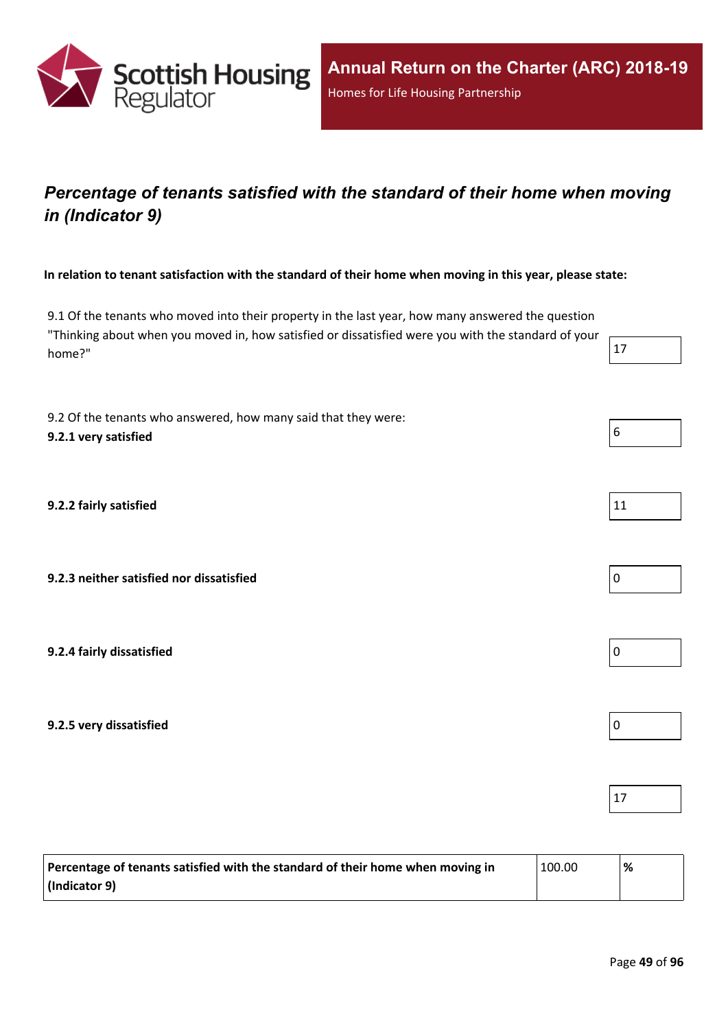## *Percentage of tenants satisfied with the standard of their home when moving in (Indicator 9)*

**In relation to tenant satisfaction with the standard of their home when moving in this year, please state:**

| | |
|---|---|
| 9.1 Of the tenants who moved into their property in the last year, how many answered the question "Thinking about when you moved in, how satisfied or dissatisfied were you with the standard of your home?" | 17 |
| 9.2 Of the tenants who answered, how many said that they were: **9.2.1 very satisfied** | 6 |
| **9.2.2 fairly satisfied** | 11 |
| **9.2.3 neither satisfied nor dissatisfied** | 0 |
| **9.2.4 fairly dissatisfied** | 0 |
| **9.2.5 very dissatisfied** | 0 |
| | 17 |

| | | |
|---|---|---|
| **Percentage of tenants satisfied with the standard of their home when moving in (Indicator 9)** | 100.00 | **%** |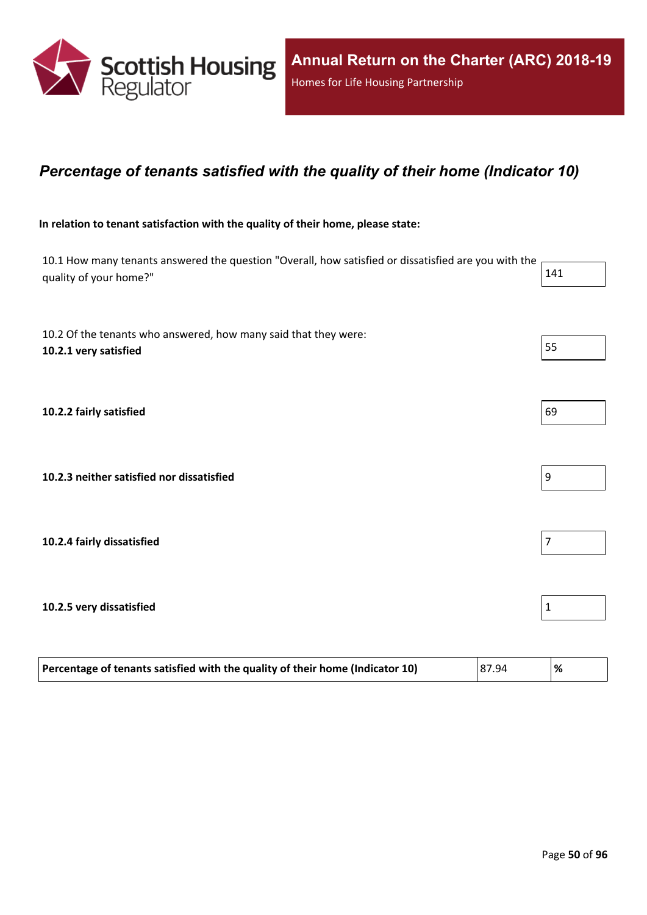Annual Return on the Charter (ARC) 2018-19

Homes for Life Housing Partnership

## *Percentage of tenants satisfied with the quality of their home (Indicator 10)*

**In relation to tenant satisfaction with the quality of their home, please state:**

| | |
|---|---|
| 10.1 How many tenants answered the question "Overall, how satisfied or dissatisfied are you with the quality of your home?" | 141 |
| 10.2 Of the tenants who answered, how many said that they were: **10.2.1 very satisfied** | 55 |
| **10.2.2 fairly satisfied** | 69 |
| **10.2.3 neither satisfied nor dissatisfied** | 9 |
| **10.2.4 fairly dissatisfied** | 7 |
| **10.2.5 very dissatisfied** | 1 |

| **Percentage of tenants satisfied with the quality of their home (Indicator 10)** | 87.94 | **%** |
|---|---|---|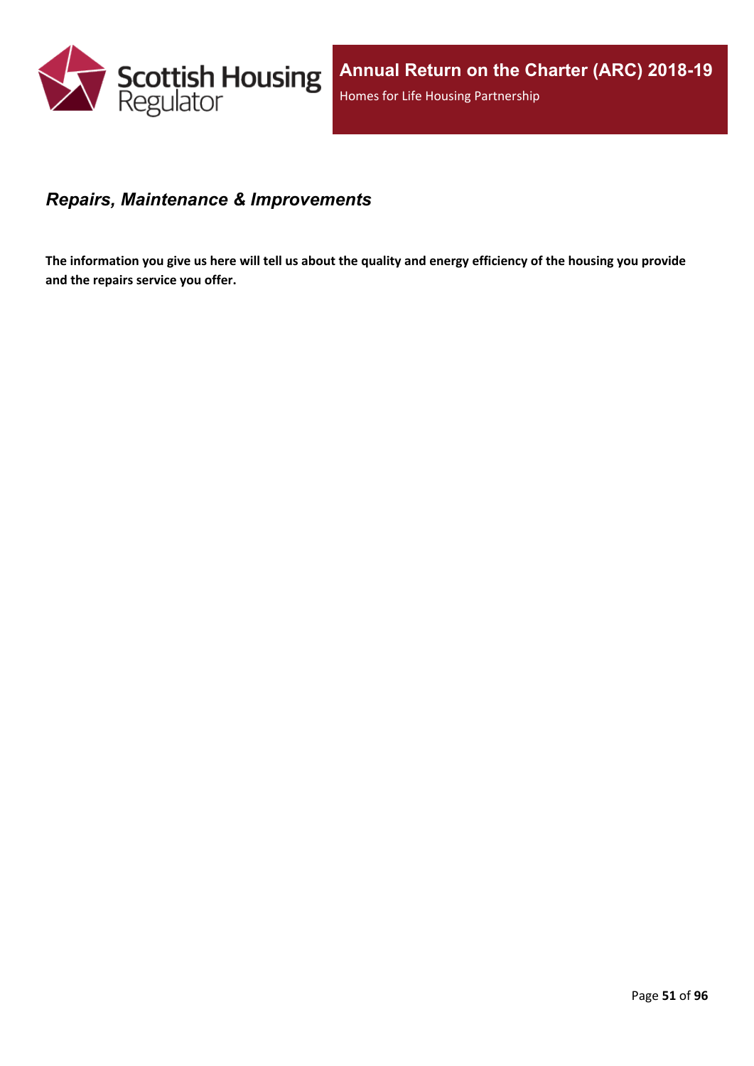## *Repairs, Maintenance & Improvements*

**The information you give us here will tell us about the quality and energy efficiency of the housing you provide and the repairs service you offer.**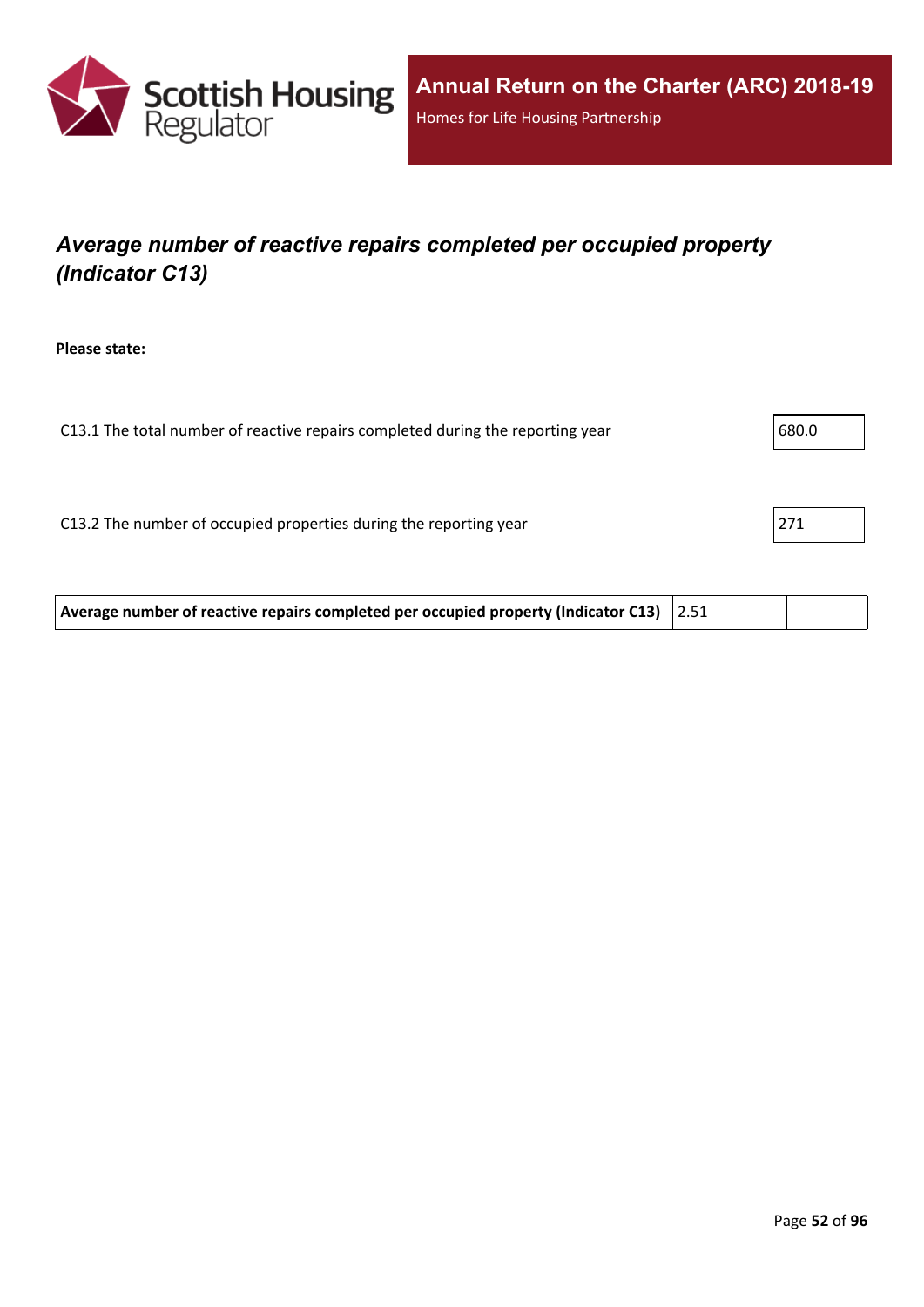## *Average number of reactive repairs completed per occupied property (Indicator C13)*

**Please state:**

| | |
|---|---|
| C13.1 The total number of reactive repairs completed during the reporting year | 680.0 |
| C13.2 The number of occupied properties during the reporting year | 271 |

| | | |
|---|---|---|
| **Average number of reactive repairs completed per occupied property (Indicator C13)** | 2.51 | |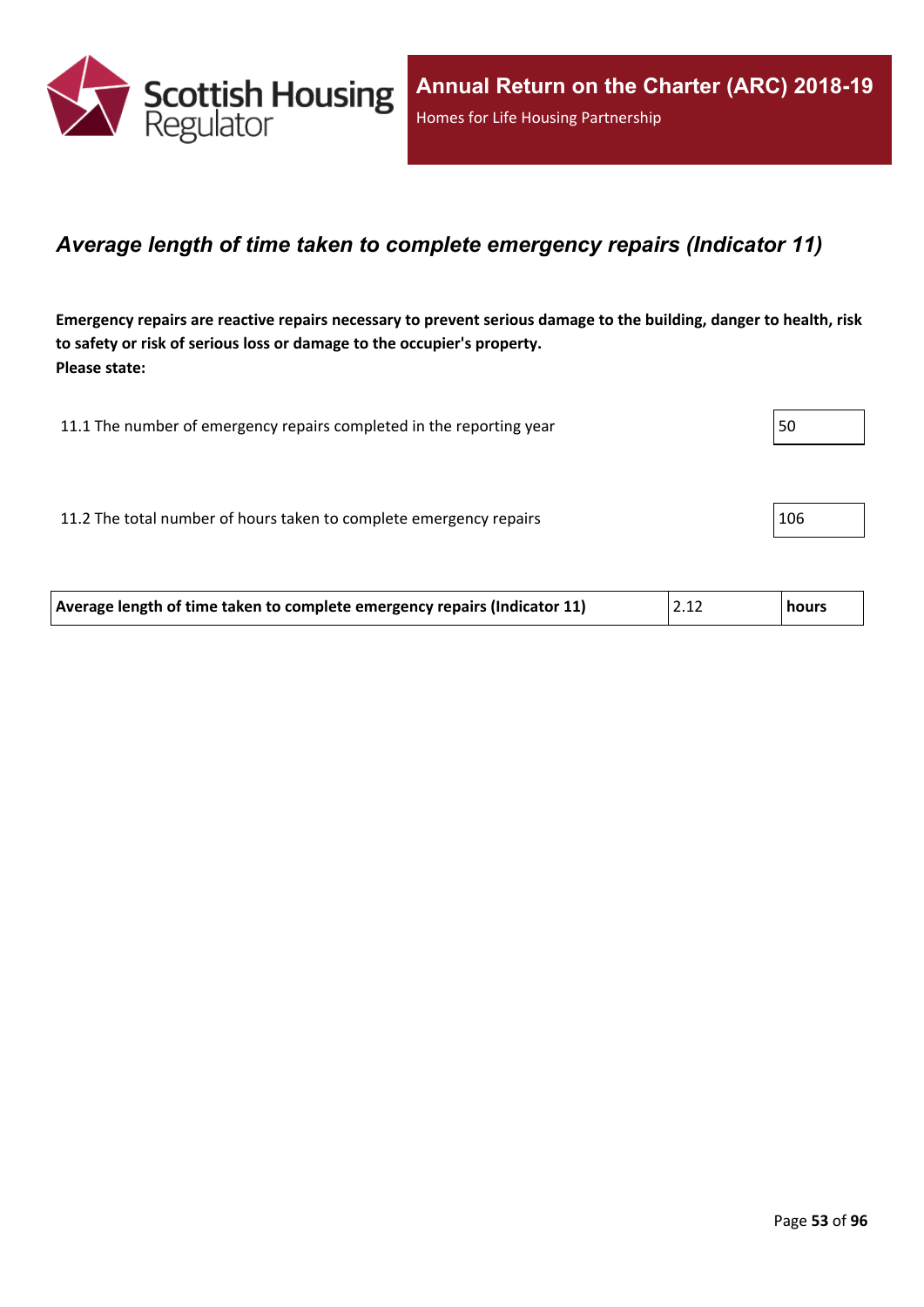## *Average length of time taken to complete emergency repairs (Indicator 11)*

**Emergency repairs are reactive repairs necessary to prevent serious damage to the building, danger to health, risk to safety or risk of serious loss or damage to the occupier's property.**
**Please state:**

| | |
|---|---|
| 11.1 The number of emergency repairs completed in the reporting year | 50 |
| 11.2 The total number of hours taken to complete emergency repairs | 106 |

| | | |
|---|---|---|
| **Average length of time taken to complete emergency repairs (Indicator 11)** | 2.12 | **hours** |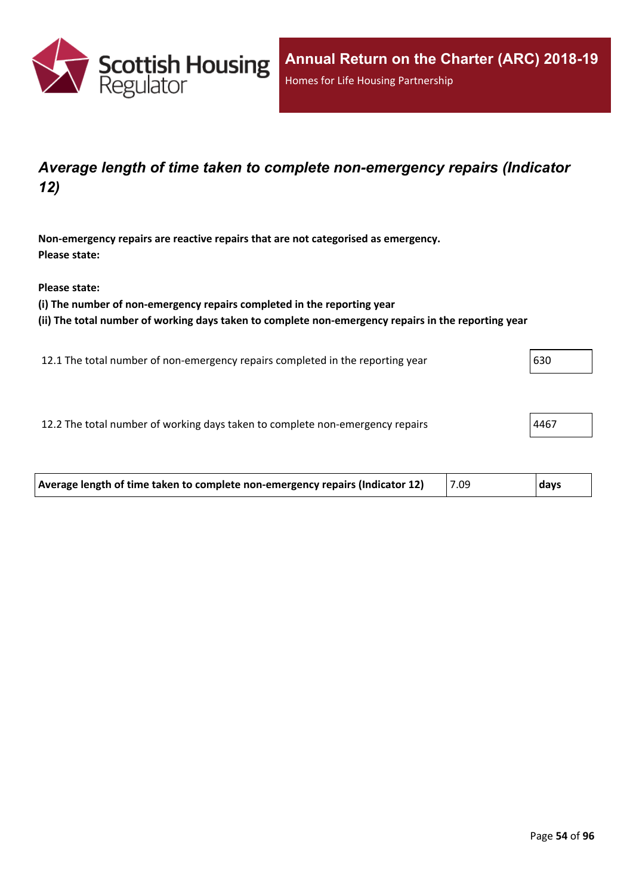## *Average length of time taken to complete non-emergency repairs (Indicator 12)*

**Non-emergency repairs are reactive repairs that are not categorised as emergency.**
**Please state:**

**Please state:**
**(i) The number of non-emergency repairs completed in the reporting year**
**(ii) The total number of working days taken to complete non-emergency repairs in the reporting year**

| | |
|---|---|
| 12.1 The total number of non-emergency repairs completed in the reporting year | 630 |
| 12.2 The total number of working days taken to complete non-emergency repairs | 4467 |

| | | |
|---|---|---|
| **Average length of time taken to complete non-emergency repairs (Indicator 12)** | 7.09 | **days** |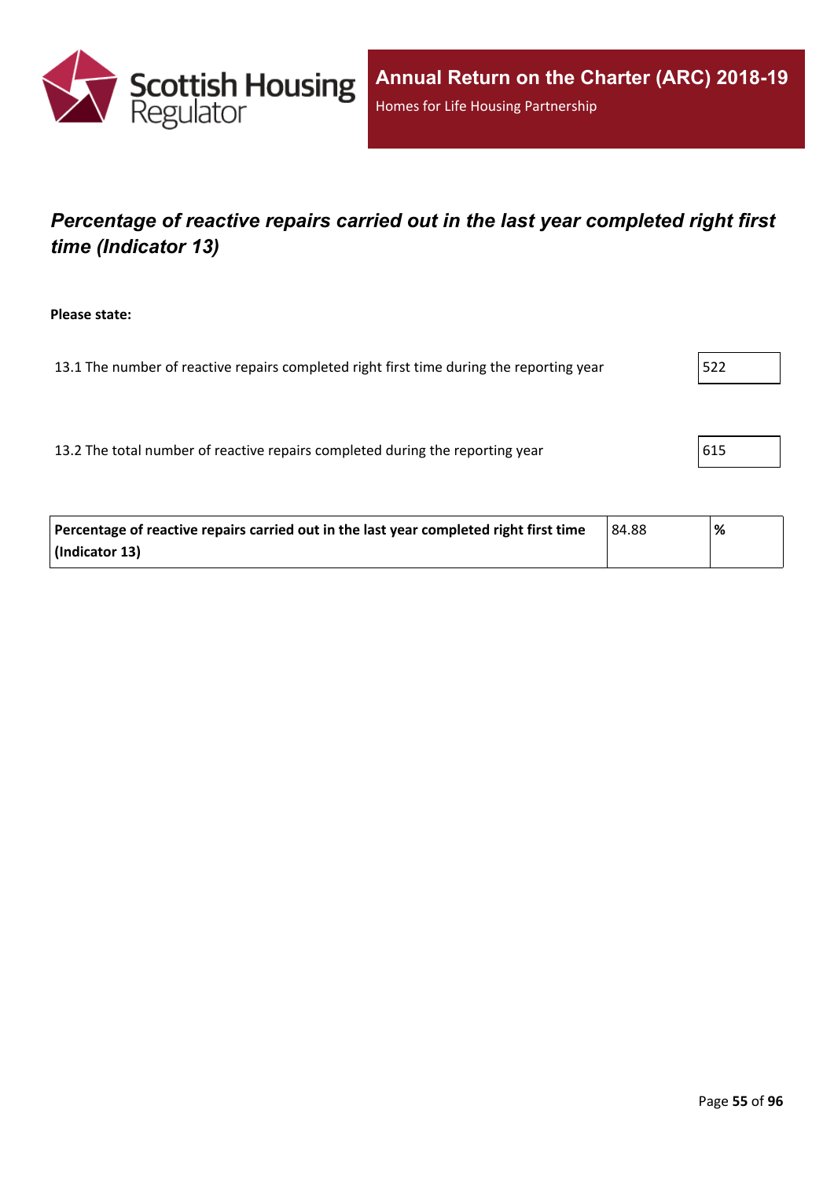## *Percentage of reactive repairs carried out in the last year completed right first time (Indicator 13)*

**Please state:**

13.1 The number of reactive repairs completed right first time during the reporting year: 522

13.2 The total number of reactive repairs completed during the reporting year: 615

| **Percentage of reactive repairs carried out in the last year completed right first time (Indicator 13)** | 84.88 | **%** |
|---|---|---|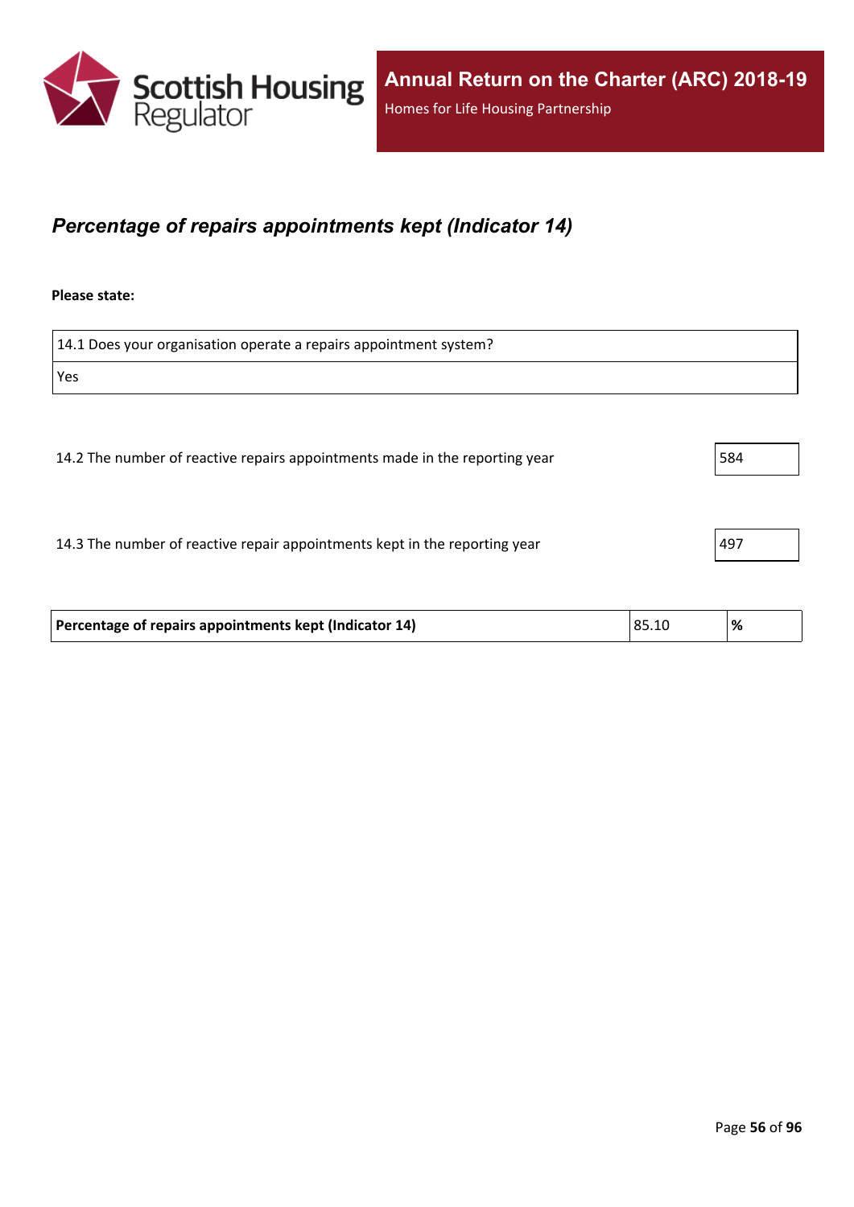## *Percentage of repairs appointments kept (Indicator 14)*

**Please state:**

| 14.1 Does your organisation operate a repairs appointment system? |
| --- |
| Yes |

| | |
| --- | --- |
| 14.2 The number of reactive repairs appointments made in the reporting year | 584 |
| 14.3 The number of reactive repair appointments kept in the reporting year | 497 |

| | | |
| --- | --- | --- |
| **Percentage of repairs appointments kept (Indicator 14)** | 85.10 | **%** |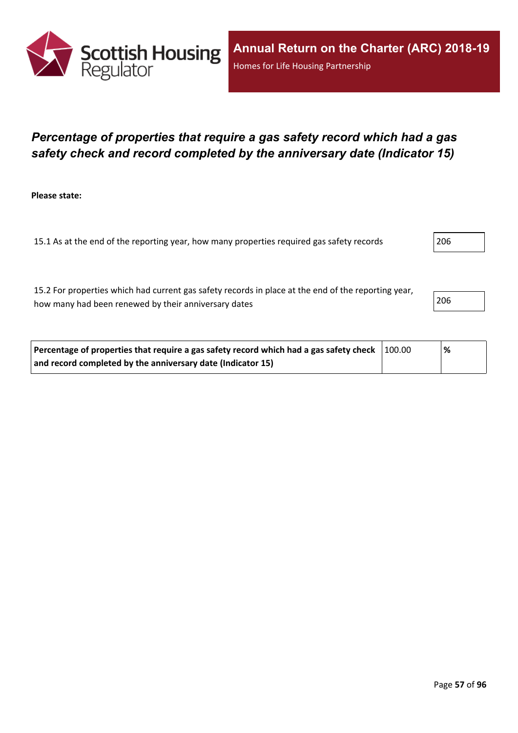## *Percentage of properties that require a gas safety record which had a gas safety check and record completed by the anniversary date (Indicator 15)*

**Please state:**

| | |
|---|---|
| 15.1 As at the end of the reporting year, how many properties required gas safety records | 206 |
| 15.2 For properties which had current gas safety records in place at the end of the reporting year, how many had been renewed by their anniversary dates | 206 |

| | | |
|---|---|---|
| **Percentage of properties that require a gas safety record which had a gas safety check and record completed by the anniversary date (Indicator 15)** | 100.00 | **%** |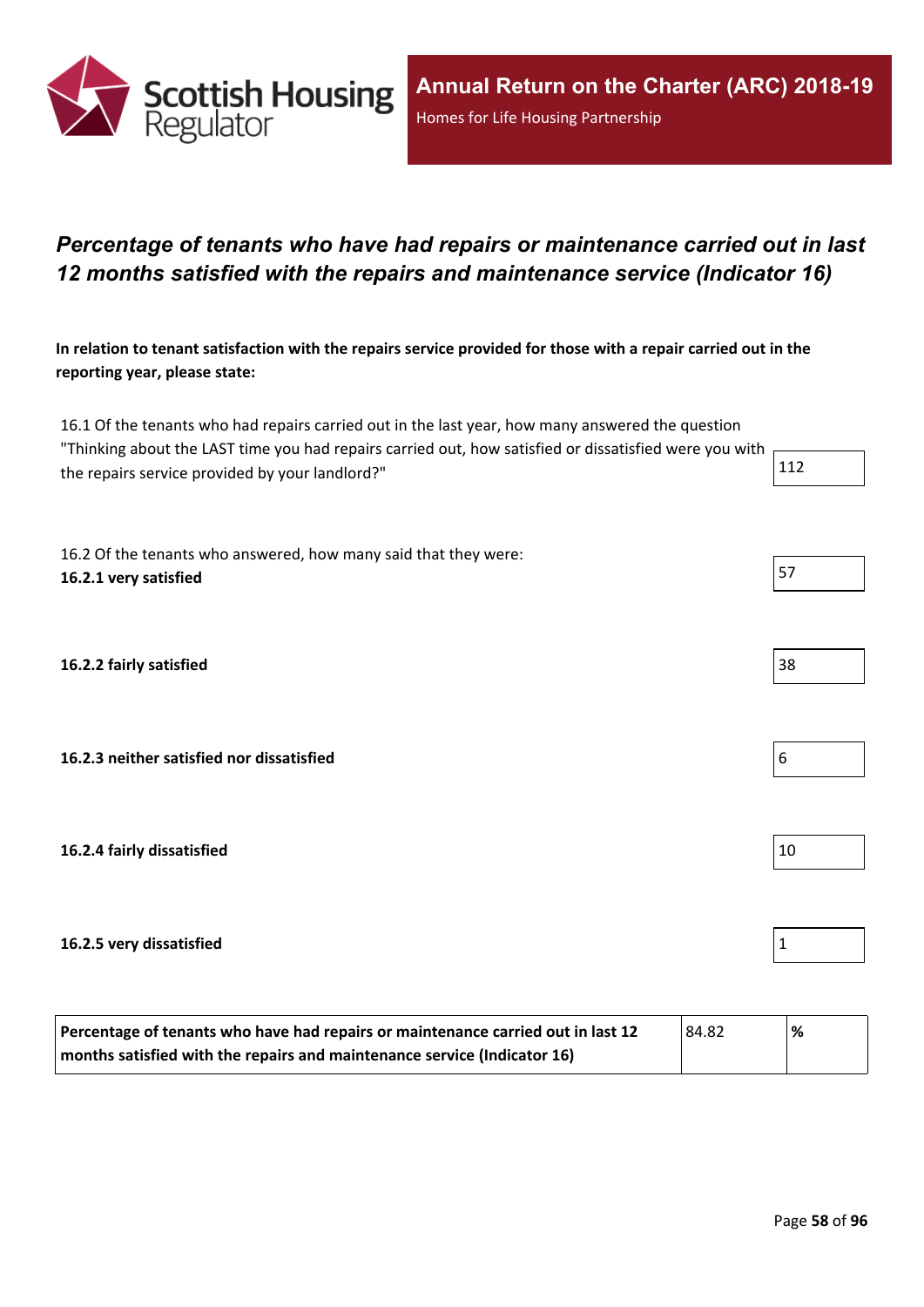## *Percentage of tenants who have had repairs or maintenance carried out in last 12 months satisfied with the repairs and maintenance service (Indicator 16)*

**In relation to tenant satisfaction with the repairs service provided for those with a repair carried out in the reporting year, please state:**

16.1 Of the tenants who had repairs carried out in the last year, how many answered the question "Thinking about the LAST time you had repairs carried out, how satisfied or dissatisfied were you with the repairs service provided by your landlord?" 112

16.2 Of the tenants who answered, how many said that they were:

**16.2.1 very satisfied** 57

**16.2.2 fairly satisfied** 38

**16.2.3 neither satisfied nor dissatisfied** 6

**16.2.4 fairly dissatisfied** 10

**16.2.5 very dissatisfied** 1

| **Percentage of tenants who have had repairs or maintenance carried out in last 12 months satisfied with the repairs and maintenance service (Indicator 16)** | 84.82 | **%** |
|---|---|---|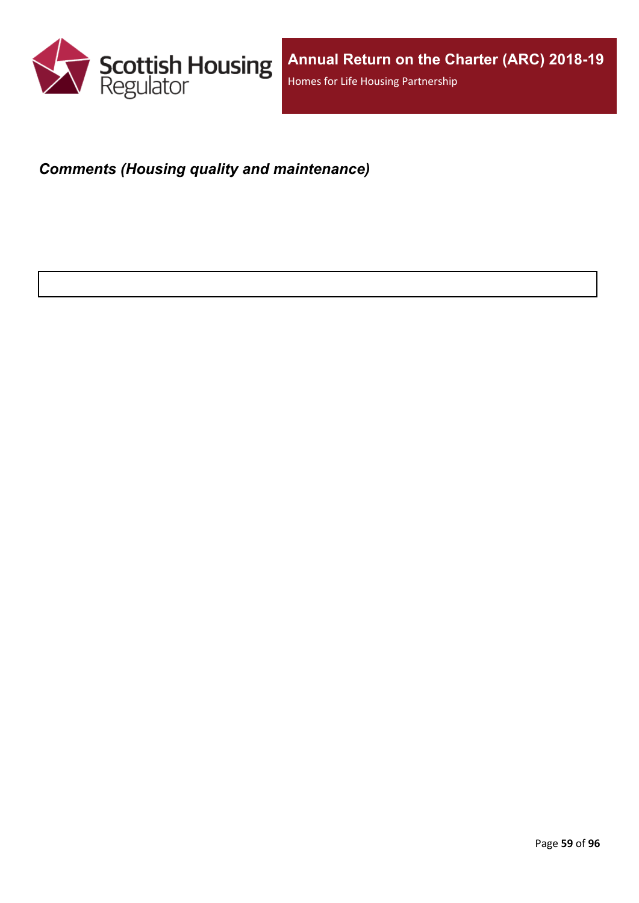***Comments (Housing quality and maintenance)***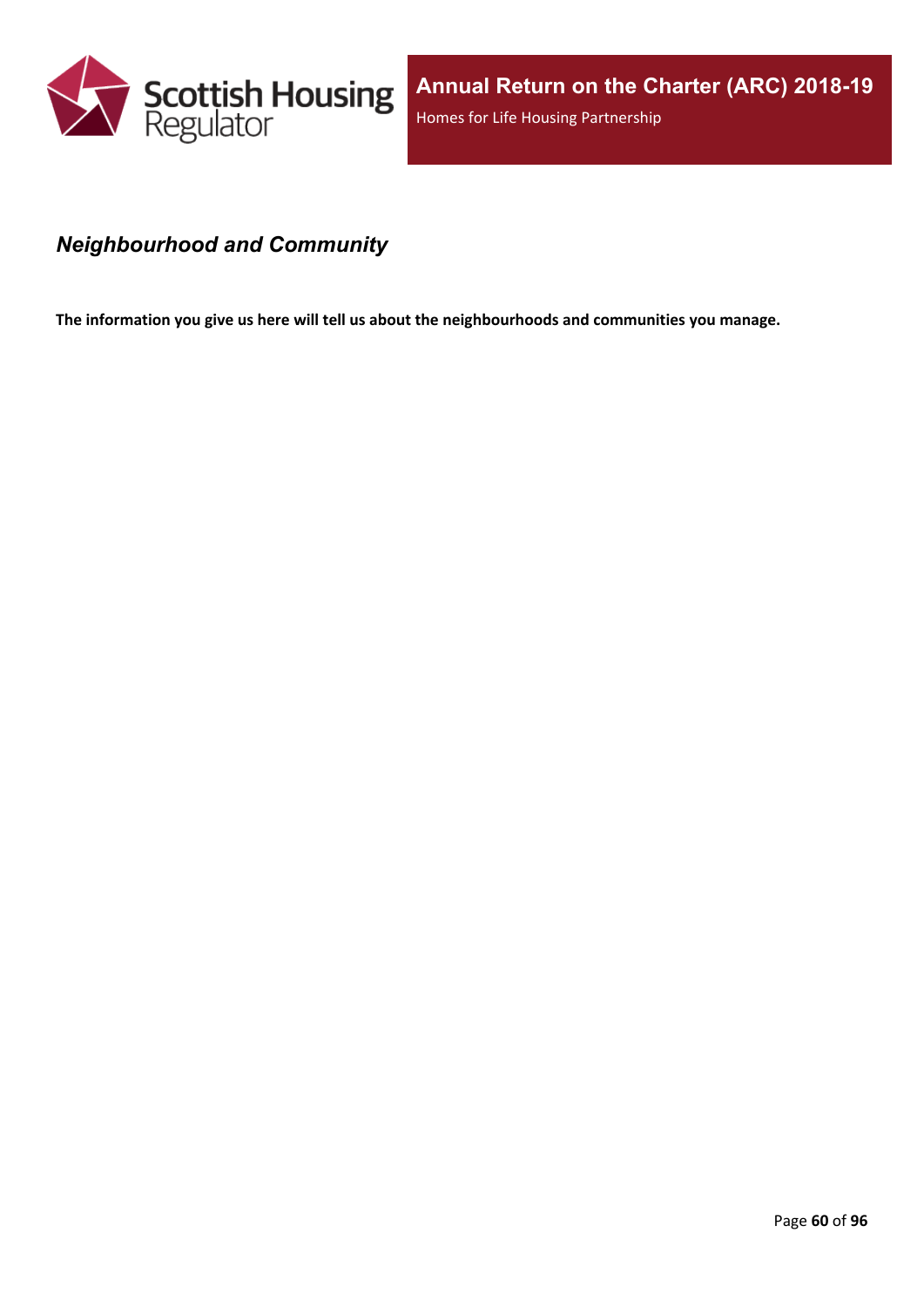## *Neighbourhood and Community*

**The information you give us here will tell us about the neighbourhoods and communities you manage.**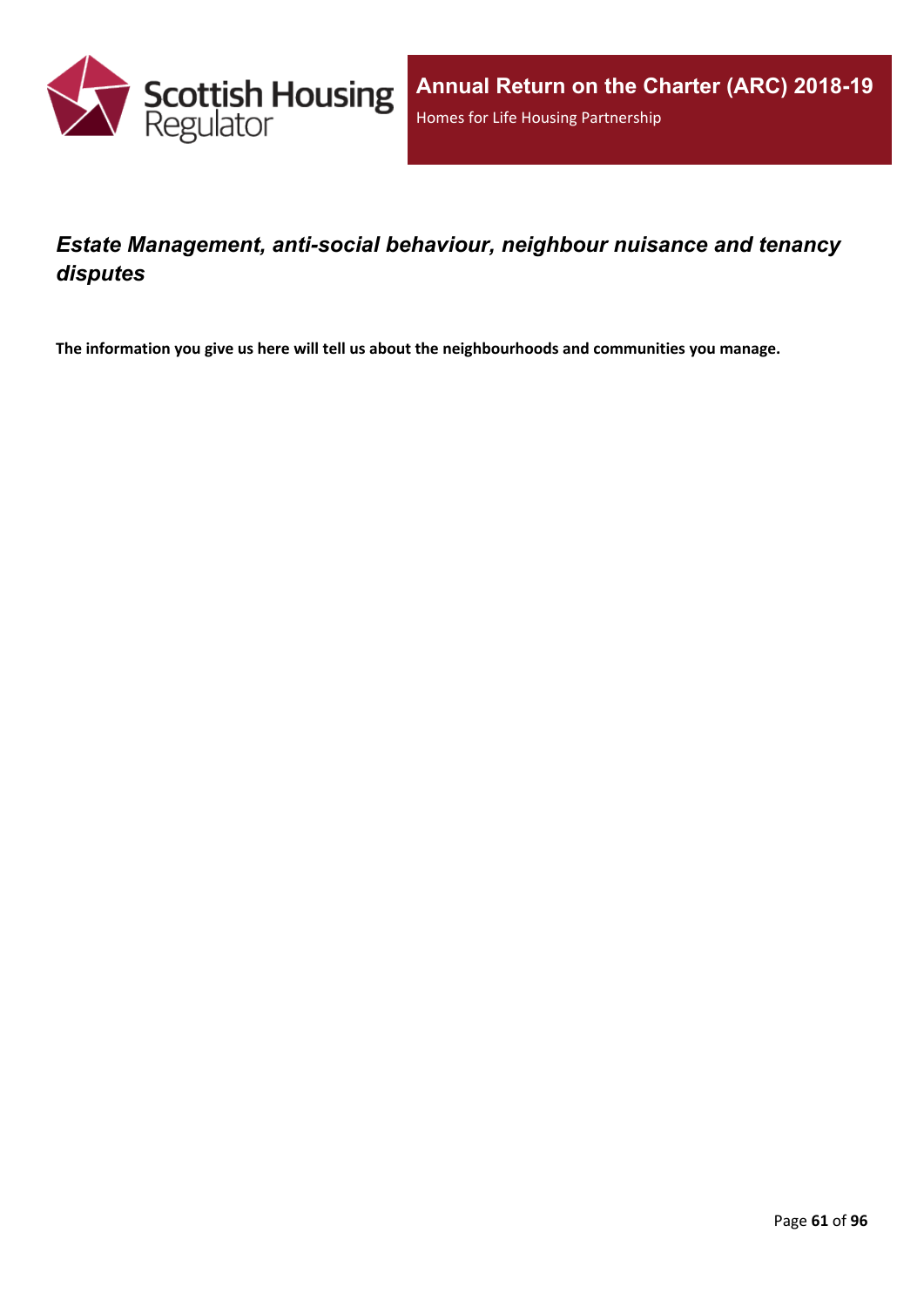## *Estate Management, anti-social behaviour, neighbour nuisance and tenancy disputes*

**The information you give us here will tell us about the neighbourhoods and communities you manage.**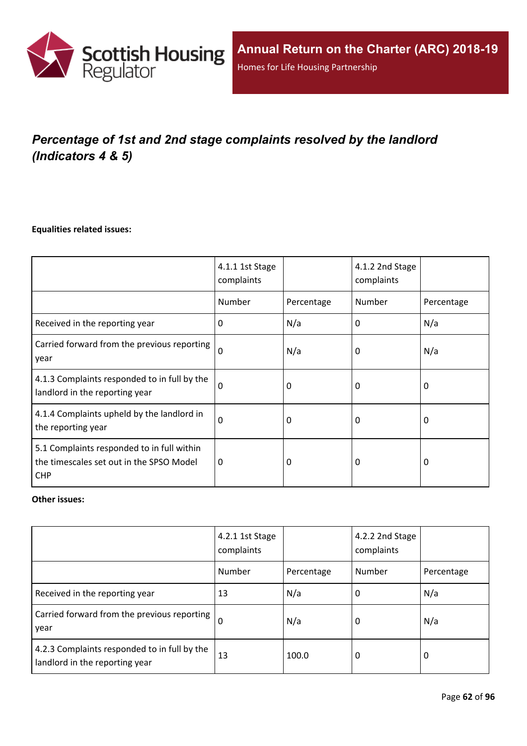## *Percentage of 1st and 2nd stage complaints resolved by the landlord (Indicators 4 & 5)*

**Equalities related issues:**

| | 4.1.1 1st Stage complaints | | 4.1.2 2nd Stage complaints | |
|---|---|---|---|---|
| | Number | Percentage | Number | Percentage |
| Received in the reporting year | 0 | N/a | 0 | N/a |
| Carried forward from the previous reporting year | 0 | N/a | 0 | N/a |
| 4.1.3 Complaints responded to in full by the landlord in the reporting year | 0 | 0 | 0 | 0 |
| 4.1.4 Complaints upheld by the landlord in the reporting year | 0 | 0 | 0 | 0 |
| 5.1 Complaints responded to in full within the timescales set out in the SPSO Model CHP | 0 | 0 | 0 | 0 |

**Other issues:**

| | 4.2.1 1st Stage complaints | | 4.2.2 2nd Stage complaints | |
|---|---|---|---|---|
| | Number | Percentage | Number | Percentage |
| Received in the reporting year | 13 | N/a | 0 | N/a |
| Carried forward from the previous reporting year | 0 | N/a | 0 | N/a |
| 4.2.3 Complaints responded to in full by the landlord in the reporting year | 13 | 100.0 | 0 | 0 |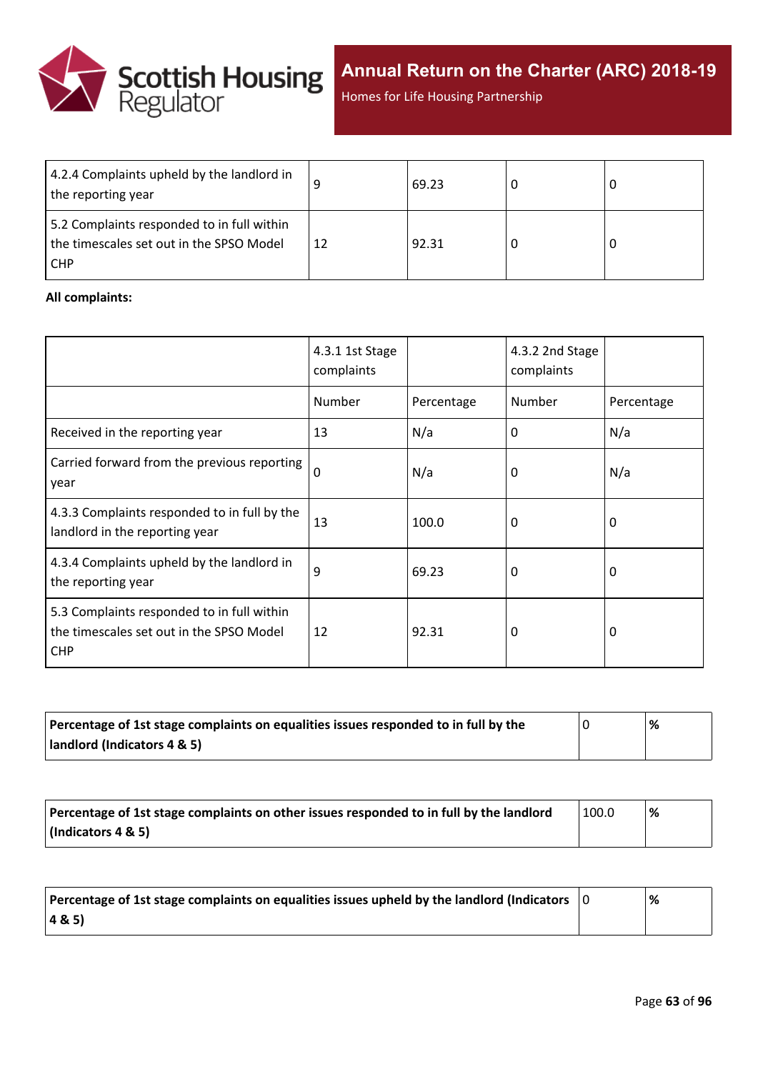| | | | | |
|---|---|---|---|---|
| 4.2.4 Complaints upheld by the landlord in the reporting year | 9 | 69.23 | 0 | 0 |
| 5.2 Complaints responded to in full within the timescales set out in the SPSO Model CHP | 12 | 92.31 | 0 | 0 |

**All complaints:**

| | 4.3.1 1st Stage complaints | | 4.3.2 2nd Stage complaints | |
|---|---|---|---|---|
| | Number | Percentage | Number | Percentage |
| Received in the reporting year | 13 | N/a | 0 | N/a |
| Carried forward from the previous reporting year | 0 | N/a | 0 | N/a |
| 4.3.3 Complaints responded to in full by the landlord in the reporting year | 13 | 100.0 | 0 | 0 |
| 4.3.4 Complaints upheld by the landlord in the reporting year | 9 | 69.23 | 0 | 0 |
| 5.3 Complaints responded to in full within the timescales set out in the SPSO Model CHP | 12 | 92.31 | 0 | 0 |

| | | |
|---|---|---|
| **Percentage of 1st stage complaints on equalities issues responded to in full by the landlord (Indicators 4 & 5)** | 0 | **%** |

| | | |
|---|---|---|
| **Percentage of 1st stage complaints on other issues responded to in full by the landlord (Indicators 4 & 5)** | 100.0 | **%** |

| | | |
|---|---|---|
| **Percentage of 1st stage complaints on equalities issues upheld by the landlord (Indicators 4 & 5)** | 0 | **%** |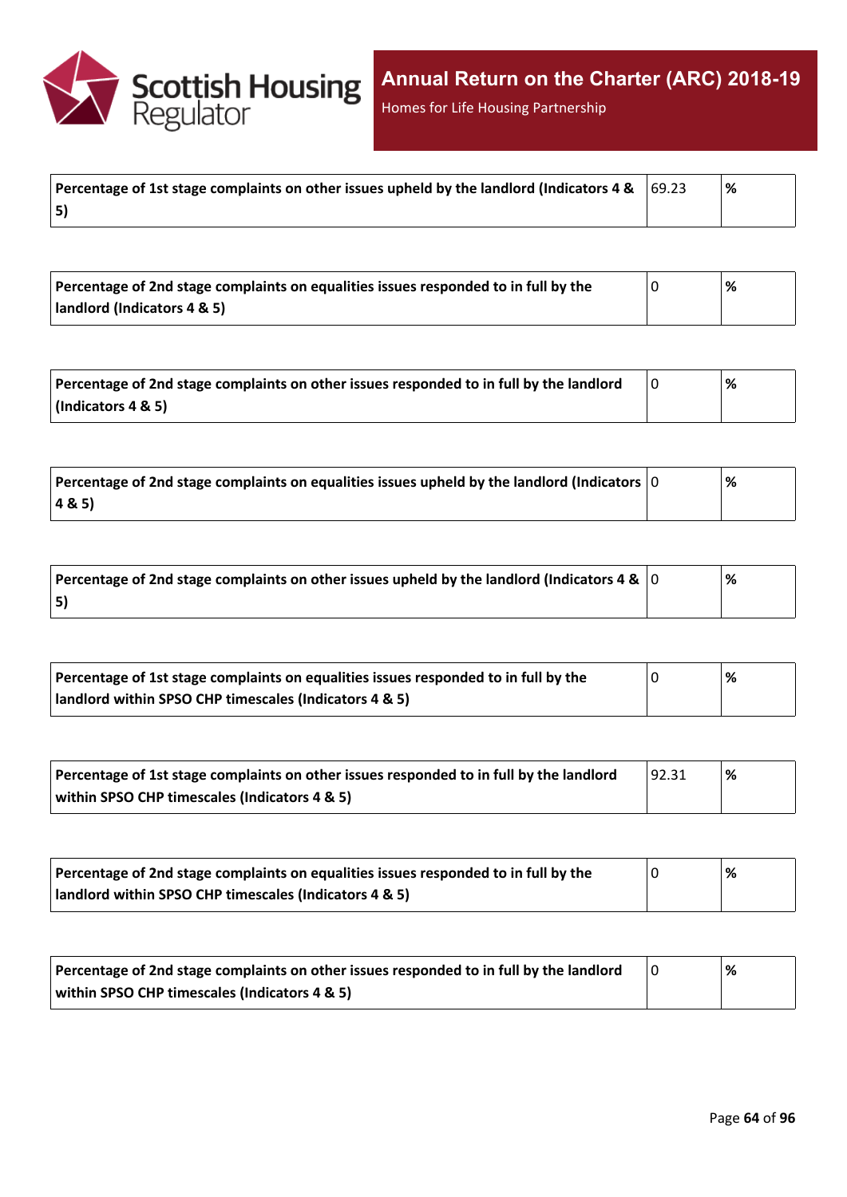| Percentage of 1st stage complaints on other issues upheld by the landlord (Indicators 4 & 5) | 69.23 | % |
|---|---|---|

| Percentage of 2nd stage complaints on equalities issues responded to in full by the landlord (Indicators 4 & 5) | 0 | % |
|---|---|---|

| Percentage of 2nd stage complaints on other issues responded to in full by the landlord (Indicators 4 & 5) | 0 | % |
|---|---|---|

| Percentage of 2nd stage complaints on equalities issues upheld by the landlord (Indicators 4 & 5) | 0 | % |
|---|---|---|

| Percentage of 2nd stage complaints on other issues upheld by the landlord (Indicators 4 & 5) | 0 | % |
|---|---|---|

| Percentage of 1st stage complaints on equalities issues responded to in full by the landlord within SPSO CHP timescales (Indicators 4 & 5) | 0 | % |
|---|---|---|

| Percentage of 1st stage complaints on other issues responded to in full by the landlord within SPSO CHP timescales (Indicators 4 & 5) | 92.31 | % |
|---|---|---|

| Percentage of 2nd stage complaints on equalities issues responded to in full by the landlord within SPSO CHP timescales (Indicators 4 & 5) | 0 | % |
|---|---|---|

| Percentage of 2nd stage complaints on other issues responded to in full by the landlord within SPSO CHP timescales (Indicators 4 & 5) | 0 | % |
|---|---|---|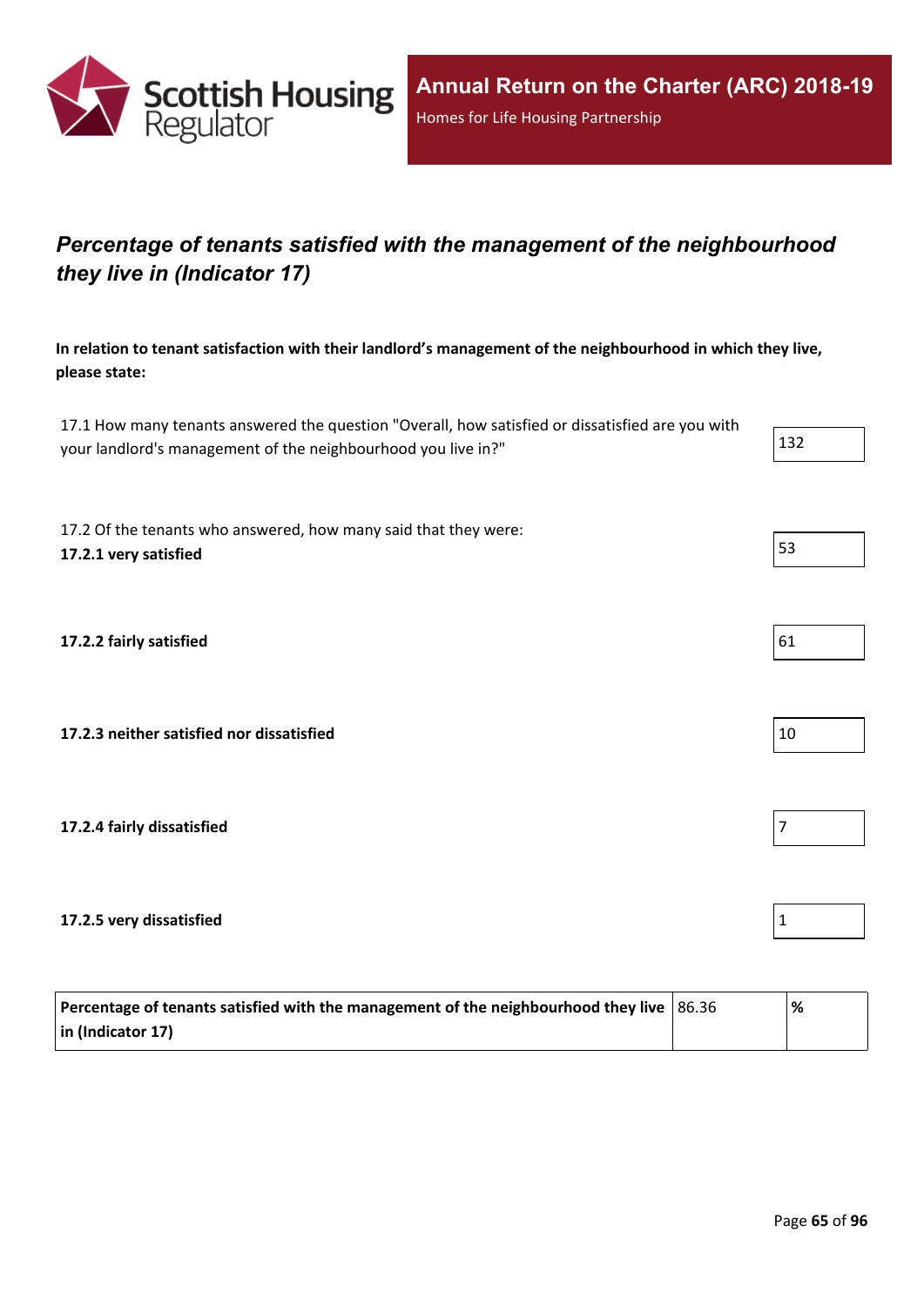## *Percentage of tenants satisfied with the management of the neighbourhood they live in (Indicator 17)*

**In relation to tenant satisfaction with their landlord's management of the neighbourhood in which they live, please state:**

| | |
|---|---|
| 17.1 How many tenants answered the question "Overall, how satisfied or dissatisfied are you with your landlord's management of the neighbourhood you live in?" | 132 |
| 17.2 Of the tenants who answered, how many said that they were: **17.2.1 very satisfied** | 53 |
| **17.2.2 fairly satisfied** | 61 |
| **17.2.3 neither satisfied nor dissatisfied** | 10 |
| **17.2.4 fairly dissatisfied** | 7 |
| **17.2.5 very dissatisfied** | 1 |

| | | |
|---|---|---|
| **Percentage of tenants satisfied with the management of the neighbourhood they live in (Indicator 17)** | 86.36 | **%** |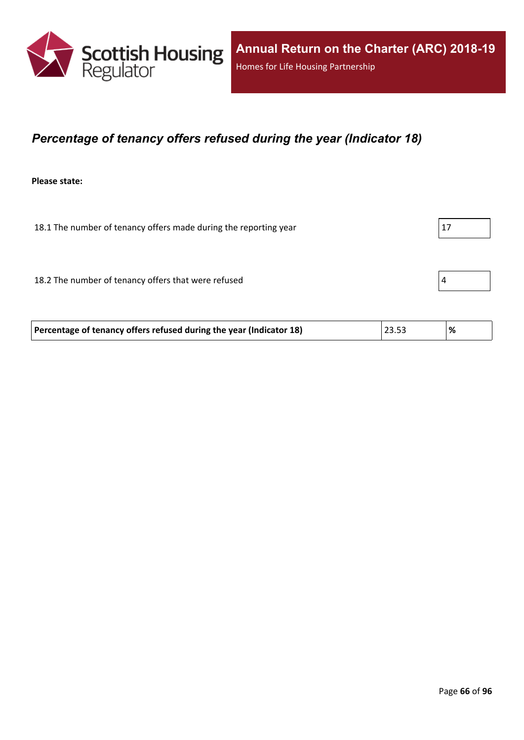## *Percentage of tenancy offers refused during the year (Indicator 18)*

**Please state:**

| | |
|---|---|
| 18.1 The number of tenancy offers made during the reporting year | 17 |
| 18.2 The number of tenancy offers that were refused | 4 |

| | | |
|---|---|---|
| **Percentage of tenancy offers refused during the year (Indicator 18)** | 23.53 | **%** |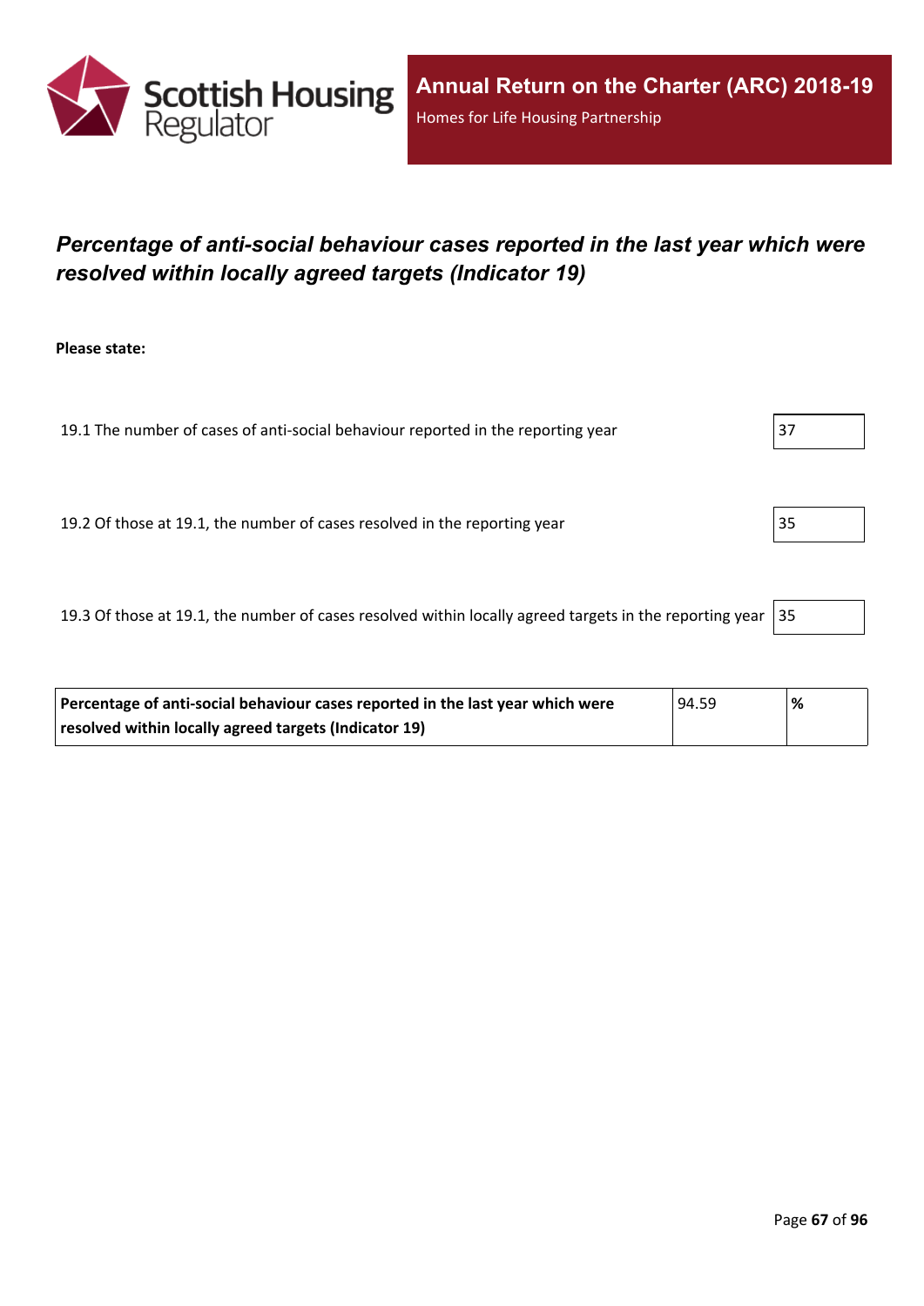## *Percentage of anti-social behaviour cases reported in the last year which were resolved within locally agreed targets (Indicator 19)*

**Please state:**

| | |
|---|---|
| 19.1 The number of cases of anti-social behaviour reported in the reporting year | 37 |
| 19.2 Of those at 19.1, the number of cases resolved in the reporting year | 35 |
| 19.3 Of those at 19.1, the number of cases resolved within locally agreed targets in the reporting year | 35 |

| | | |
|---|---|---|
| **Percentage of anti-social behaviour cases reported in the last year which were resolved within locally agreed targets (Indicator 19)** | 94.59 | **%** |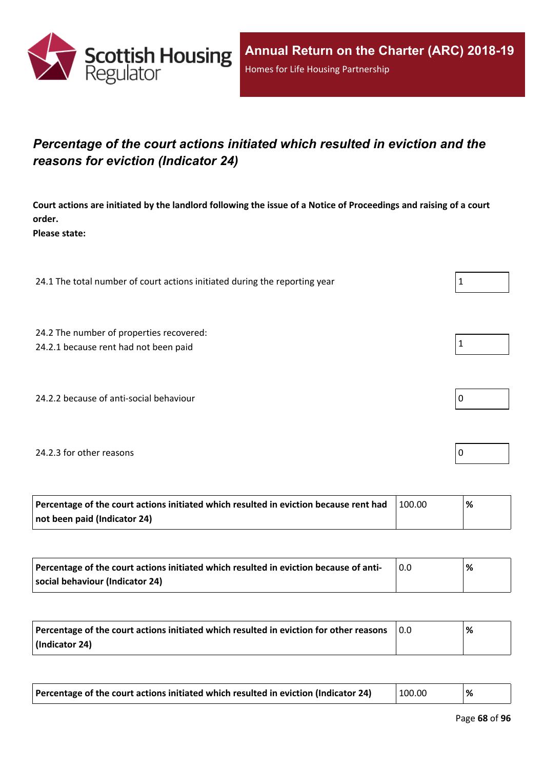## *Percentage of the court actions initiated which resulted in eviction and the reasons for eviction (Indicator 24)*

**Court actions are initiated by the landlord following the issue of a Notice of Proceedings and raising of a court order.**
**Please state:**

| | |
|---|---|
| 24.1 The total number of court actions initiated during the reporting year | 1 |
| 24.2 The number of properties recovered:<br>24.2.1 because rent had not been paid | 1 |
| 24.2.2 because of anti-social behaviour | 0 |
| 24.2.3 for other reasons | 0 |

| | | |
|---|---|---|
| **Percentage of the court actions initiated which resulted in eviction because rent had not been paid (Indicator 24)** | 100.00 | **%** |

| | | |
|---|---|---|
| **Percentage of the court actions initiated which resulted in eviction because of anti-social behaviour (Indicator 24)** | 0.0 | **%** |

| | | |
|---|---|---|
| **Percentage of the court actions initiated which resulted in eviction for other reasons (Indicator 24)** | 0.0 | **%** |

| | | |
|---|---|---|
| **Percentage of the court actions initiated which resulted in eviction (Indicator 24)** | 100.00 | **%** |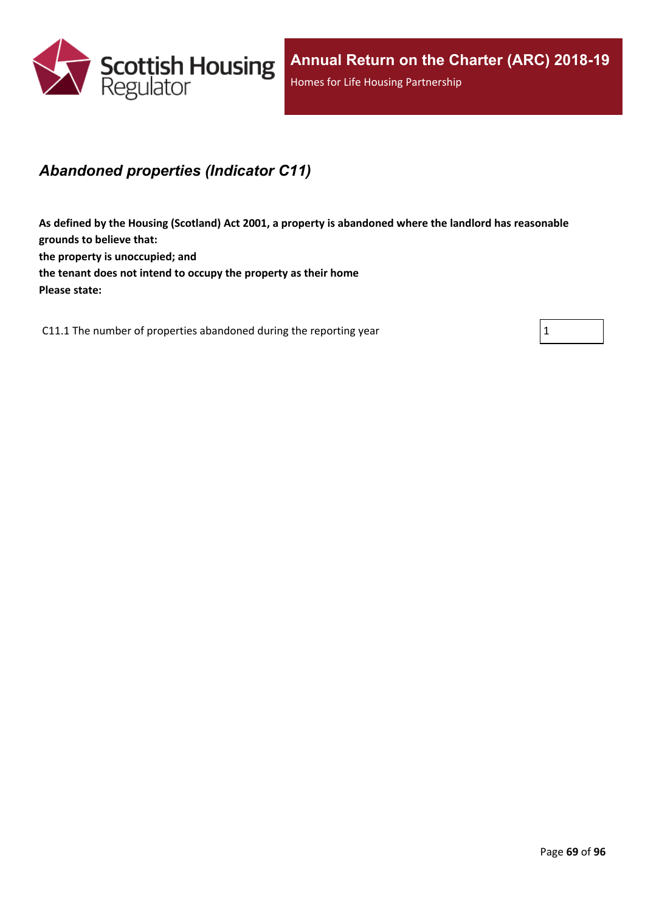## *Abandoned properties (Indicator C11)*

**As defined by the Housing (Scotland) Act 2001, a property is abandoned where the landlord has reasonable grounds to believe that:**
**the property is unoccupied; and**
**the tenant does not intend to occupy the property as their home**
**Please state:**

| | |
|---|---|
| C11.1 The number of properties abandoned during the reporting year | 1 |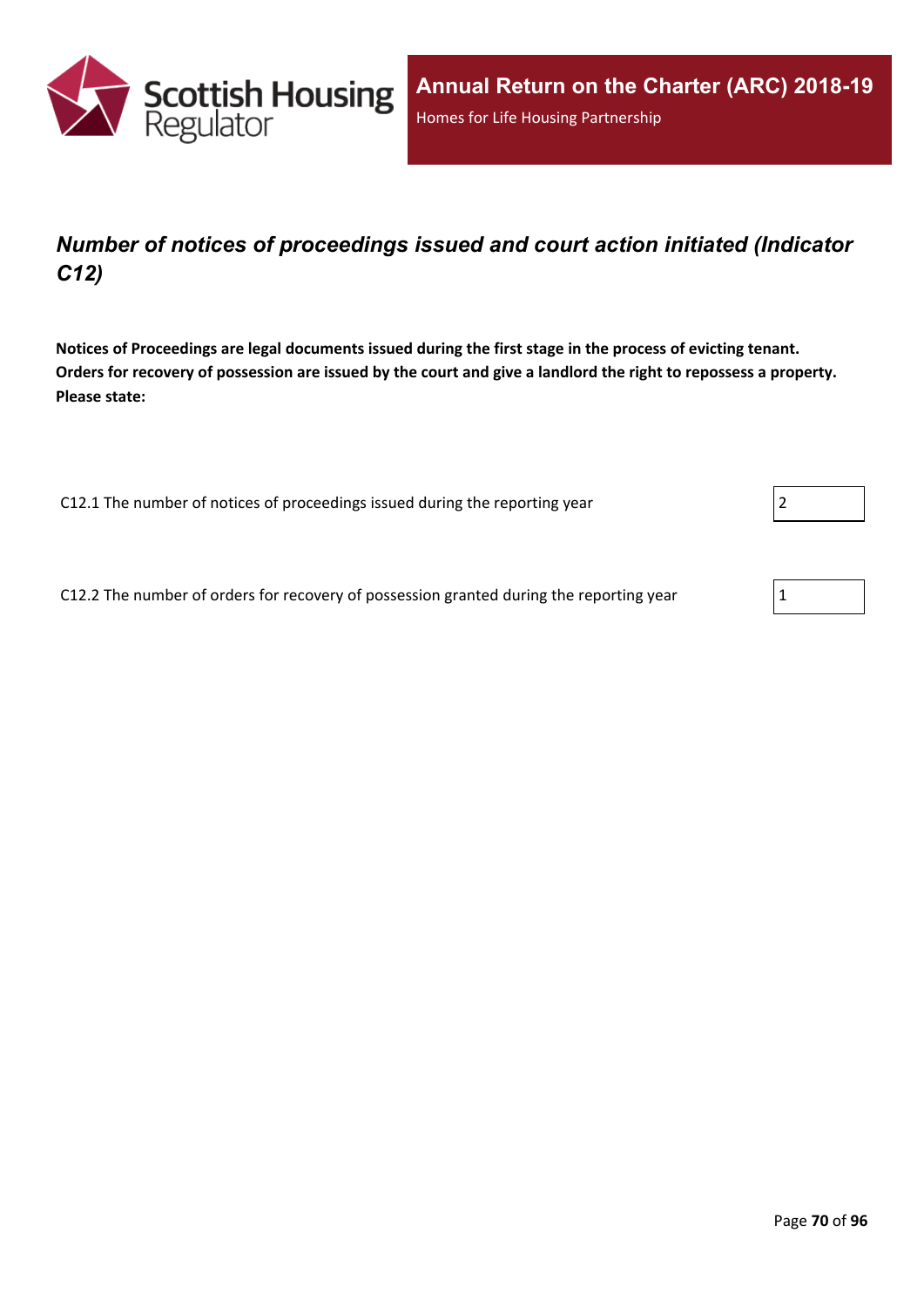## *Number of notices of proceedings issued and court action initiated (Indicator C12)*

**Notices of Proceedings are legal documents issued during the first stage in the process of evicting tenant. Orders for recovery of possession are issued by the court and give a landlord the right to repossess a property. Please state:**

| | |
|---|---|
| C12.1 The number of notices of proceedings issued during the reporting year | 2 |
| C12.2 The number of orders for recovery of possession granted during the reporting year | 1 |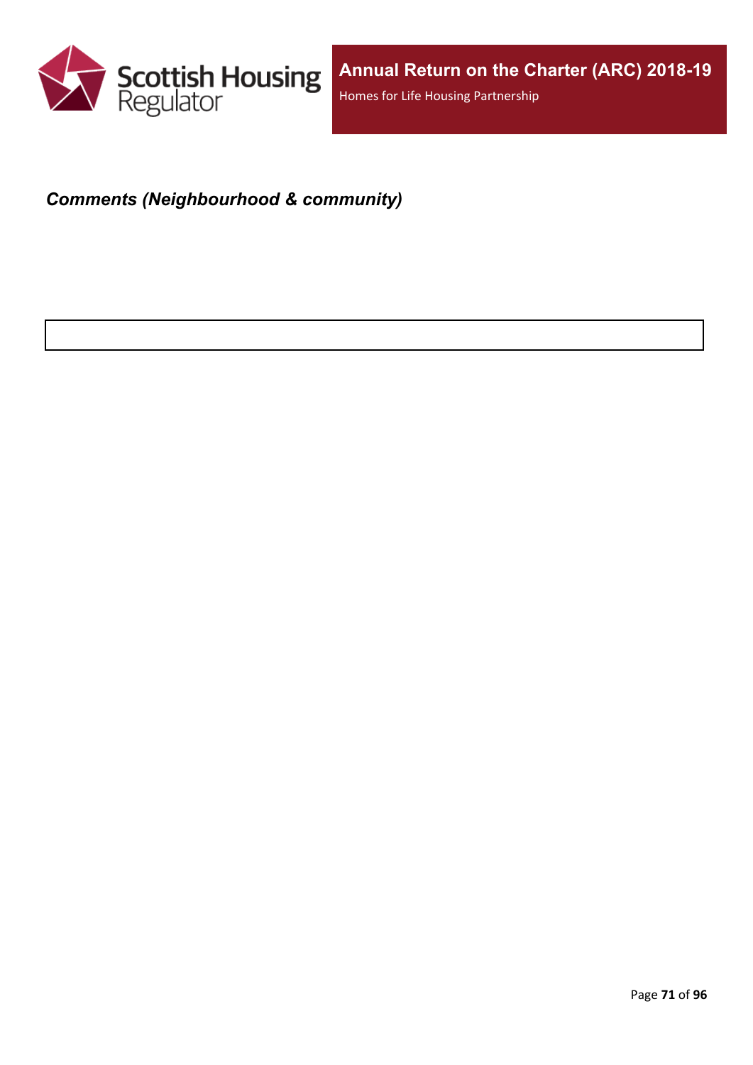***Comments (Neighbourhood & community)***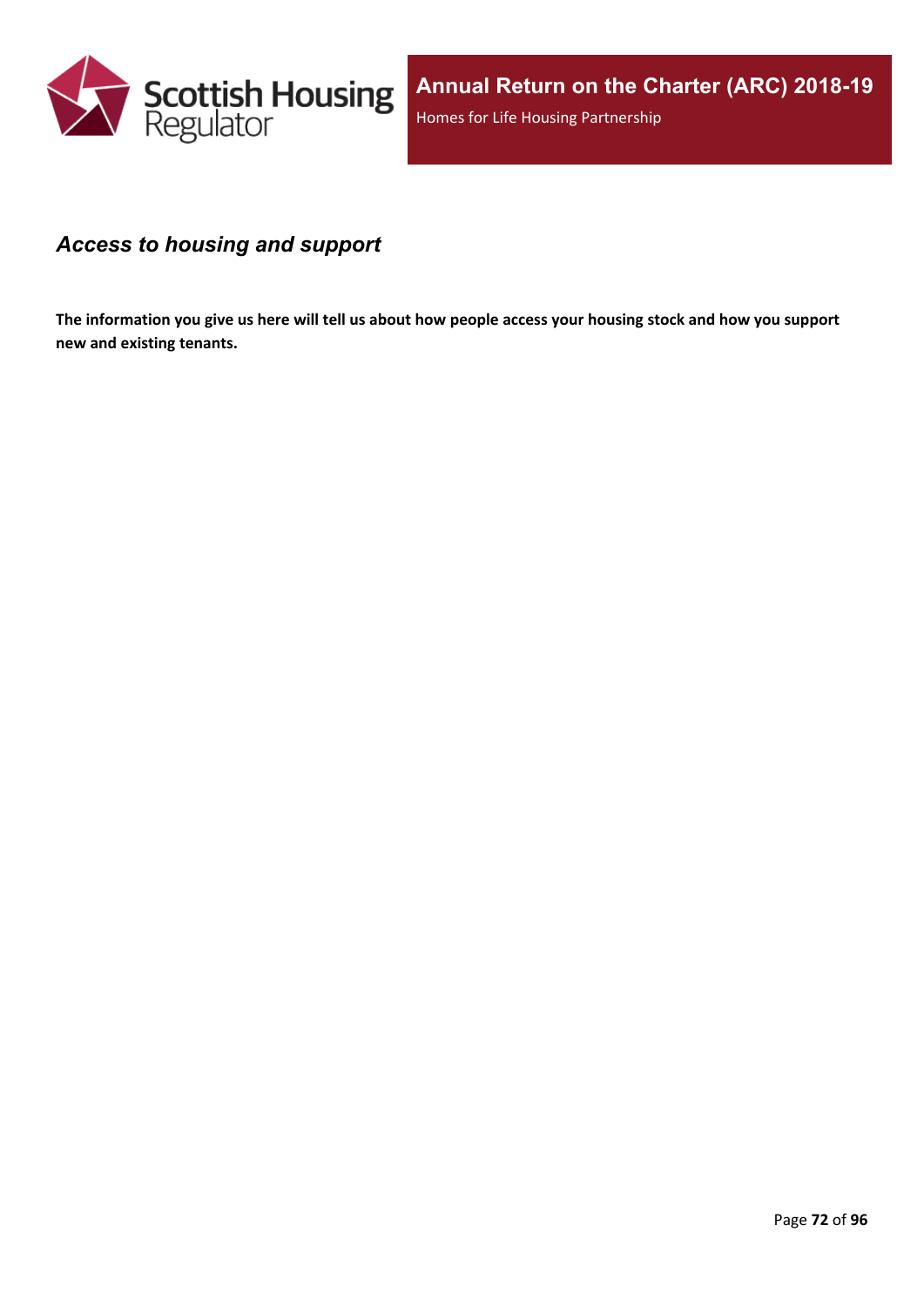## *Access to housing and support*

**The information you give us here will tell us about how people access your housing stock and how you support new and existing tenants.**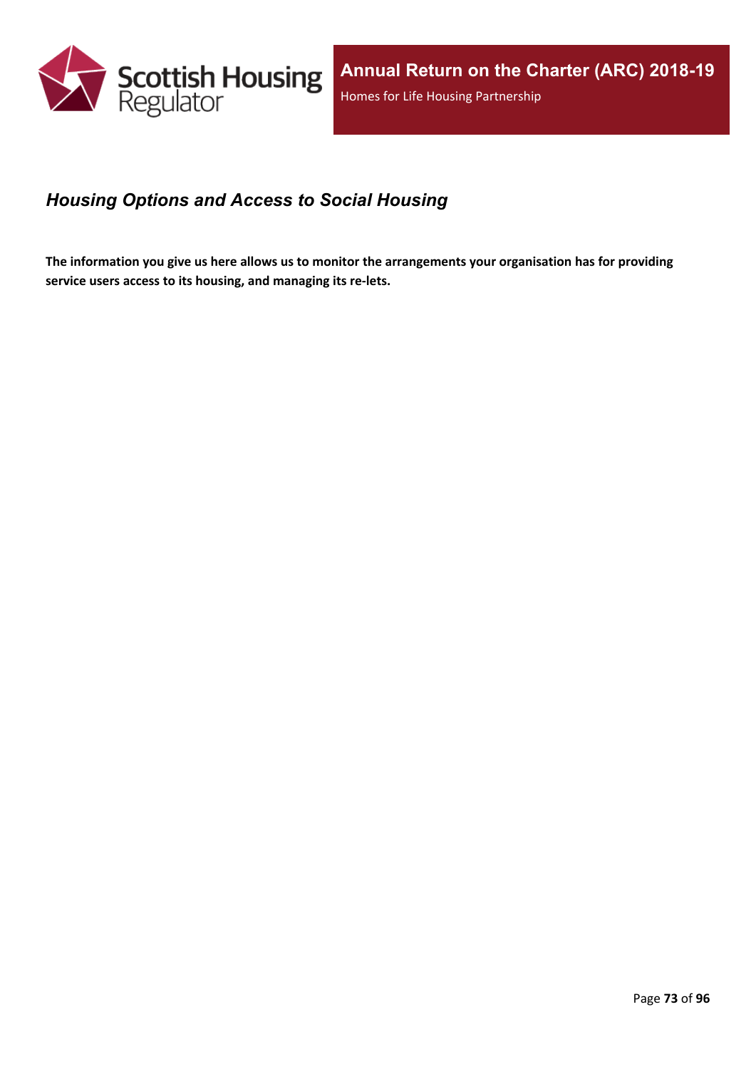## *Housing Options and Access to Social Housing*

**The information you give us here allows us to monitor the arrangements your organisation has for providing service users access to its housing, and managing its re-lets.**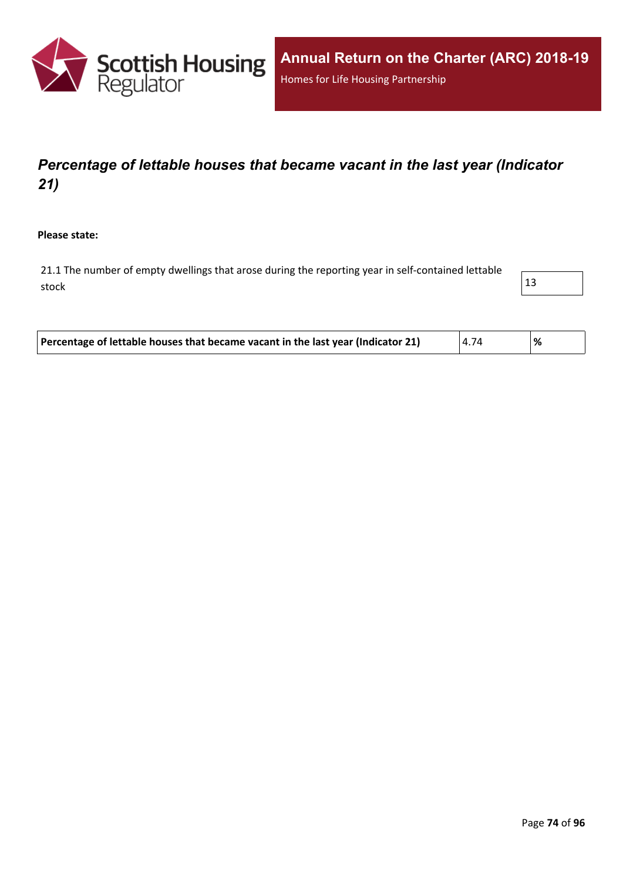# *Percentage of lettable houses that became vacant in the last year (Indicator 21)*

**Please state:**

| 21.1 The number of empty dwellings that arose during the reporting year in self-contained lettable stock | 13 |
|---|---|

| **Percentage of lettable houses that became vacant in the last year (Indicator 21)** | 4.74 | **%** |
|---|---|---|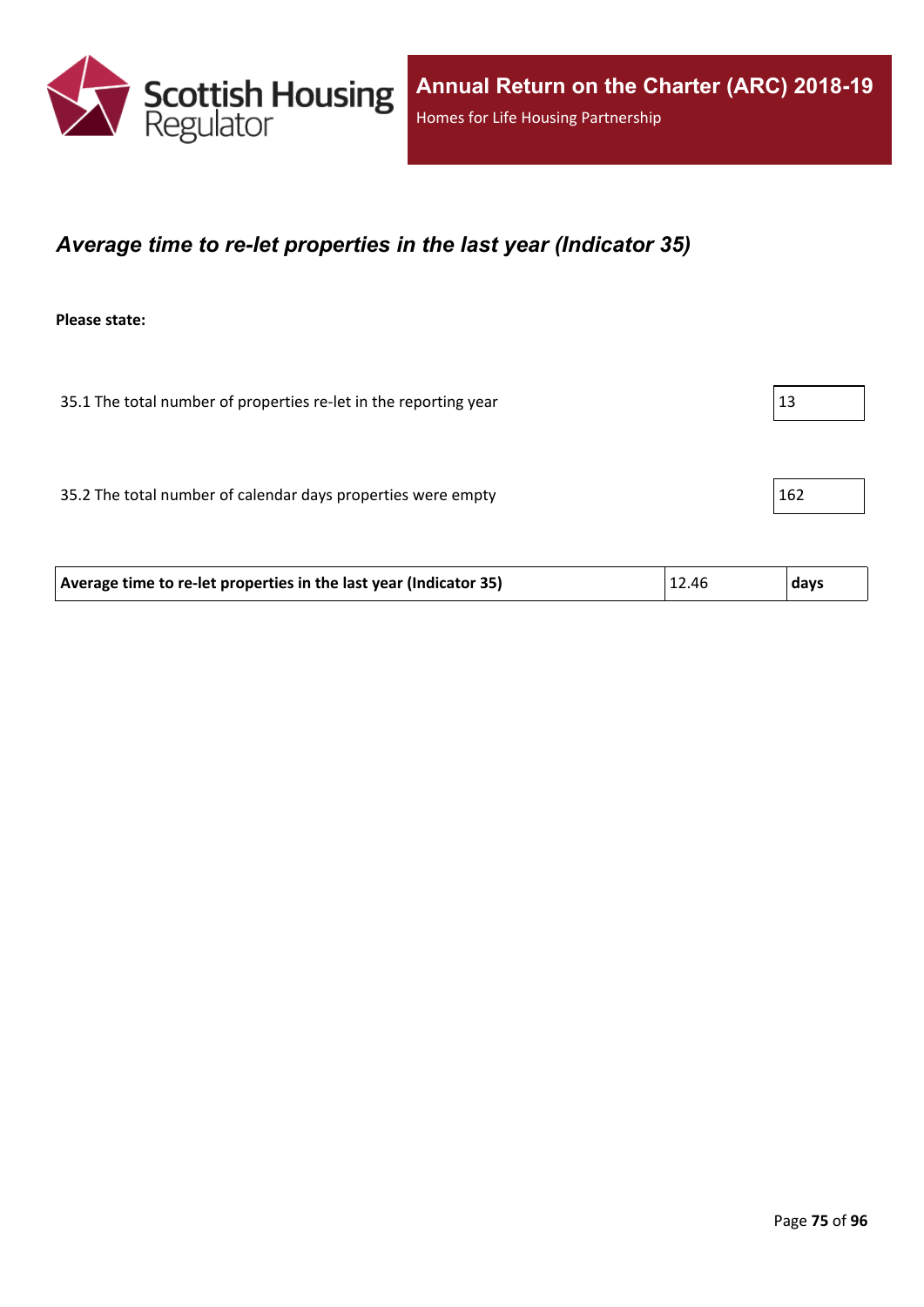## *Average time to re-let properties in the last year (Indicator 35)*

**Please state:**

| | |
|---|---|
| 35.1 The total number of properties re-let in the reporting year | 13 |
| 35.2 The total number of calendar days properties were empty | 162 |

| | | |
|---|---|---|
| **Average time to re-let properties in the last year (Indicator 35)** | 12.46 | **days** |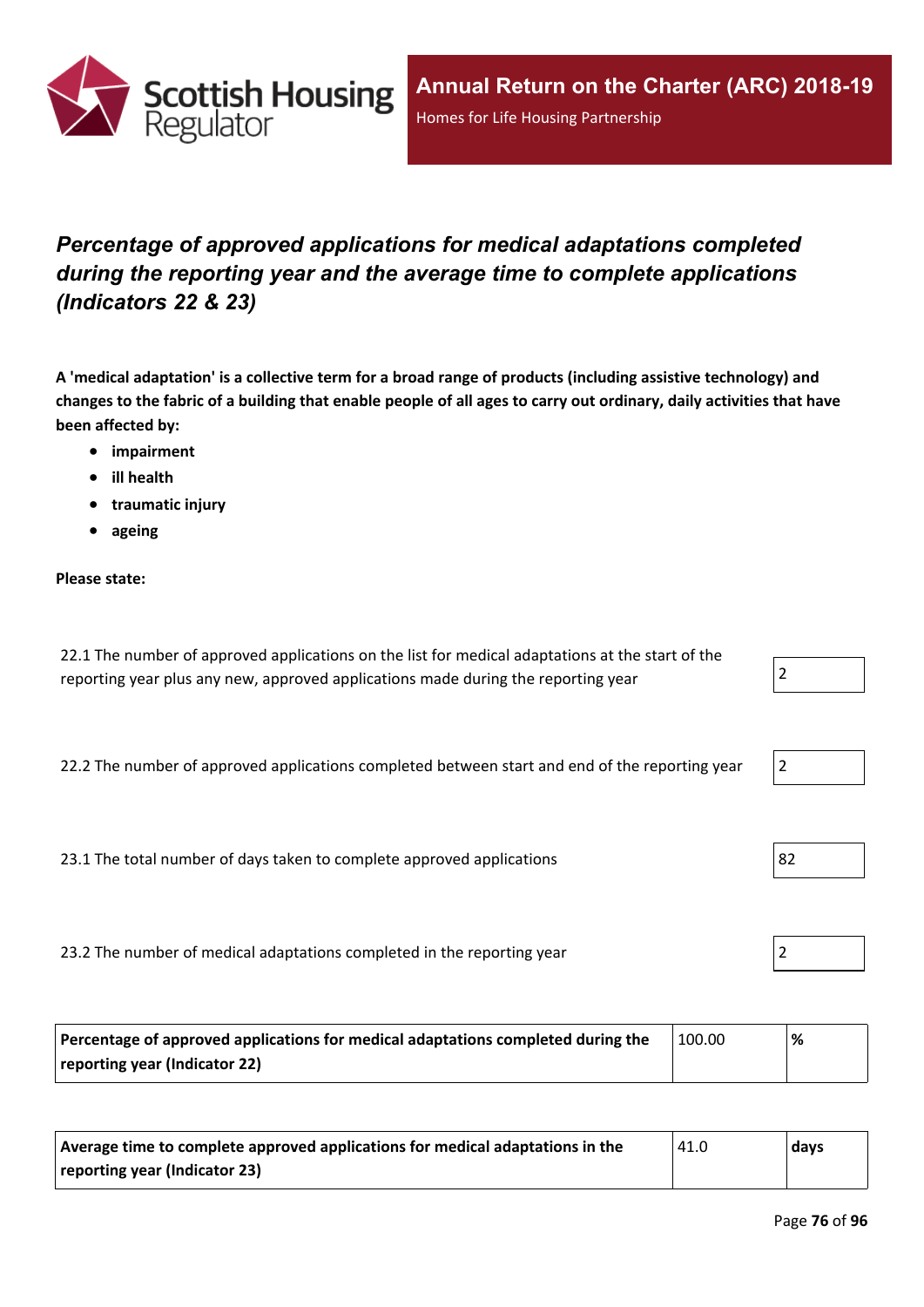## *Percentage of approved applications for medical adaptations completed during the reporting year and the average time to complete applications (Indicators 22 & 23)*

**A 'medical adaptation' is a collective term for a broad range of products (including assistive technology) and changes to the fabric of a building that enable people of all ages to carry out ordinary, daily activities that have been affected by:**

- **impairment**
- **ill health**
- **traumatic injury**
- **ageing**

**Please state:**

| | |
|---|---|
| 22.1 The number of approved applications on the list for medical adaptations at the start of the reporting year plus any new, approved applications made during the reporting year | 2 |
| 22.2 The number of approved applications completed between start and end of the reporting year | 2 |
| 23.1 The total number of days taken to complete approved applications | 82 |
| 23.2 The number of medical adaptations completed in the reporting year | 2 |

| | | |
|---|---|---|
| **Percentage of approved applications for medical adaptations completed during the reporting year (Indicator 22)** | 100.00 | **%** |

| | | |
|---|---|---|
| **Average time to complete approved applications for medical adaptations in the reporting year (Indicator 23)** | 41.0 | **days** |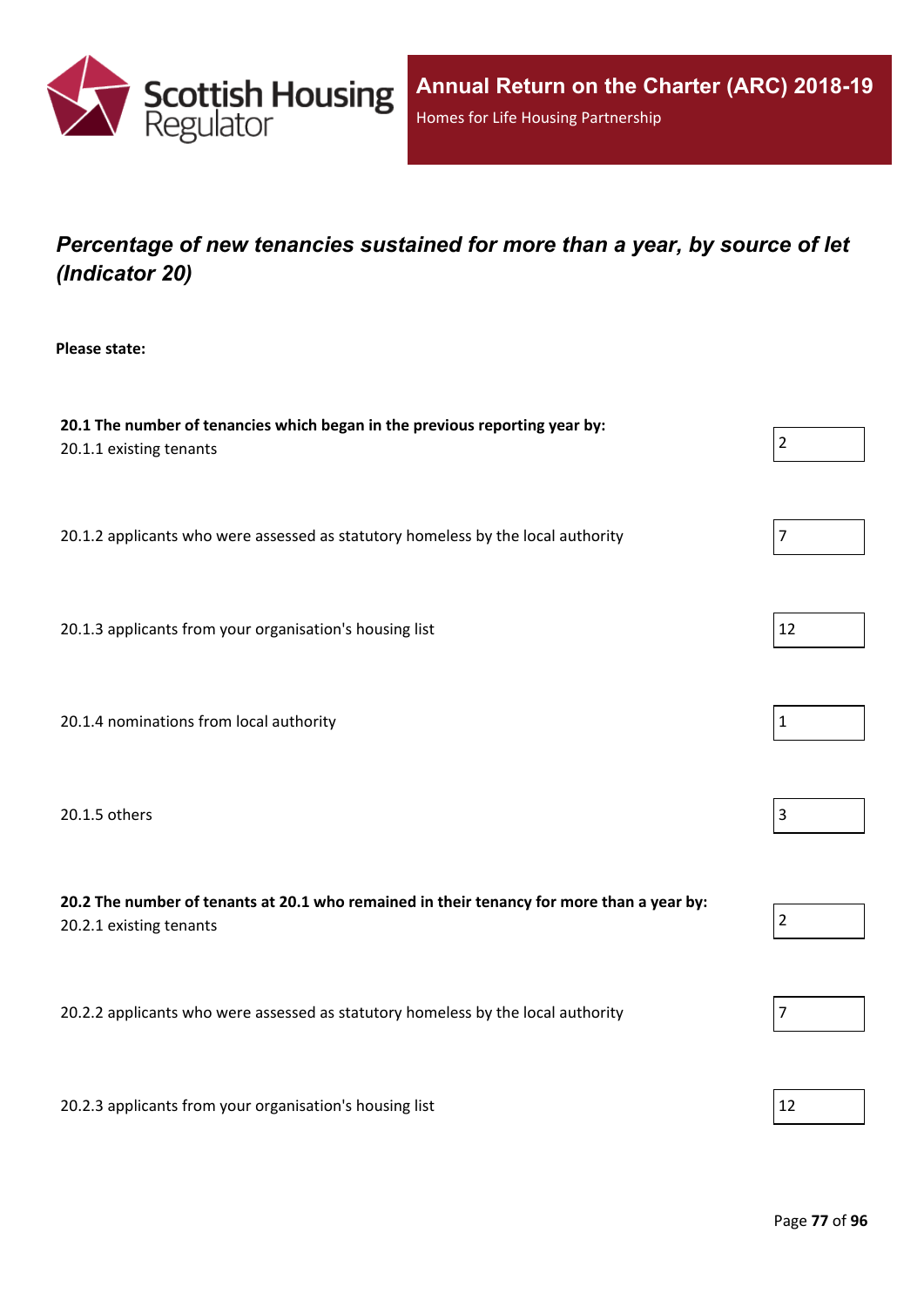## *Percentage of new tenancies sustained for more than a year, by source of let (Indicator 20)*

**Please state:**

**20.1 The number of tenancies which began in the previous reporting year by:**

20.1.1 existing tenants: 2

20.1.2 applicants who were assessed as statutory homeless by the local authority: 7

20.1.3 applicants from your organisation's housing list: 12

20.1.4 nominations from local authority: 1

20.1.5 others: 3

**20.2 The number of tenants at 20.1 who remained in their tenancy for more than a year by:**

20.2.1 existing tenants: 2

20.2.2 applicants who were assessed as statutory homeless by the local authority: 7

20.2.3 applicants from your organisation's housing list: 12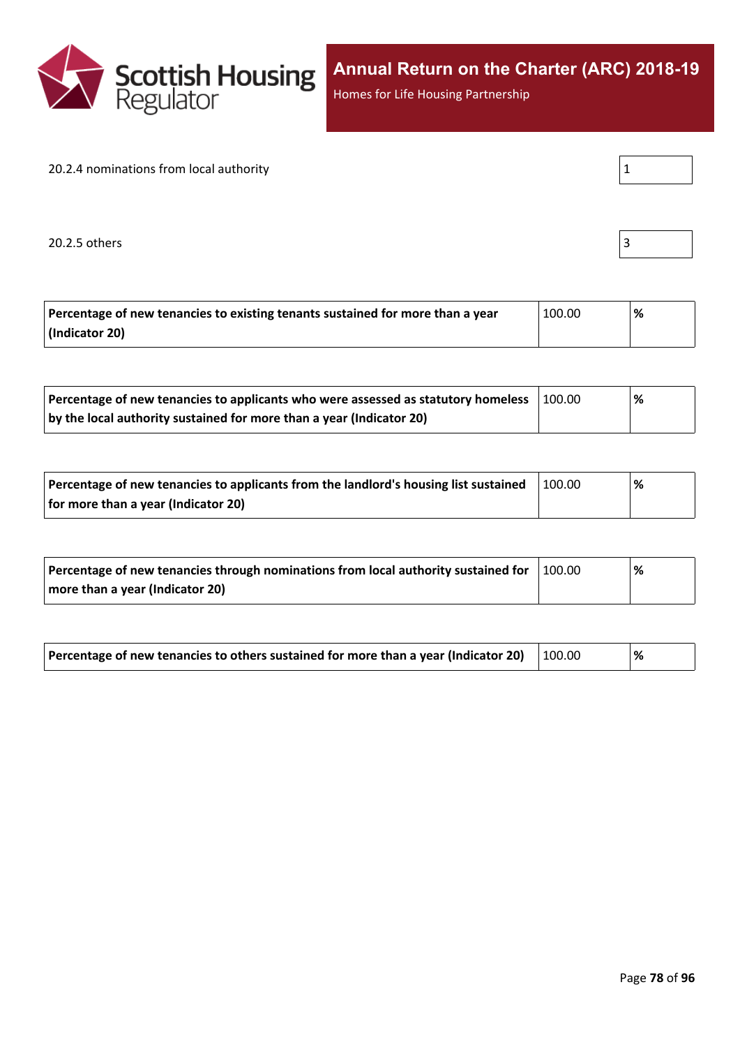20.2.4 nominations from local authority | 1

20.2.5 others | 3

| **Percentage of new tenancies to existing tenants sustained for more than a year (Indicator 20)** | 100.00 | **%** |
|---|---|---|

| **Percentage of new tenancies to applicants who were assessed as statutory homeless by the local authority sustained for more than a year (Indicator 20)** | 100.00 | **%** |
|---|---|---|

| **Percentage of new tenancies to applicants from the landlord's housing list sustained for more than a year (Indicator 20)** | 100.00 | **%** |
|---|---|---|

| **Percentage of new tenancies through nominations from local authority sustained for more than a year (Indicator 20)** | 100.00 | **%** |
|---|---|---|

| **Percentage of new tenancies to others sustained for more than a year (Indicator 20)** | 100.00 | **%** |
|---|---|---|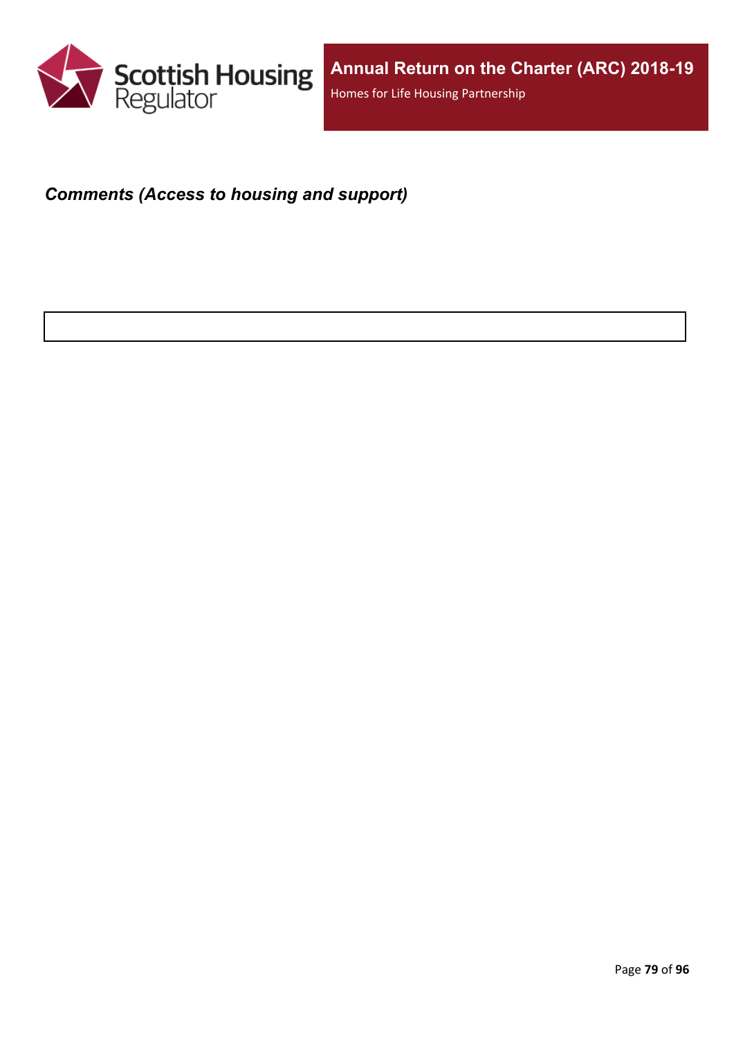***Comments (Access to housing and support)***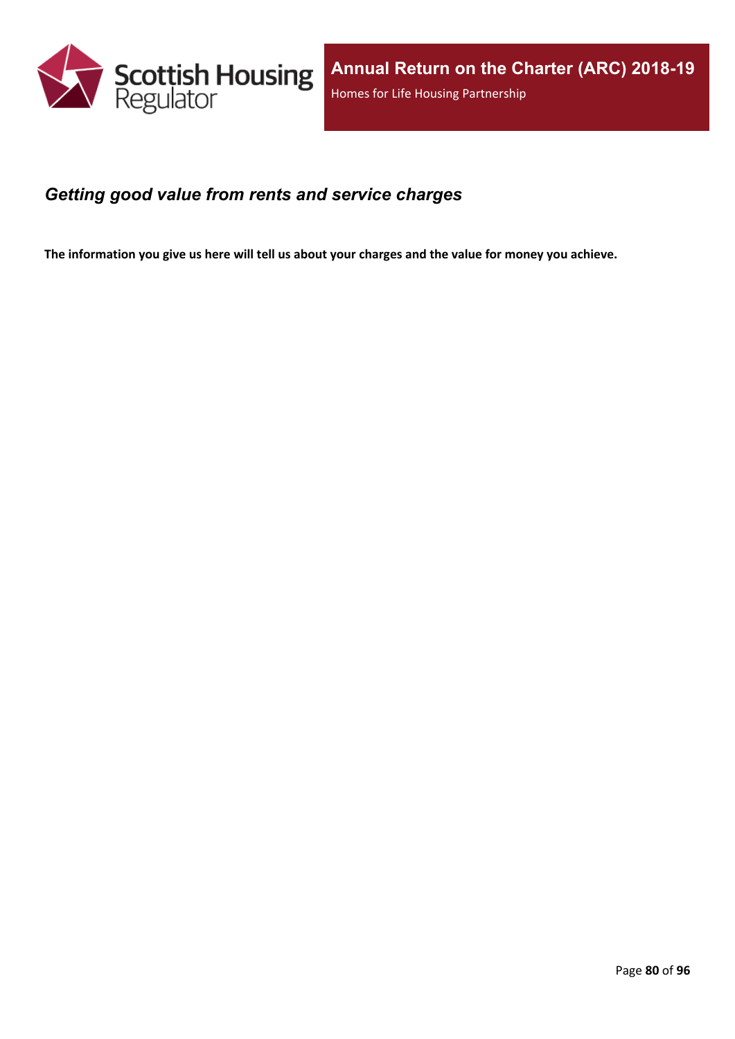## *Getting good value from rents and service charges*

**The information you give us here will tell us about your charges and the value for money you achieve.**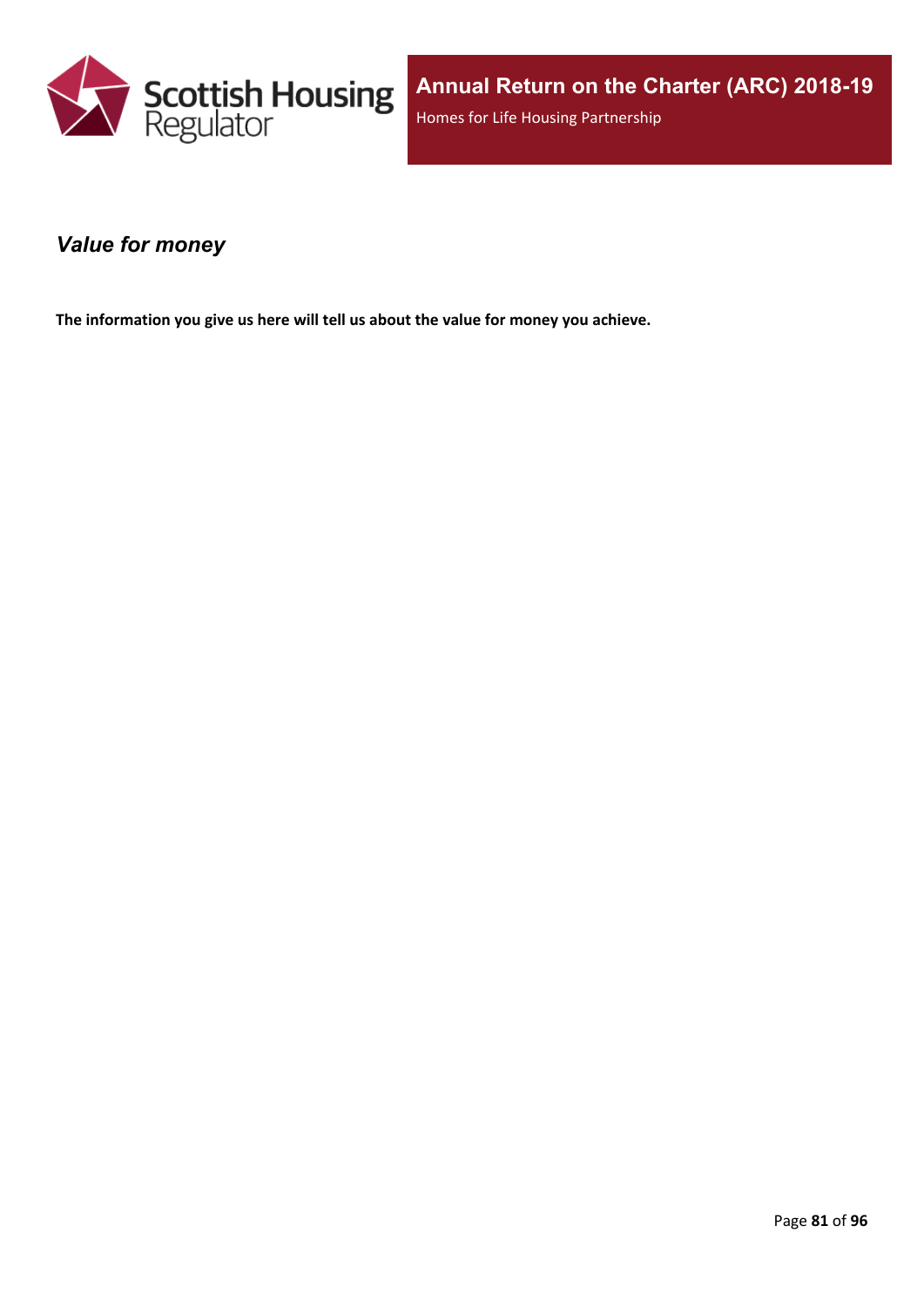## *Value for money*

**The information you give us here will tell us about the value for money you achieve.**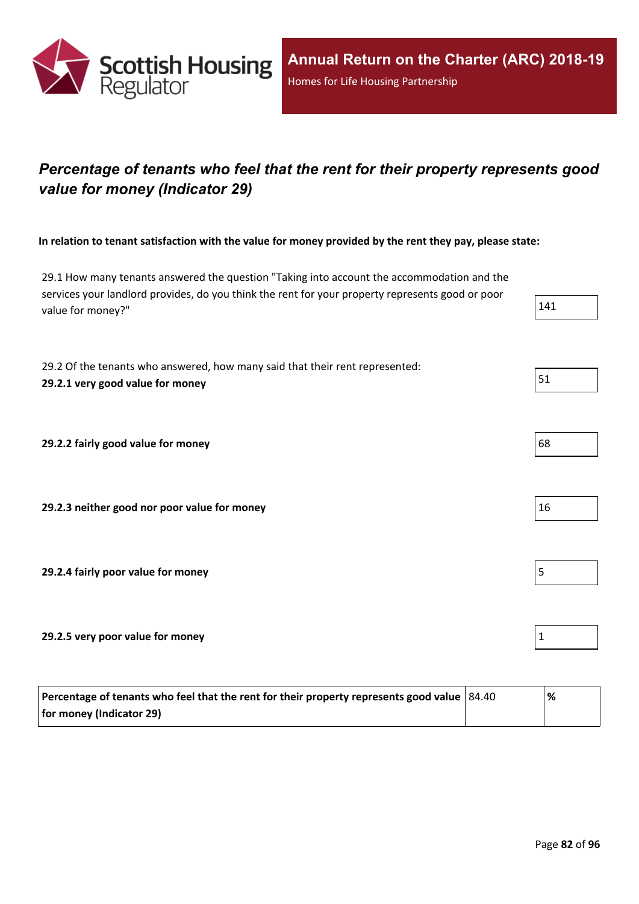## *Percentage of tenants who feel that the rent for their property represents good value for money (Indicator 29)*

**In relation to tenant satisfaction with the value for money provided by the rent they pay, please state:**

| | |
|---|---|
| 29.1 How many tenants answered the question "Taking into account the accommodation and the services your landlord provides, do you think the rent for your property represents good or poor value for money?" | 141 |
| 29.2 Of the tenants who answered, how many said that their rent represented:<br>**29.2.1 very good value for money** | 51 |
| **29.2.2 fairly good value for money** | 68 |
| **29.2.3 neither good nor poor value for money** | 16 |
| **29.2.4 fairly poor value for money** | 5 |
| **29.2.5 very poor value for money** | 1 |

| | | |
|---|---|---|
| **Percentage of tenants who feel that the rent for their property represents good value for money (Indicator 29)** | 84.40 | **%** |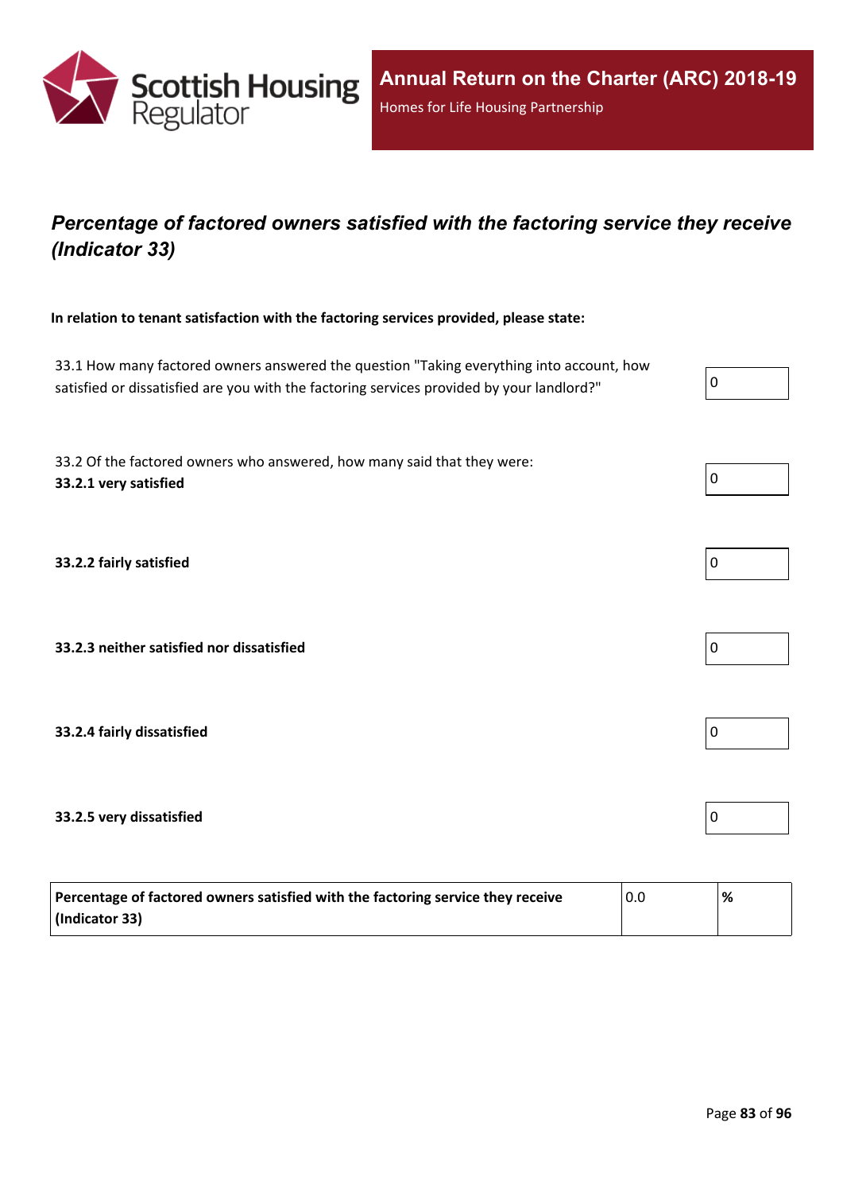## *Percentage of factored owners satisfied with the factoring service they receive (Indicator 33)*

**In relation to tenant satisfaction with the factoring services provided, please state:**

| | |
|---|---|
| 33.1 How many factored owners answered the question "Taking everything into account, how satisfied or dissatisfied are you with the factoring services provided by your landlord?" | 0 |
| 33.2 Of the factored owners who answered, how many said that they were: **33.2.1 very satisfied** | 0 |
| **33.2.2 fairly satisfied** | 0 |
| **33.2.3 neither satisfied nor dissatisfied** | 0 |
| **33.2.4 fairly dissatisfied** | 0 |
| **33.2.5 very dissatisfied** | 0 |

| | | |
|---|---|---|
| **Percentage of factored owners satisfied with the factoring service they receive (Indicator 33)** | 0.0 | **%** |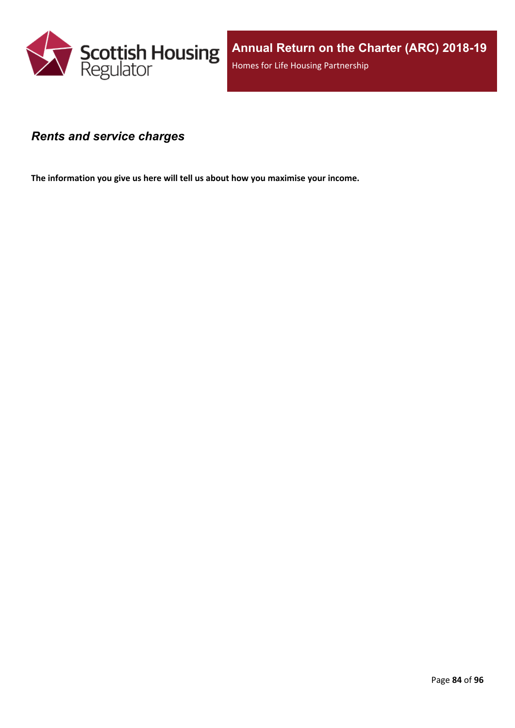## *Rents and service charges*

**The information you give us here will tell us about how you maximise your income.**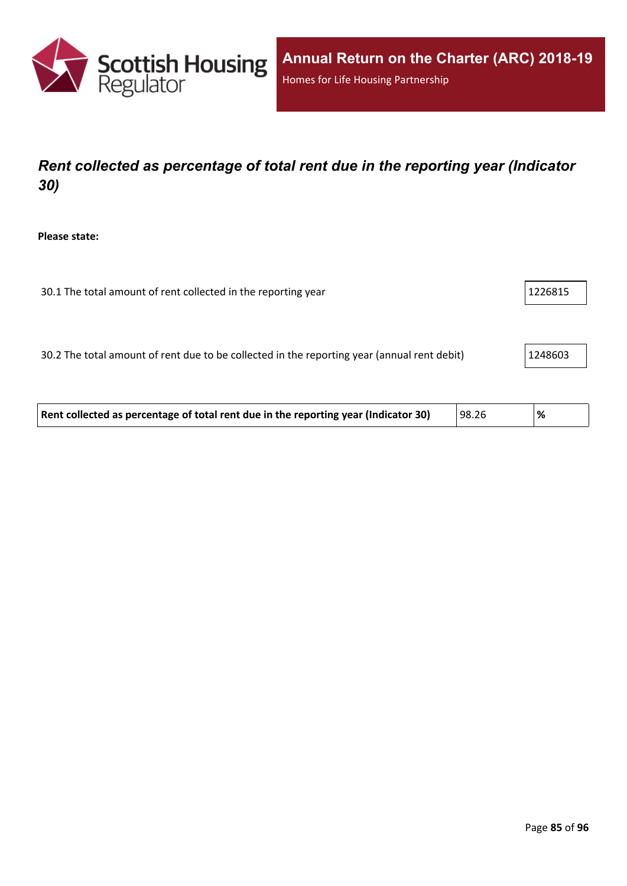## *Rent collected as percentage of total rent due in the reporting year (Indicator 30)*

**Please state:**

| | |
|---|---|
| 30.1 The total amount of rent collected in the reporting year | 1226815 |
| 30.2 The total amount of rent due to be collected in the reporting year (annual rent debit) | 1248603 |

| | | |
|---|---|---|
| **Rent collected as percentage of total rent due in the reporting year (Indicator 30)** | 98.26 | **%** |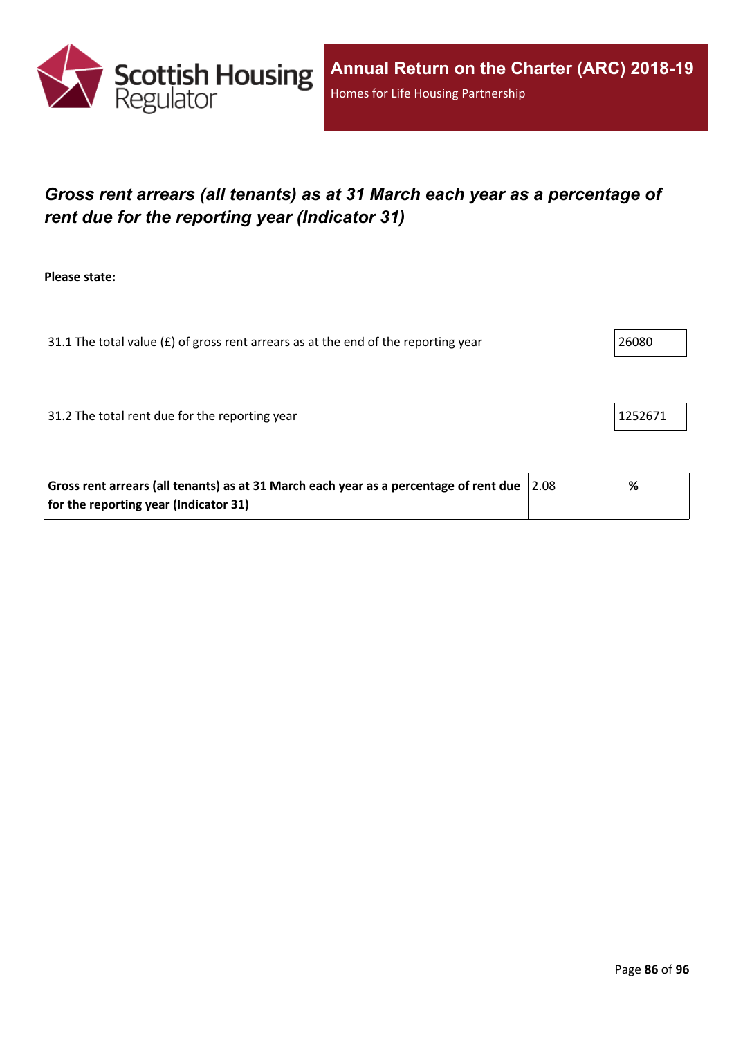## *Gross rent arrears (all tenants) as at 31 March each year as a percentage of rent due for the reporting year (Indicator 31)*

**Please state:**

31.1 The total value (£) of gross rent arrears as at the end of the reporting year: 26080

31.2 The total rent due for the reporting year: 1252671

| **Gross rent arrears (all tenants) as at 31 March each year as a percentage of rent due for the reporting year (Indicator 31)** | 2.08 | **%** |
|---|---|---|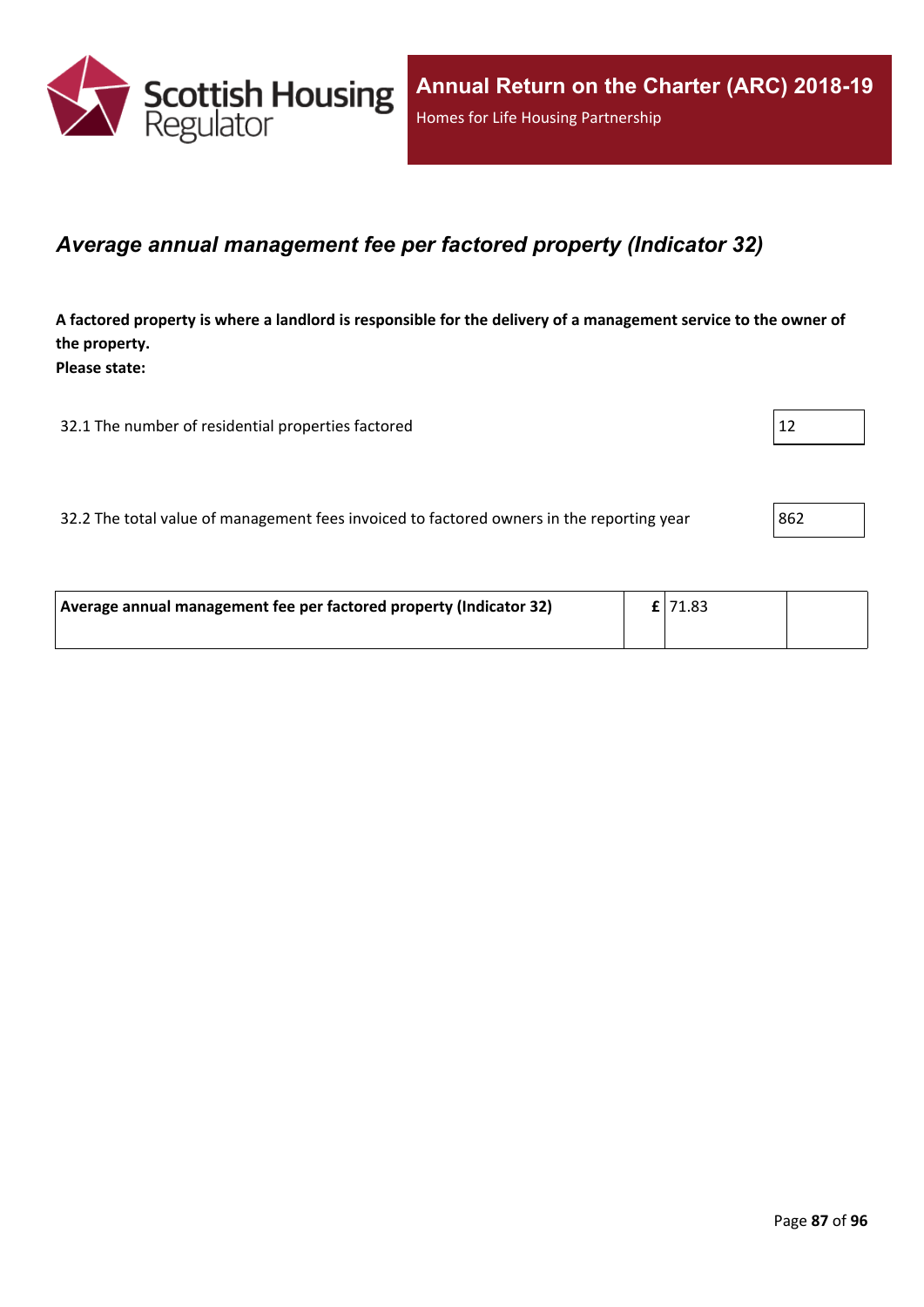## *Average annual management fee per factored property (Indicator 32)*

**A factored property is where a landlord is responsible for the delivery of a management service to the owner of the property.**
**Please state:**

| | |
|---|---|
| 32.1 The number of residential properties factored | 12 |
| 32.2 The total value of management fees invoiced to factored owners in the reporting year | 862 |

| | | | |
|---|---|---|---|
| **Average annual management fee per factored property (Indicator 32)** | **£** | 71.83 | |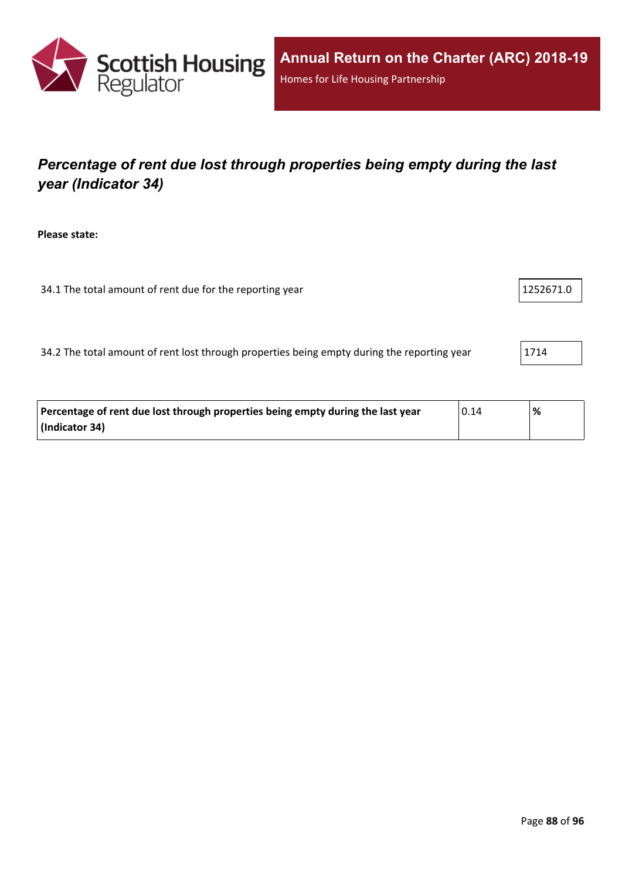## *Percentage of rent due lost through properties being empty during the last year (Indicator 34)*

**Please state:**

| | |
|---|---|
| 34.1 The total amount of rent due for the reporting year | 1252671.0 |
| 34.2 The total amount of rent lost through properties being empty during the reporting year | 1714 |

| | | |
|---|---|---|
| **Percentage of rent due lost through properties being empty during the last year (Indicator 34)** | 0.14 | **%** |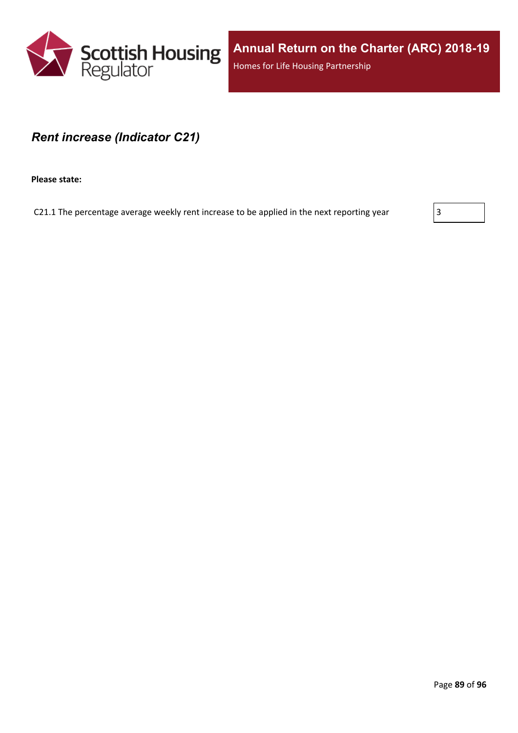## *Rent increase (Indicator C21)*

**Please state:**

| | |
|---|---|
| C21.1 The percentage average weekly rent increase to be applied in the next reporting year | 3 |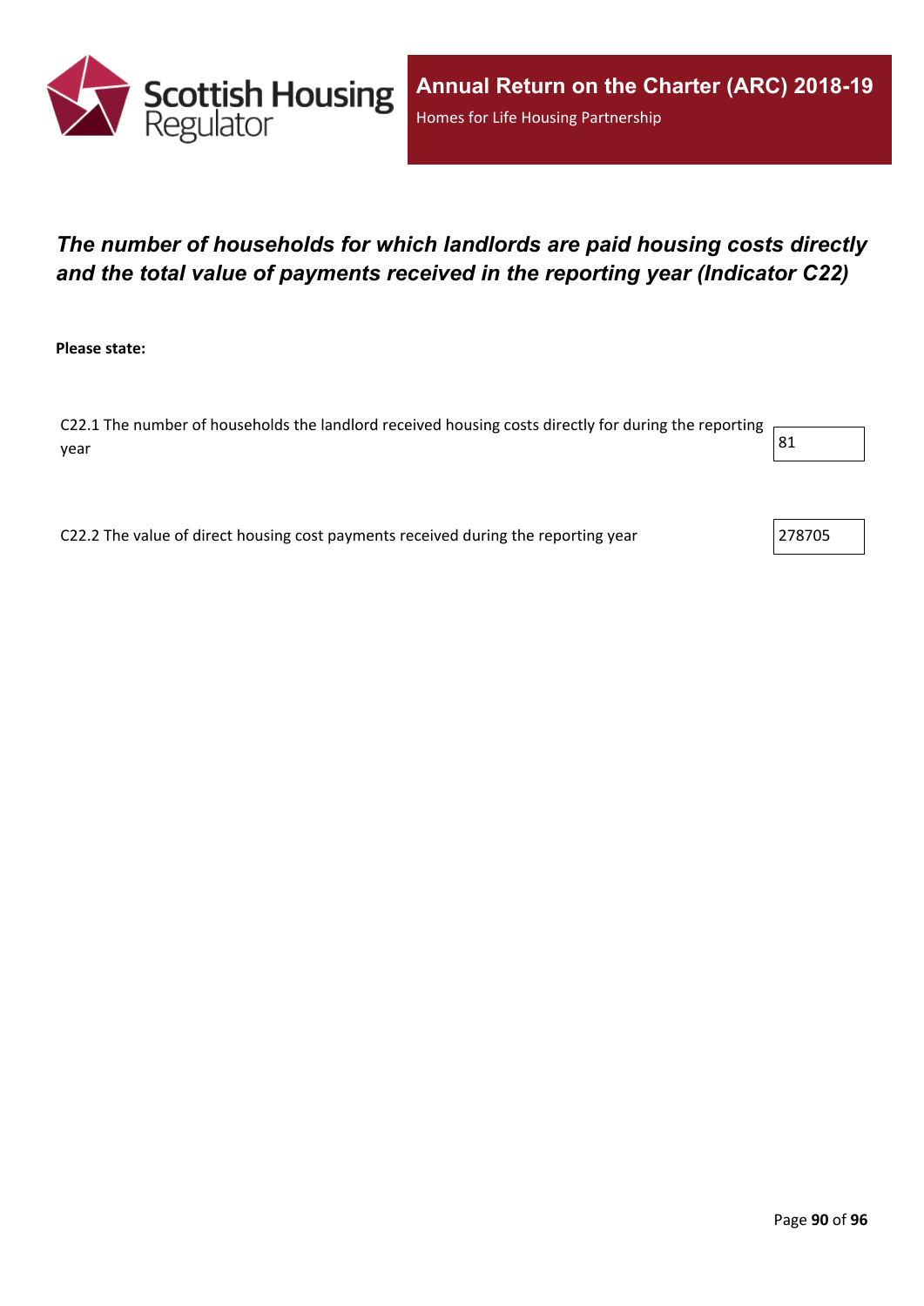## *The number of households for which landlords are paid housing costs directly and the total value of payments received in the reporting year (Indicator C22)*

**Please state:**

| | |
|---|---|
| C22.1 The number of households the landlord received housing costs directly for during the reporting year | 81 |
| C22.2 The value of direct housing cost payments received during the reporting year | 278705 |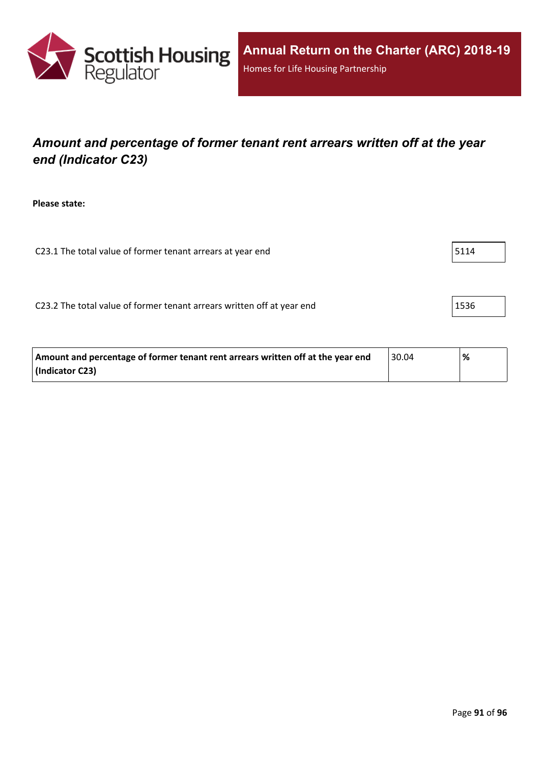## *Amount and percentage of former tenant rent arrears written off at the year end (Indicator C23)*

**Please state:**

| | |
|---|---|
| C23.1 The total value of former tenant arrears at year end | 5114 |
| C23.2 The total value of former tenant arrears written off at year end | 1536 |

| | | |
|---|---|---|
| **Amount and percentage of former tenant rent arrears written off at the year end (Indicator C23)** | 30.04 | **%** |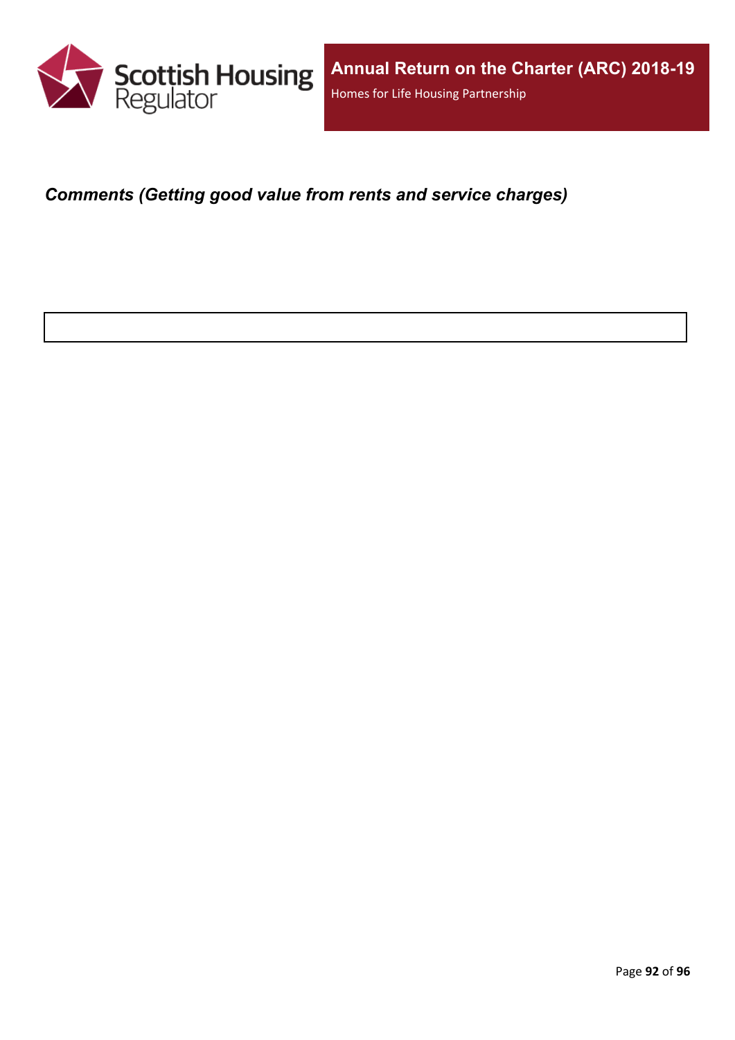***Comments (Getting good value from rents and service charges)***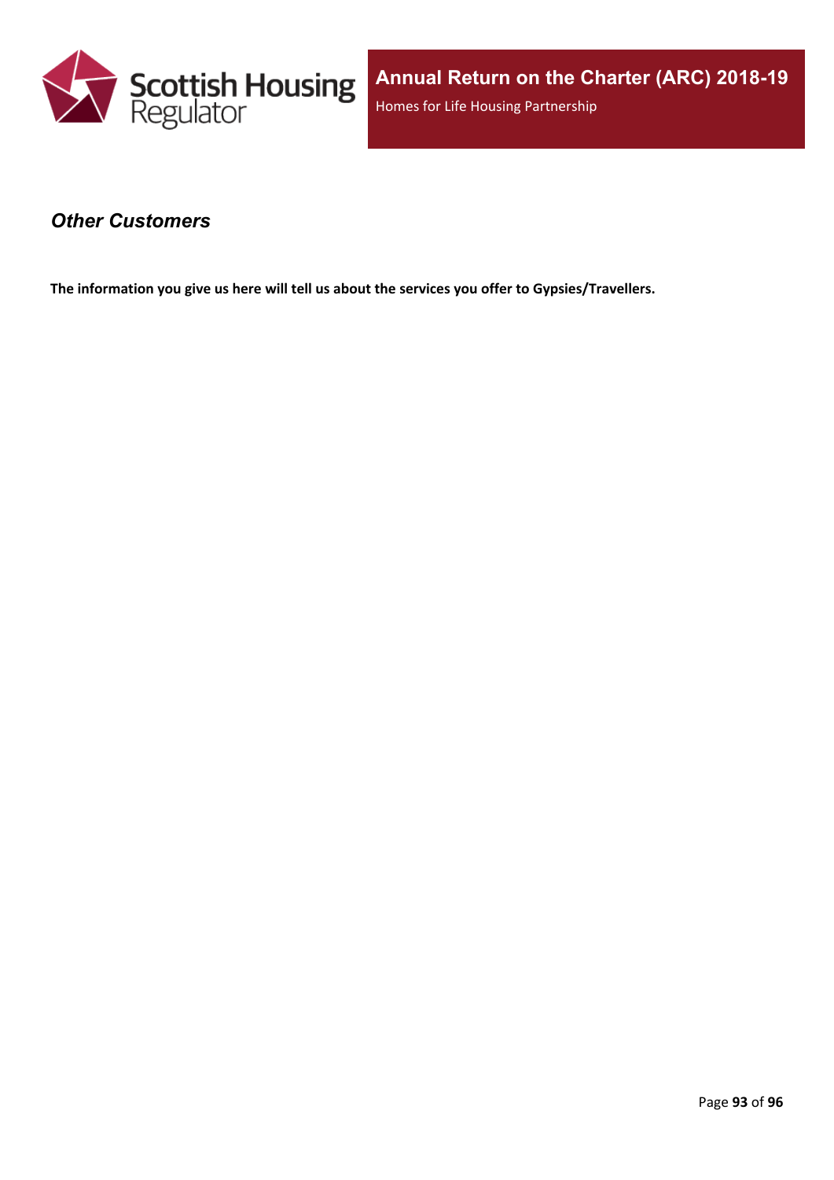## *Other Customers*

**The information you give us here will tell us about the services you offer to Gypsies/Travellers.**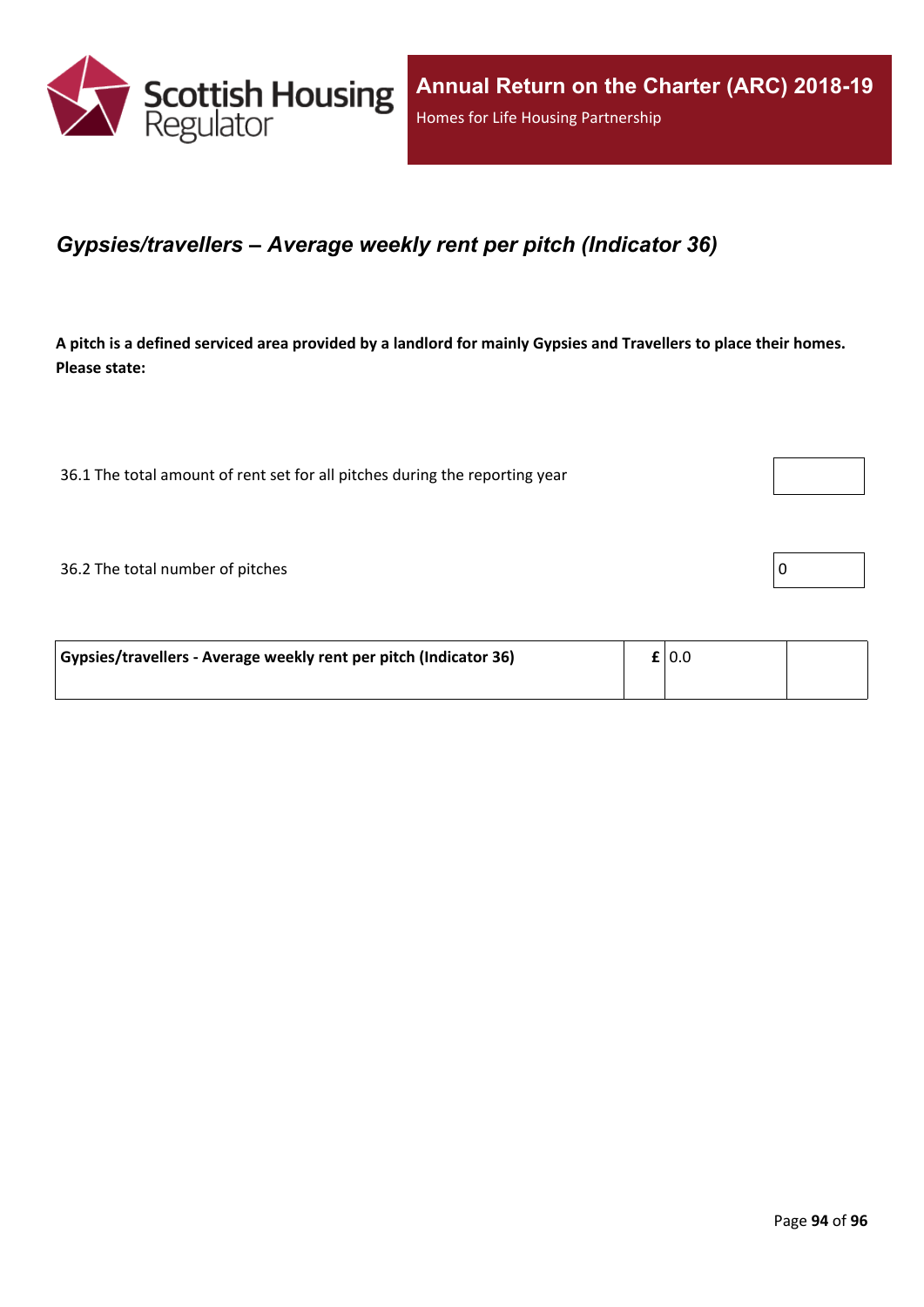## *Gypsies/travellers – Average weekly rent per pitch (Indicator 36)*

**A pitch is a defined serviced area provided by a landlord for mainly Gypsies and Travellers to place their homes. Please state:**

| | |
|---|---|
| 36.1 The total amount of rent set for all pitches during the reporting year | |
| 36.2 The total number of pitches | 0 |

| | | | |
|---|---|---|---|
| **Gypsies/travellers - Average weekly rent per pitch (Indicator 36)** | **£** | 0.0 | |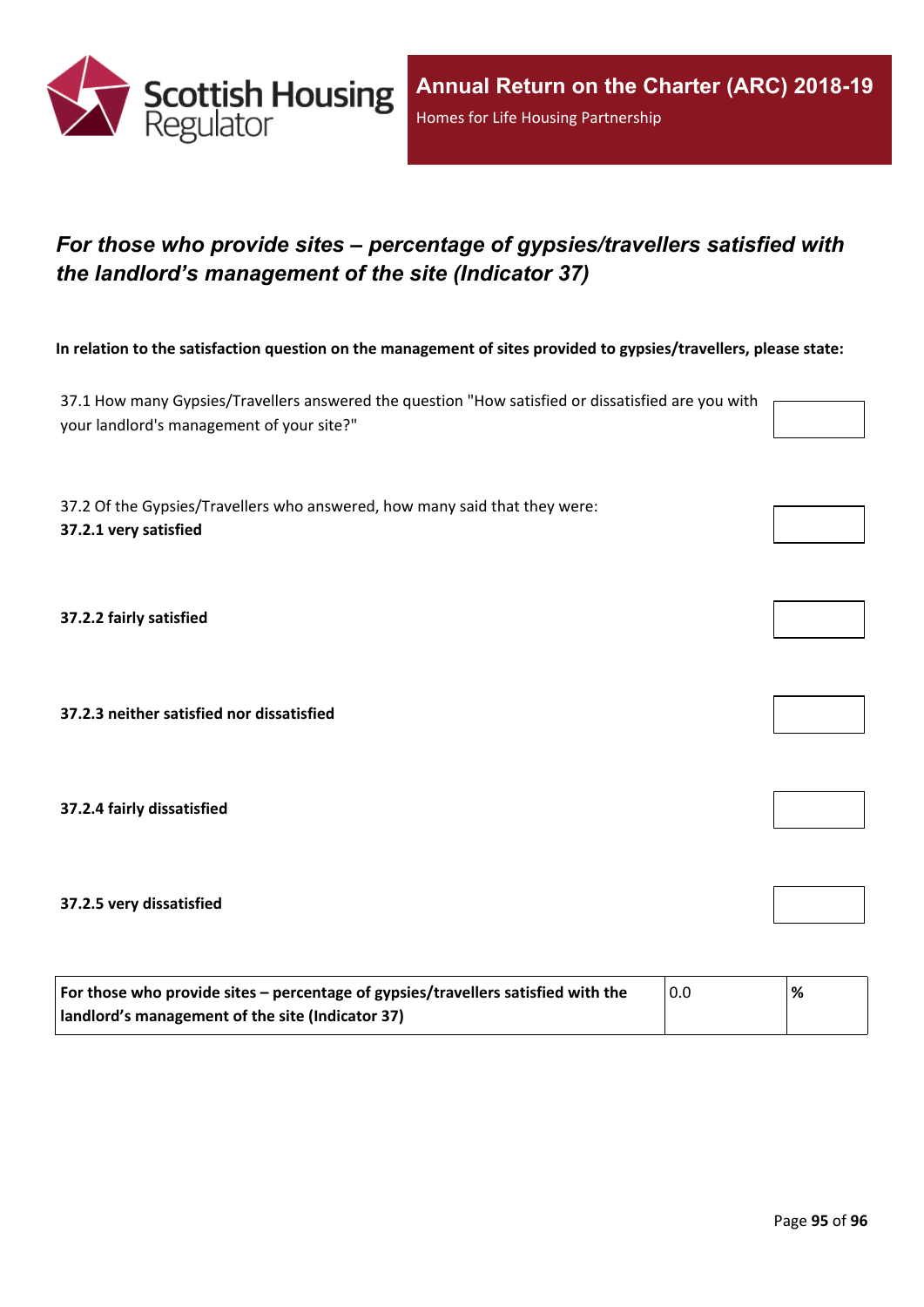## *For those who provide sites – percentage of gypsies/travellers satisfied with the landlord's management of the site (Indicator 37)*

**In relation to the satisfaction question on the management of sites provided to gypsies/travellers, please state:**

37.1 How many Gypsies/Travellers answered the question "How satisfied or dissatisfied are you with your landlord's management of your site?"

37.2 Of the Gypsies/Travellers who answered, how many said that they were:

**37.2.1 very satisfied**

**37.2.2 fairly satisfied**

**37.2.3 neither satisfied nor dissatisfied**

**37.2.4 fairly dissatisfied**

**37.2.5 very dissatisfied**

| **For those who provide sites – percentage of gypsies/travellers satisfied with the landlord's management of the site (Indicator 37)** | 0.0 | **%** |
|---|---|---|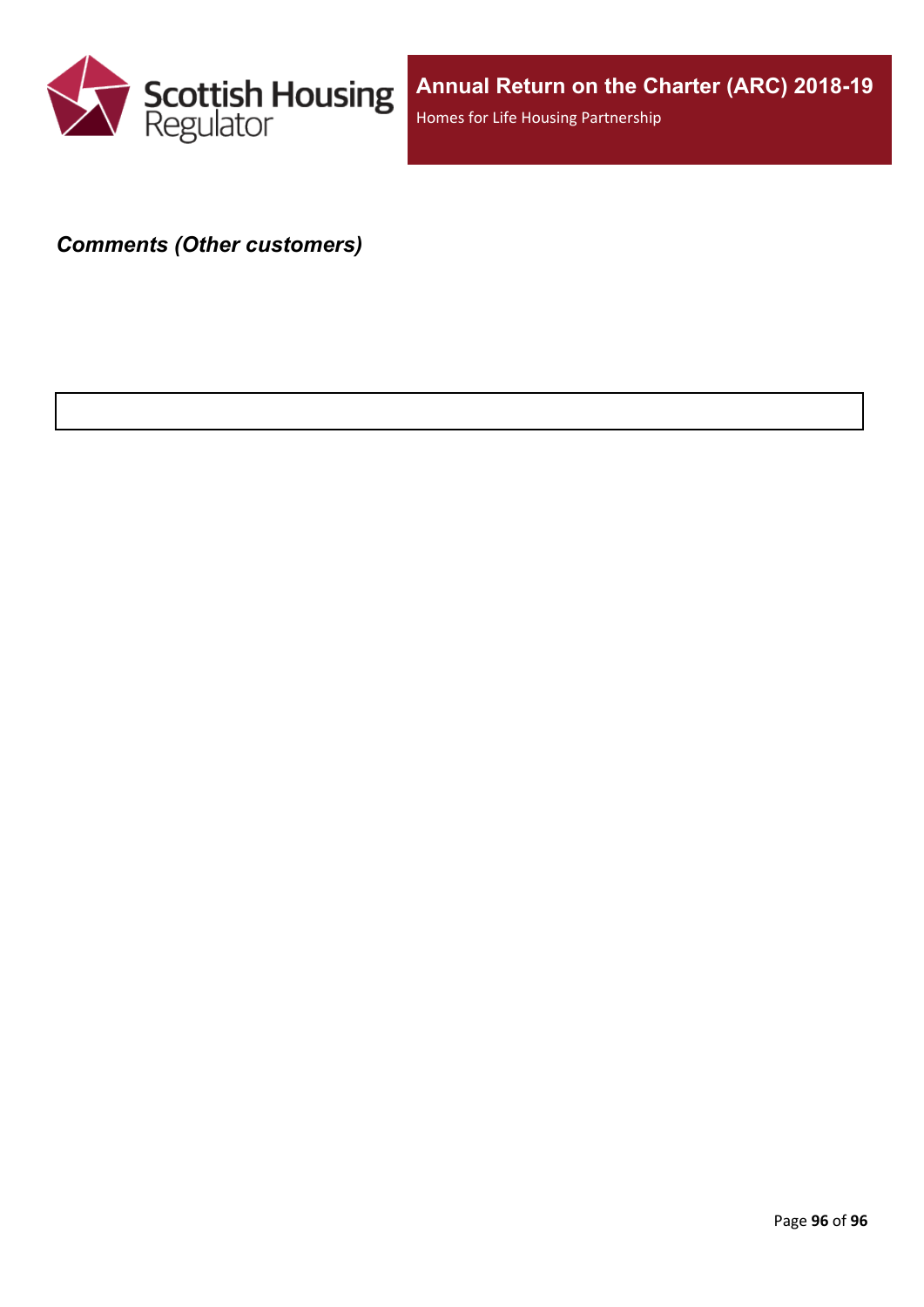***Comments (Other customers)***